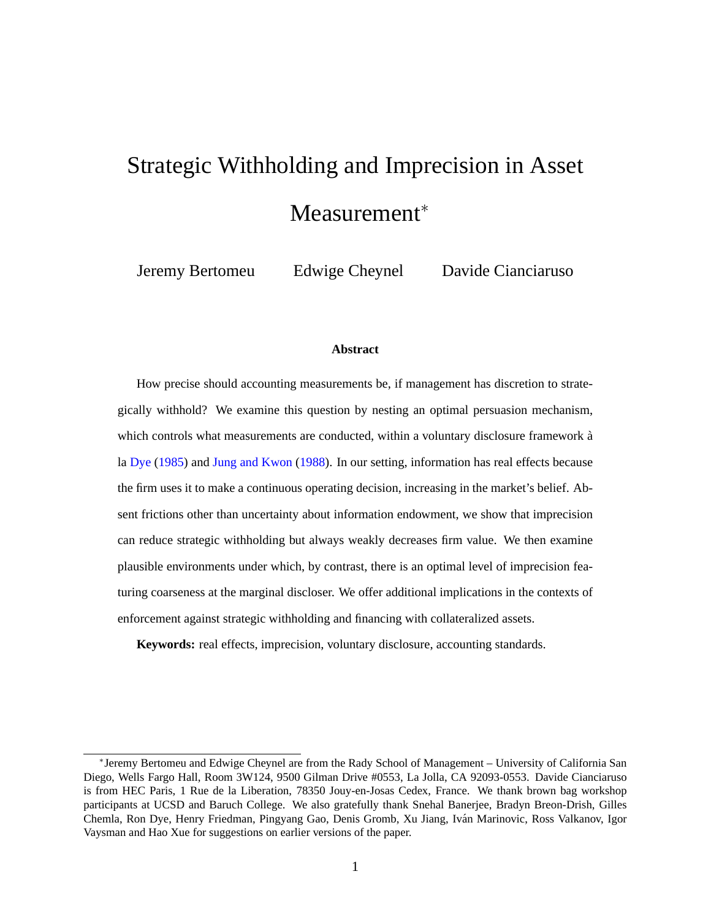# Strategic Withholding and Imprecision in Asset Measurement*

Jeremy Bertomeu Edwige Cheynel Davide Cianciaruso

## Abstract

How precise should accounting measurements be, if management has discretion to strategically withhold? We examine this question by nesting an optimal persuasion mechanism, which controls what measurements are conducted, within a voluntary disclosure framework à la Dye (1985) and Jung and Kwon (1988). In our setting, information has real effects because the firm uses it to make a continuous operating decision, increasing in the market's belief. Absent frictions other than uncertainty about information endowment, we show that imprecision can reduce strategic withholding but always weakly decreases firm value. We then examine plausible environments under which, by contrast, there is an optimal level of imprecision featuring coarseness at the marginal discloser. We offer additional implications in the contexts of enforcement against strategic withholding and financing with collateralized assets.

**Keywords:** real effects, imprecision, voluntary disclosure, accounting standards.

---

*Jeremy Bertomeu and Edwige Cheynel are from the Rady School of Management – University of California San Diego, Wells Fargo Hall, Room 3W124, 9500 Gilman Drive #0553, La Jolla, CA 92093-0553. Davide Cianciaruso is from HEC Paris, 1 Rue de la Liberation, 78350 Jouy-en-Josas Cedex, France. We thank brown bag workshop participants at UCSD and Baruch College. We also gratefully thank Snehal Banerjee, Bradyn Breon-Drish, Gilles Chemla, Ron Dye, Henry Friedman, Pingyang Gao, Denis Gromb, Xu Jiang, Iván Marinovic, Ross Valkanov, Igor Vaysman and Hao Xue for suggestions on earlier versions of the paper.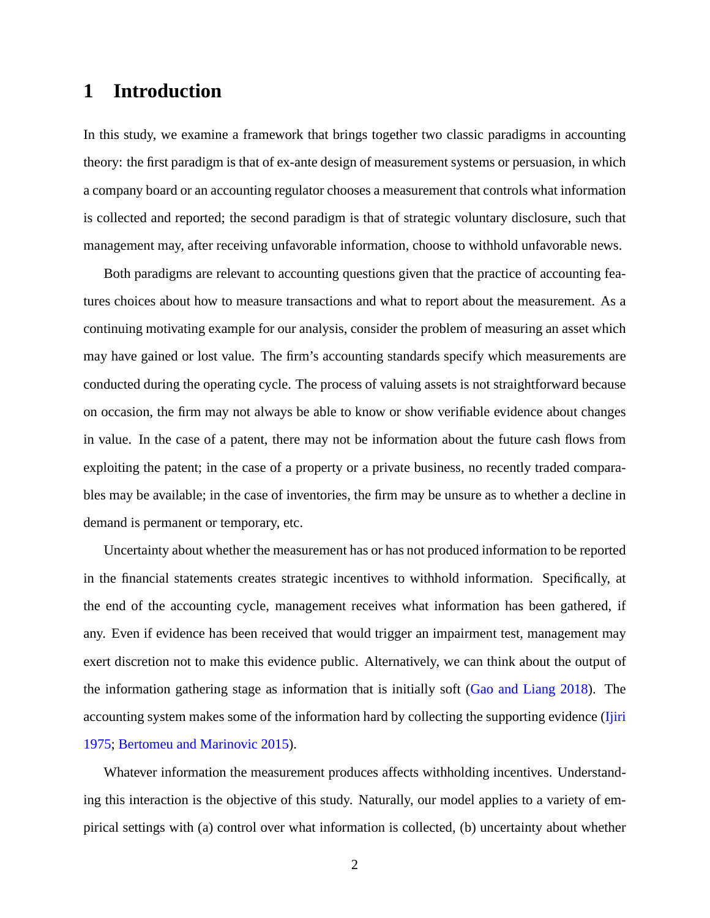# 1 Introduction

In this study, we examine a framework that brings together two classic paradigms in accounting theory: the first paradigm is that of ex-ante design of measurement systems or persuasion, in which a company board or an accounting regulator chooses a measurement that controls what information is collected and reported; the second paradigm is that of strategic voluntary disclosure, such that management may, after receiving unfavorable information, choose to withhold unfavorable news.

Both paradigms are relevant to accounting questions given that the practice of accounting features choices about how to measure transactions and what to report about the measurement. As a continuing motivating example for our analysis, consider the problem of measuring an asset which may have gained or lost value. The firm's accounting standards specify which measurements are conducted during the operating cycle. The process of valuing assets is not straightforward because on occasion, the firm may not always be able to know or show verifiable evidence about changes in value. In the case of a patent, there may not be information about the future cash flows from exploiting the patent; in the case of a property or a private business, no recently traded comparables may be available; in the case of inventories, the firm may be unsure as to whether a decline in demand is permanent or temporary, etc.

Uncertainty about whether the measurement has or has not produced information to be reported in the financial statements creates strategic incentives to withhold information. Specifically, at the end of the accounting cycle, management receives what information has been gathered, if any. Even if evidence has been received that would trigger an impairment test, management may exert discretion not to make this evidence public. Alternatively, we can think about the output of the information gathering stage as information that is initially soft (Gao and Liang 2018). The accounting system makes some of the information hard by collecting the supporting evidence (Ijiri 1975; Bertomeu and Marinovic 2015).

Whatever information the measurement produces affects withholding incentives. Understanding this interaction is the objective of this study. Naturally, our model applies to a variety of empirical settings with (a) control over what information is collected, (b) uncertainty about whether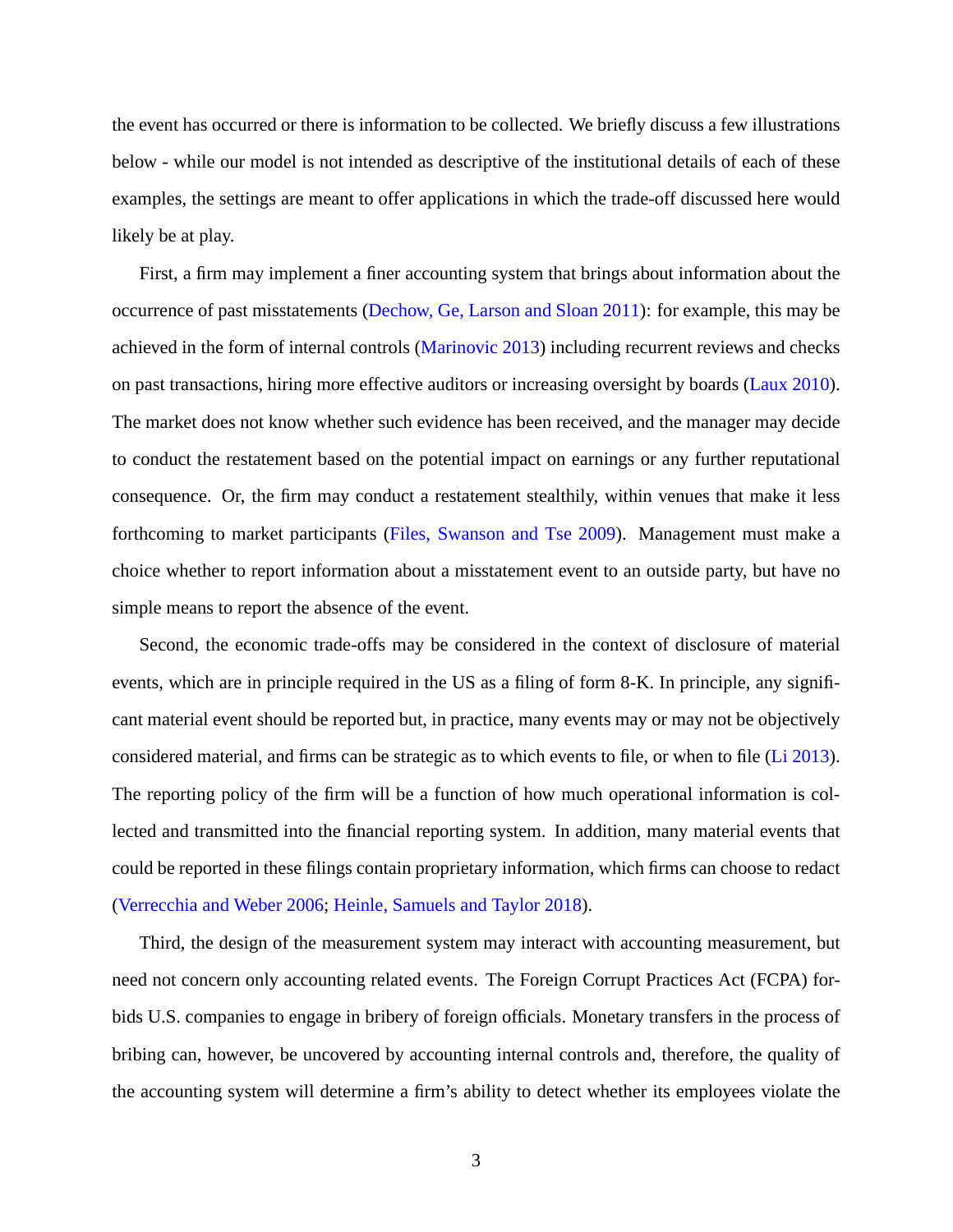the event has occurred or there is information to be collected. We briefly discuss a few illustrations below - while our model is not intended as descriptive of the institutional details of each of these examples, the settings are meant to offer applications in which the trade-off discussed here would likely be at play.

First, a firm may implement a finer accounting system that brings about information about the occurrence of past misstatements (Dechow, Ge, Larson and Sloan 2011): for example, this may be achieved in the form of internal controls (Marinovic 2013) including recurrent reviews and checks on past transactions, hiring more effective auditors or increasing oversight by boards (Laux 2010). The market does not know whether such evidence has been received, and the manager may decide to conduct the restatement based on the potential impact on earnings or any further reputational consequence. Or, the firm may conduct a restatement stealthily, within venues that make it less forthcoming to market participants (Files, Swanson and Tse 2009). Management must make a choice whether to report information about a misstatement event to an outside party, but have no simple means to report the absence of the event.

Second, the economic trade-offs may be considered in the context of disclosure of material events, which are in principle required in the US as a filing of form 8-K. In principle, any significant material event should be reported but, in practice, many events may or may not be objectively considered material, and firms can be strategic as to which events to file, or when to file (Li 2013). The reporting policy of the firm will be a function of how much operational information is collected and transmitted into the financial reporting system. In addition, many material events that could be reported in these filings contain proprietary information, which firms can choose to redact (Verrecchia and Weber 2006; Heinle, Samuels and Taylor 2018).

Third, the design of the measurement system may interact with accounting measurement, but need not concern only accounting related events. The Foreign Corrupt Practices Act (FCPA) forbids U.S. companies to engage in bribery of foreign officials. Monetary transfers in the process of bribing can, however, be uncovered by accounting internal controls and, therefore, the quality of the accounting system will determine a firm's ability to detect whether its employees violate the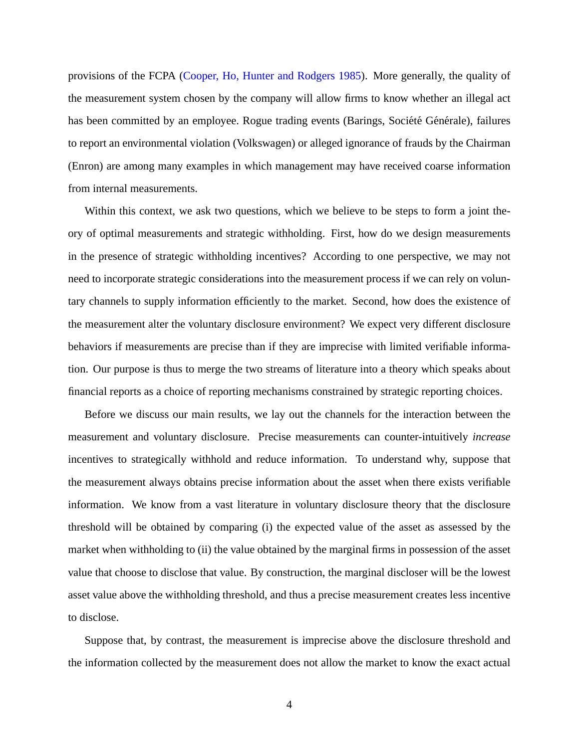provisions of the FCPA (Cooper, Ho, Hunter and Rodgers 1985). More generally, the quality of the measurement system chosen by the company will allow firms to know whether an illegal act has been committed by an employee. Rogue trading events (Barings, Société Générale), failures to report an environmental violation (Volkswagen) or alleged ignorance of frauds by the Chairman (Enron) are among many examples in which management may have received coarse information from internal measurements.

Within this context, we ask two questions, which we believe to be steps to form a joint theory of optimal measurements and strategic withholding. First, how do we design measurements in the presence of strategic withholding incentives? According to one perspective, we may not need to incorporate strategic considerations into the measurement process if we can rely on voluntary channels to supply information efficiently to the market. Second, how does the existence of the measurement alter the voluntary disclosure environment? We expect very different disclosure behaviors if measurements are precise than if they are imprecise with limited verifiable information. Our purpose is thus to merge the two streams of literature into a theory which speaks about financial reports as a choice of reporting mechanisms constrained by strategic reporting choices.

Before we discuss our main results, we lay out the channels for the interaction between the measurement and voluntary disclosure. Precise measurements can counter-intuitively *increase* incentives to strategically withhold and reduce information. To understand why, suppose that the measurement always obtains precise information about the asset when there exists verifiable information. We know from a vast literature in voluntary disclosure theory that the disclosure threshold will be obtained by comparing (i) the expected value of the asset as assessed by the market when withholding to (ii) the value obtained by the marginal firms in possession of the asset value that choose to disclose that value. By construction, the marginal discloser will be the lowest asset value above the withholding threshold, and thus a precise measurement creates less incentive to disclose.

Suppose that, by contrast, the measurement is imprecise above the disclosure threshold and the information collected by the measurement does not allow the market to know the exact actual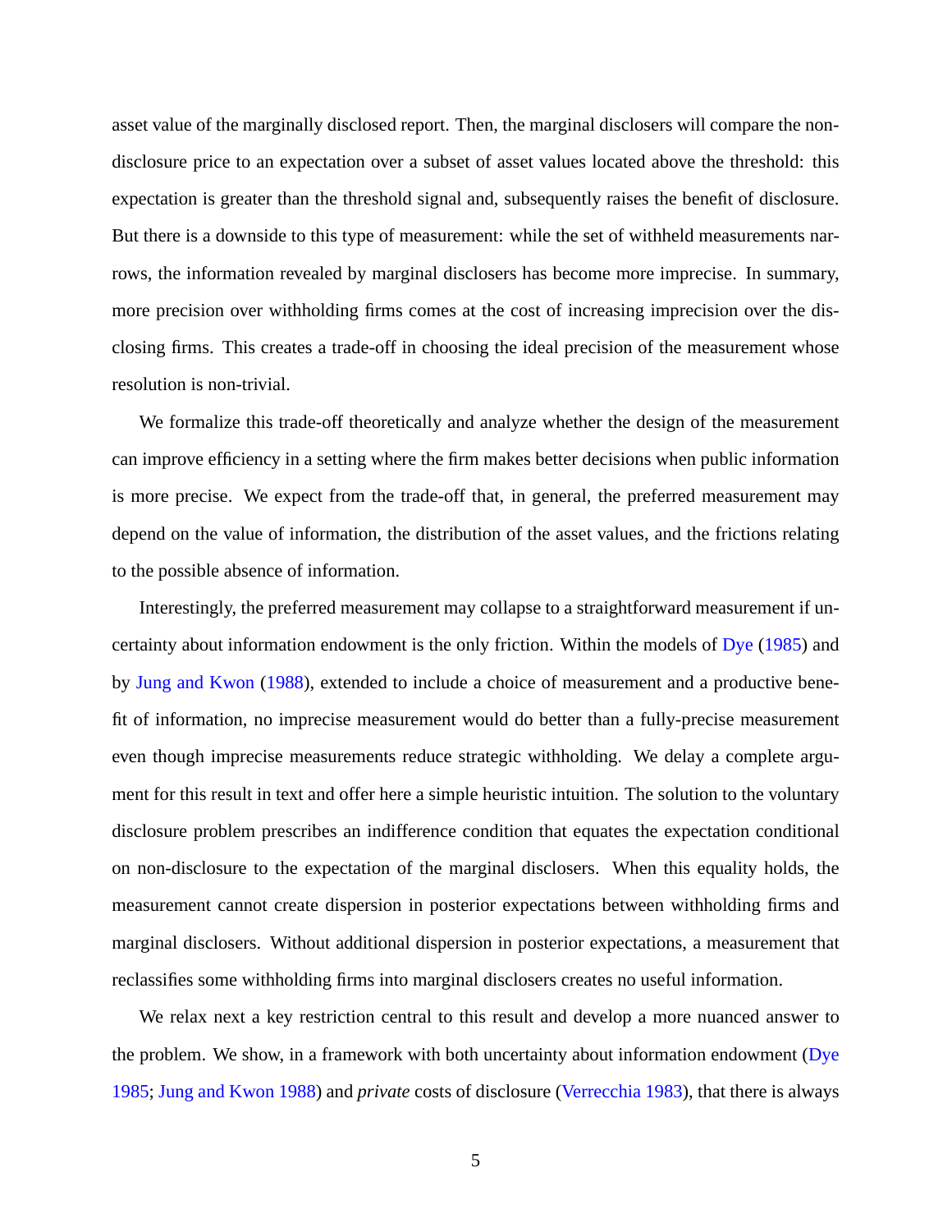asset value of the marginally disclosed report. Then, the marginal disclosers will compare the non-disclosure price to an expectation over a subset of asset values located above the threshold: this expectation is greater than the threshold signal and, subsequently raises the benefit of disclosure. But there is a downside to this type of measurement: while the set of withheld measurements narrows, the information revealed by marginal disclosers has become more imprecise. In summary, more precision over withholding firms comes at the cost of increasing imprecision over the disclosing firms. This creates a trade-off in choosing the ideal precision of the measurement whose resolution is non-trivial.

We formalize this trade-off theoretically and analyze whether the design of the measurement can improve efficiency in a setting where the firm makes better decisions when public information is more precise. We expect from the trade-off that, in general, the preferred measurement may depend on the value of information, the distribution of the asset values, and the frictions relating to the possible absence of information.

Interestingly, the preferred measurement may collapse to a straightforward measurement if uncertainty about information endowment is the only friction. Within the models of Dye (1985) and by Jung and Kwon (1988), extended to include a choice of measurement and a productive benefit of information, no imprecise measurement would do better than a fully-precise measurement even though imprecise measurements reduce strategic withholding. We delay a complete argument for this result in text and offer here a simple heuristic intuition. The solution to the voluntary disclosure problem prescribes an indifference condition that equates the expectation conditional on non-disclosure to the expectation of the marginal disclosers. When this equality holds, the measurement cannot create dispersion in posterior expectations between withholding firms and marginal disclosers. Without additional dispersion in posterior expectations, a measurement that reclassifies some withholding firms into marginal disclosers creates no useful information.

We relax next a key restriction central to this result and develop a more nuanced answer to the problem. We show, in a framework with both uncertainty about information endowment (Dye 1985; Jung and Kwon 1988) and *private* costs of disclosure (Verrecchia 1983), that there is always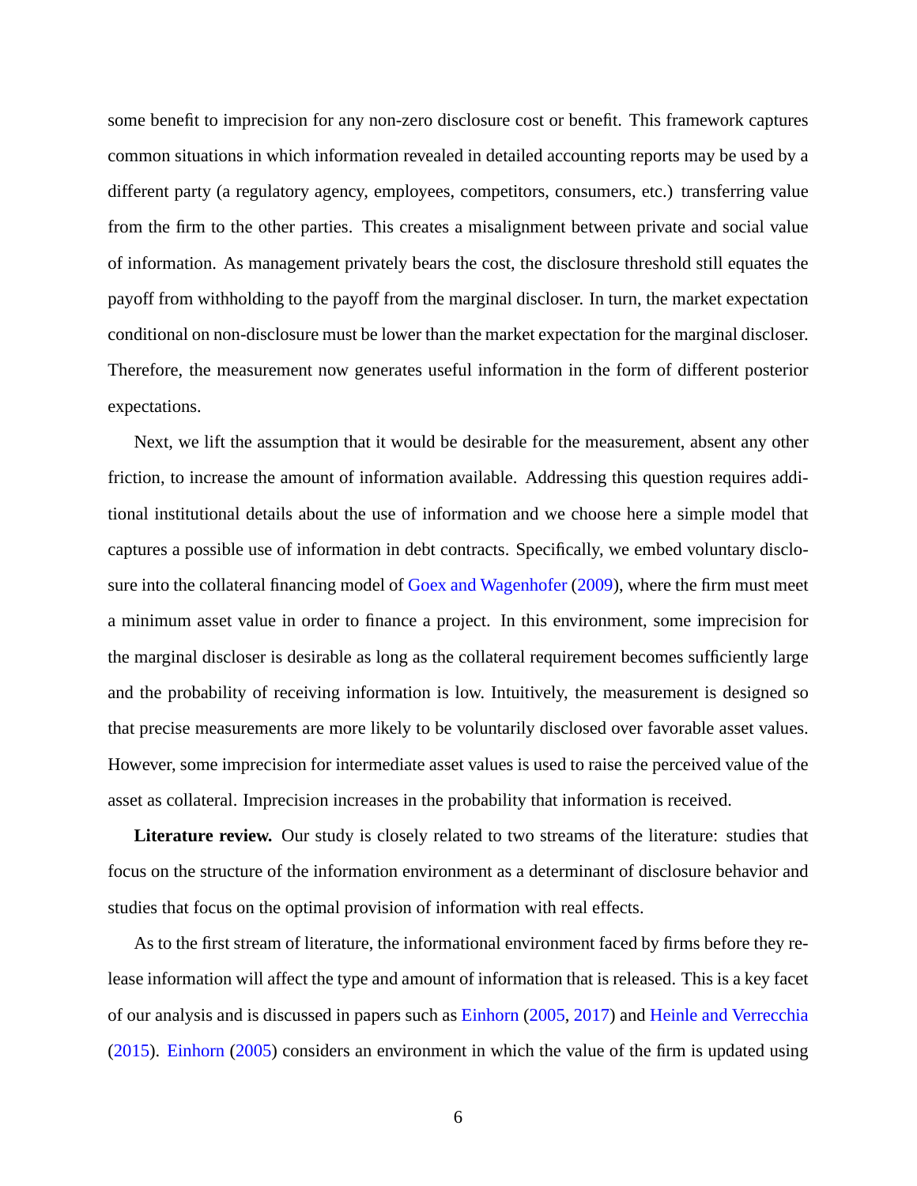some benefit to imprecision for any non-zero disclosure cost or benefit. This framework captures common situations in which information revealed in detailed accounting reports may be used by a different party (a regulatory agency, employees, competitors, consumers, etc.) transferring value from the firm to the other parties. This creates a misalignment between private and social value of information. As management privately bears the cost, the disclosure threshold still equates the payoff from withholding to the payoff from the marginal discloser. In turn, the market expectation conditional on non-disclosure must be lower than the market expectation for the marginal discloser. Therefore, the measurement now generates useful information in the form of different posterior expectations.

Next, we lift the assumption that it would be desirable for the measurement, absent any other friction, to increase the amount of information available. Addressing this question requires additional institutional details about the use of information and we choose here a simple model that captures a possible use of information in debt contracts. Specifically, we embed voluntary disclosure into the collateral financing model of Goex and Wagenhofer (2009), where the firm must meet a minimum asset value in order to finance a project. In this environment, some imprecision for the marginal discloser is desirable as long as the collateral requirement becomes sufficiently large and the probability of receiving information is low. Intuitively, the measurement is designed so that precise measurements are more likely to be voluntarily disclosed over favorable asset values. However, some imprecision for intermediate asset values is used to raise the perceived value of the asset as collateral. Imprecision increases in the probability that information is received.

**Literature review.** Our study is closely related to two streams of the literature: studies that focus on the structure of the information environment as a determinant of disclosure behavior and studies that focus on the optimal provision of information with real effects.

As to the first stream of literature, the informational environment faced by firms before they release information will affect the type and amount of information that is released. This is a key facet of our analysis and is discussed in papers such as Einhorn (2005, 2017) and Heinle and Verrecchia (2015). Einhorn (2005) considers an environment in which the value of the firm is updated using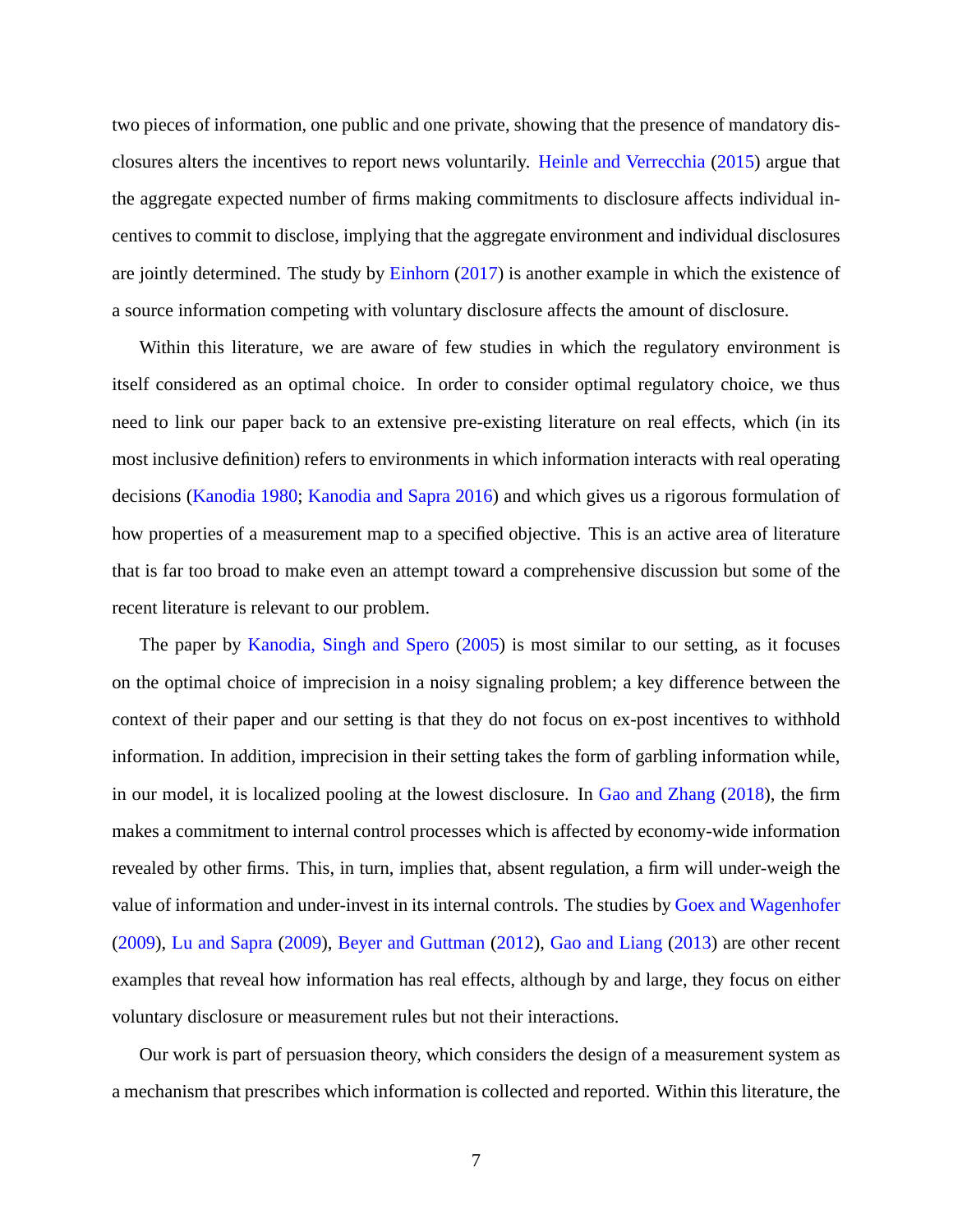two pieces of information, one public and one private, showing that the presence of mandatory disclosures alters the incentives to report news voluntarily. Heinle and Verrecchia (2015) argue that the aggregate expected number of firms making commitments to disclosure affects individual incentives to commit to disclose, implying that the aggregate environment and individual disclosures are jointly determined. The study by Einhorn (2017) is another example in which the existence of a source information competing with voluntary disclosure affects the amount of disclosure.

Within this literature, we are aware of few studies in which the regulatory environment is itself considered as an optimal choice. In order to consider optimal regulatory choice, we thus need to link our paper back to an extensive pre-existing literature on real effects, which (in its most inclusive definition) refers to environments in which information interacts with real operating decisions (Kanodia 1980; Kanodia and Sapra 2016) and which gives us a rigorous formulation of how properties of a measurement map to a specified objective. This is an active area of literature that is far too broad to make even an attempt toward a comprehensive discussion but some of the recent literature is relevant to our problem.

The paper by Kanodia, Singh and Spero (2005) is most similar to our setting, as it focuses on the optimal choice of imprecision in a noisy signaling problem; a key difference between the context of their paper and our setting is that they do not focus on ex-post incentives to withhold information. In addition, imprecision in their setting takes the form of garbling information while, in our model, it is localized pooling at the lowest disclosure. In Gao and Zhang (2018), the firm makes a commitment to internal control processes which is affected by economy-wide information revealed by other firms. This, in turn, implies that, absent regulation, a firm will under-weigh the value of information and under-invest in its internal controls. The studies by Goex and Wagenhofer (2009), Lu and Sapra (2009), Beyer and Guttman (2012), Gao and Liang (2013) are other recent examples that reveal how information has real effects, although by and large, they focus on either voluntary disclosure or measurement rules but not their interactions.

Our work is part of persuasion theory, which considers the design of a measurement system as a mechanism that prescribes which information is collected and reported. Within this literature, the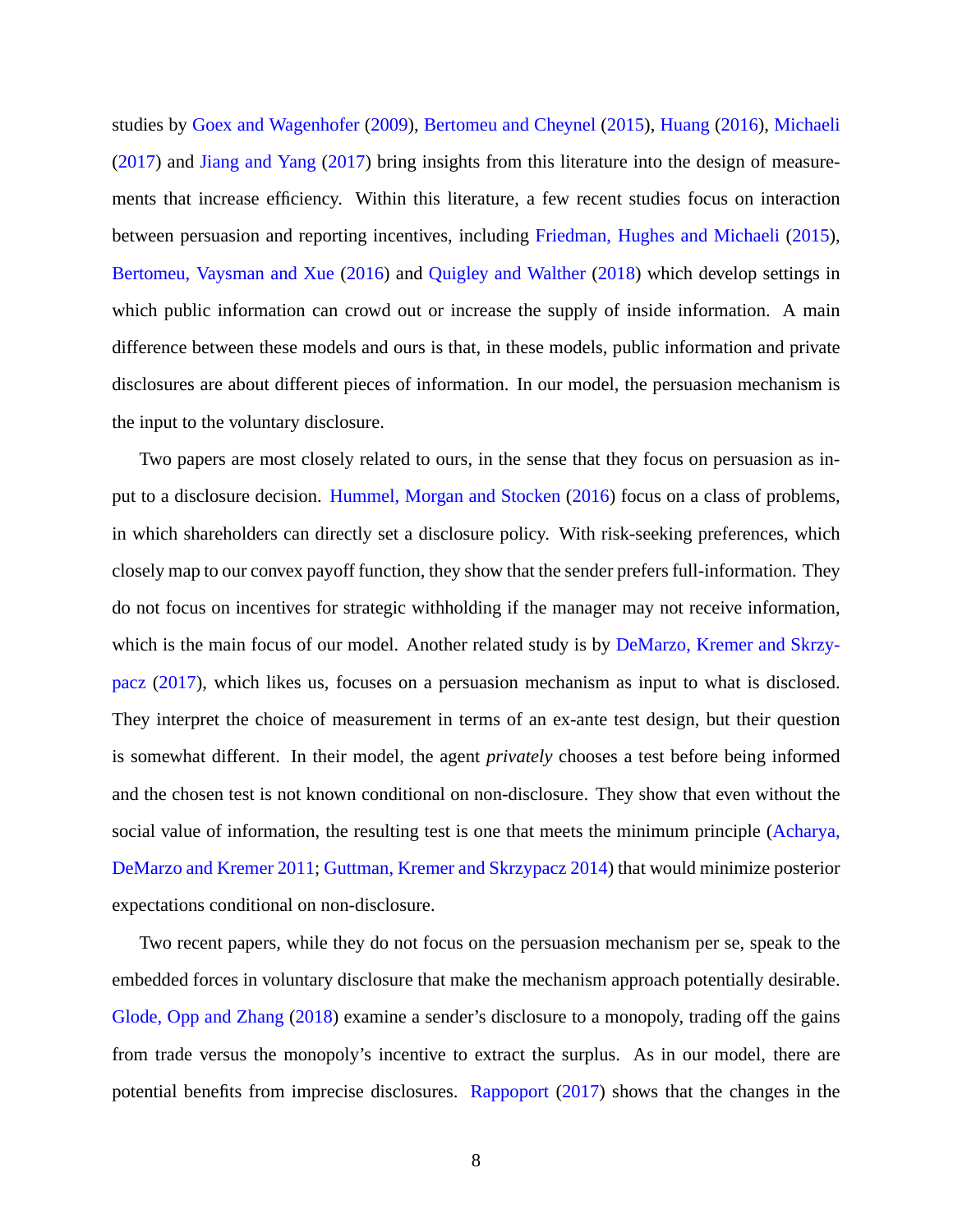studies by Goex and Wagenhofer (2009), Bertomeu and Cheynel (2015), Huang (2016), Michaeli (2017) and Jiang and Yang (2017) bring insights from this literature into the design of measurements that increase efficiency. Within this literature, a few recent studies focus on interaction between persuasion and reporting incentives, including Friedman, Hughes and Michaeli (2015), Bertomeu, Vaysman and Xue (2016) and Quigley and Walther (2018) which develop settings in which public information can crowd out or increase the supply of inside information. A main difference between these models and ours is that, in these models, public information and private disclosures are about different pieces of information. In our model, the persuasion mechanism is the input to the voluntary disclosure.

Two papers are most closely related to ours, in the sense that they focus on persuasion as input to a disclosure decision. Hummel, Morgan and Stocken (2016) focus on a class of problems, in which shareholders can directly set a disclosure policy. With risk-seeking preferences, which closely map to our convex payoff function, they show that the sender prefers full-information. They do not focus on incentives for strategic withholding if the manager may not receive information, which is the main focus of our model. Another related study is by DeMarzo, Kremer and Skrzypacz (2017), which likes us, focuses on a persuasion mechanism as input to what is disclosed. They interpret the choice of measurement in terms of an ex-ante test design, but their question is somewhat different. In their model, the agent *privately* chooses a test before being informed and the chosen test is not known conditional on non-disclosure. They show that even without the social value of information, the resulting test is one that meets the minimum principle (Acharya, DeMarzo and Kremer 2011; Guttman, Kremer and Skrzypacz 2014) that would minimize posterior expectations conditional on non-disclosure.

Two recent papers, while they do not focus on the persuasion mechanism per se, speak to the embedded forces in voluntary disclosure that make the mechanism approach potentially desirable. Glode, Opp and Zhang (2018) examine a sender's disclosure to a monopoly, trading off the gains from trade versus the monopoly's incentive to extract the surplus. As in our model, there are potential benefits from imprecise disclosures. Rappoport (2017) shows that the changes in the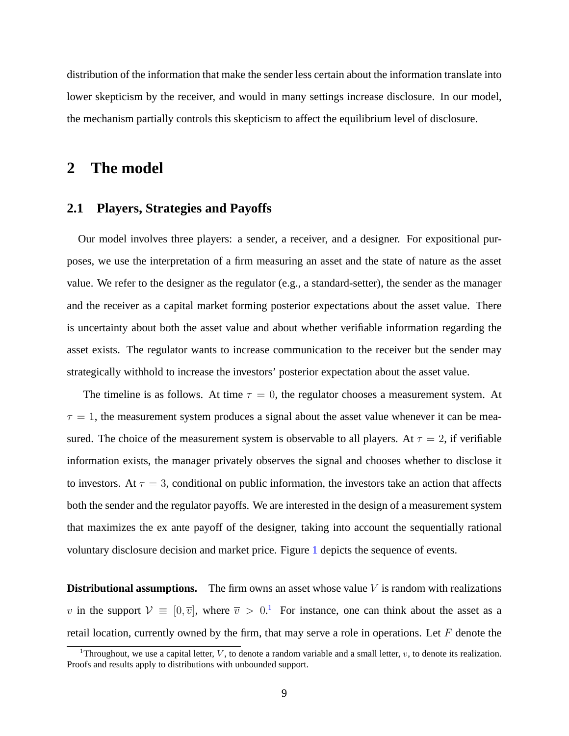distribution of the information that make the sender less certain about the information translate into lower skepticism by the receiver, and would in many settings increase disclosure. In our model, the mechanism partially controls this skepticism to affect the equilibrium level of disclosure.

# 2 The model

## 2.1 Players, Strategies and Payoffs

Our model involves three players: a sender, a receiver, and a designer. For expositional purposes, we use the interpretation of a firm measuring an asset and the state of nature as the asset value. We refer to the designer as the regulator (e.g., a standard-setter), the sender as the manager and the receiver as a capital market forming posterior expectations about the asset value. There is uncertainty about both the asset value and about whether verifiable information regarding the asset exists. The regulator wants to increase communication to the receiver but the sender may strategically withhold to increase the investors' posterior expectation about the asset value.

The timeline is as follows. At time $\tau = 0$, the regulator chooses a measurement system. At $\tau = 1$, the measurement system produces a signal about the asset value whenever it can be measured. The choice of the measurement system is observable to all players. At $\tau = 2$, if verifiable information exists, the manager privately observes the signal and chooses whether to disclose it to investors. At $\tau = 3$, conditional on public information, the investors take an action that affects both the sender and the regulator payoffs. We are interested in the design of a measurement system that maximizes the ex ante payoff of the designer, taking into account the sequentially rational voluntary disclosure decision and market price. Figure 1 depicts the sequence of events.

**Distributional assumptions.** The firm owns an asset whose value $V$ is random with realizations $v$ in the support $\mathcal{V} \equiv [0, \overline{v}]$, where $\overline{v} > 0$.[1] For instance, one can think about the asset as a retail location, currently owned by the firm, that may serve a role in operations. Let $F$ denote the

[1] Throughout, we use a capital letter, $V$, to denote a random variable and a small letter, $v$, to denote its realization. Proofs and results apply to distributions with unbounded support.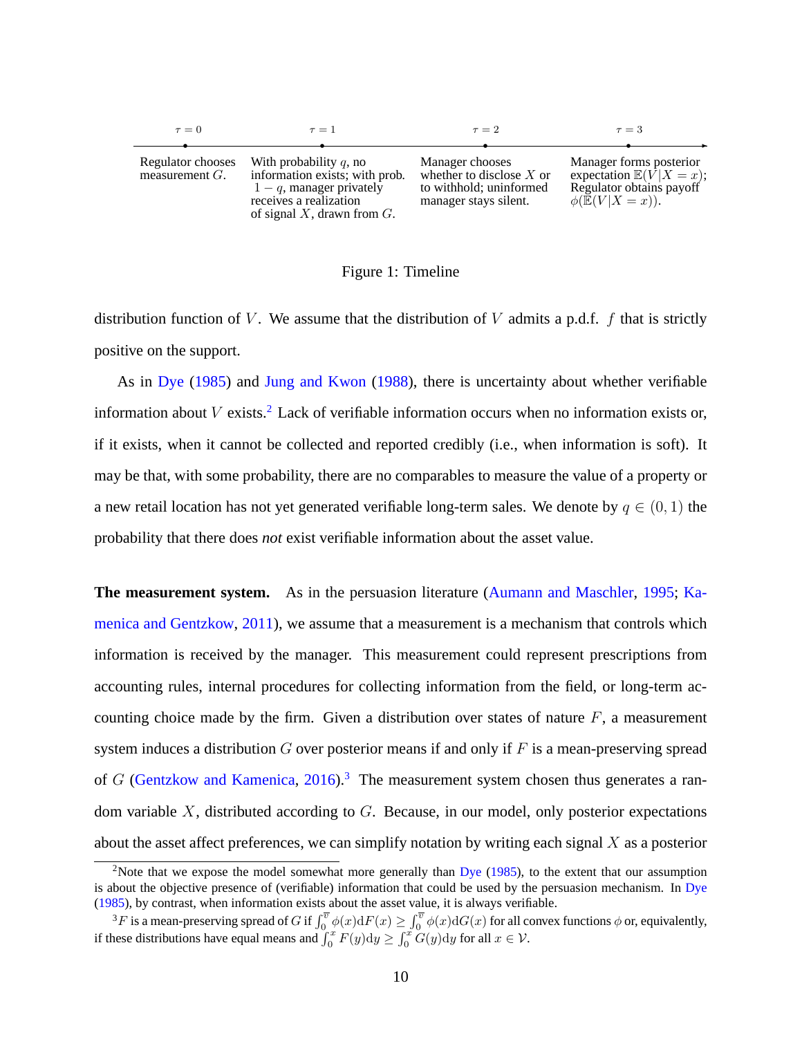| $\tau = 0$ | $\tau = 1$ | $\tau = 2$ | $\tau = 3$ |
|---|---|---|---|
| Regulator chooses measurement $G$. | With probability $q$, no information exists; with prob. $1-q$, manager privately receives a realization of signal $X$, drawn from $G$. | Manager chooses whether to disclose $X$ or to withhold; uninformed manager stays silent. | Manager forms posterior expectation $\mathbb{E}(V\|X=x)$; Regulator obtains payoff $\phi(\mathbb{E}(V\|X=x))$. |

Figure 1: Timeline

distribution function of $V$. We assume that the distribution of $V$ admits a p.d.f. $f$ that is strictly positive on the support.

As in Dye (1985) and Jung and Kwon (1988), there is uncertainty about whether verifiable information about $V$ exists.[2] Lack of verifiable information occurs when no information exists or, if it exists, when it cannot be collected and reported credibly (i.e., when information is soft). It may be that, with some probability, there are no comparables to measure the value of a property or a new retail location has not yet generated verifiable long-term sales. We denote by $q \in (0,1)$ the probability that there does *not* exist verifiable information about the asset value.

**The measurement system.** As in the persuasion literature (Aumann and Maschler, 1995; Kamenica and Gentzkow, 2011), we assume that a measurement is a mechanism that controls which information is received by the manager. This measurement could represent prescriptions from accounting rules, internal procedures for collecting information from the field, or long-term accounting choice made by the firm. Given a distribution over states of nature $F$, a measurement system induces a distribution $G$ over posterior means if and only if $F$ is a mean-preserving spread of $G$ (Gentzkow and Kamenica, 2016).[3] The measurement system chosen thus generates a random variable $X$, distributed according to $G$. Because, in our model, only posterior expectations about the asset affect preferences, we can simplify notation by writing each signal $X$ as a posterior

[2]Note that we expose the model somewhat more generally than Dye (1985), to the extent that our assumption is about the objective presence of (verifiable) information that could be used by the persuasion mechanism. In Dye (1985), by contrast, when information exists about the asset value, it is always verifiable.

[3]$F$ is a mean-preserving spread of $G$ if $\int_0^{\overline{v}} \phi(x)\mathrm{d}F(x) \geq \int_0^{\overline{v}} \phi(x)\mathrm{d}G(x)$ for all convex functions $\phi$ or, equivalently, if these distributions have equal means and $\int_0^x F(y)\mathrm{d}y \geq \int_0^x G(y)\mathrm{d}y$ for all $x \in \mathcal{V}$.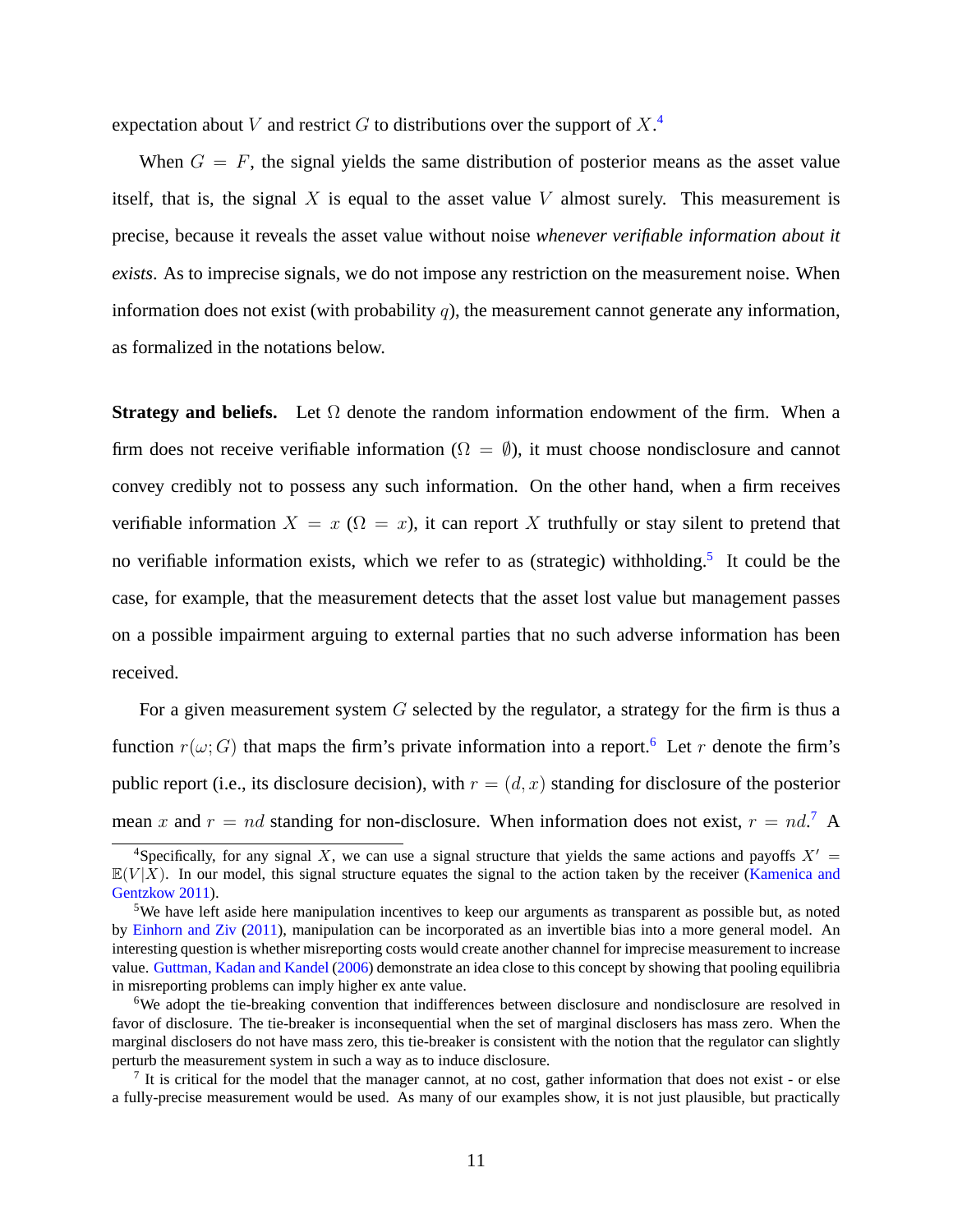expectation about $V$ and restrict $G$ to distributions over the support of $X$.[4]

When $G = F$, the signal yields the same distribution of posterior means as the asset value itself, that is, the signal $X$ is equal to the asset value $V$ almost surely. This measurement is precise, because it reveals the asset value without noise *whenever verifiable information about it exists*. As to imprecise signals, we do not impose any restriction on the measurement noise. When information does not exist (with probability $q$), the measurement cannot generate any information, as formalized in the notations below.

**Strategy and beliefs.** Let $\Omega$ denote the random information endowment of the firm. When a firm does not receive verifiable information ($\Omega = \emptyset$), it must choose nondisclosure and cannot convey credibly not to possess any such information. On the other hand, when a firm receives verifiable information $X = x$ ($\Omega = x$), it can report $X$ truthfully or stay silent to pretend that no verifiable information exists, which we refer to as (strategic) withholding.[5] It could be the case, for example, that the measurement detects that the asset lost value but management passes on a possible impairment arguing to external parties that no such adverse information has been received.

For a given measurement system $G$ selected by the regulator, a strategy for the firm is thus a function $r(\omega; G)$ that maps the firm's private information into a report.[6] Let $r$ denote the firm's public report (i.e., its disclosure decision), with $r = (d, x)$ standing for disclosure of the posterior mean $x$ and $r = nd$ standing for non-disclosure. When information does not exist, $r = nd$.[7] A

[4] Specifically, for any signal $X$, we can use a signal structure that yields the same actions and payoffs $X' = \mathbb{E}(V|X)$. In our model, this signal structure equates the signal to the action taken by the receiver (Kamenica and Gentzkow 2011).

[5] We have left aside here manipulation incentives to keep our arguments as transparent as possible but, as noted by Einhorn and Ziv (2011), manipulation can be incorporated as an invertible bias into a more general model. An interesting question is whether misreporting costs would create another channel for imprecise measurement to increase value. Guttman, Kadan and Kandel (2006) demonstrate an idea close to this concept by showing that pooling equilibria in misreporting problems can imply higher ex ante value.

[6] We adopt the tie-breaking convention that indifferences between disclosure and nondisclosure are resolved in favor of disclosure. The tie-breaker is inconsequential when the set of marginal disclosers has mass zero. When the marginal disclosers do not have mass zero, this tie-breaker is consistent with the notion that the regulator can slightly perturb the measurement system in such a way as to induce disclosure.

[7] It is critical for the model that the manager cannot, at no cost, gather information that does not exist - or else a fully-precise measurement would be used. As many of our examples show, it is not just plausible, but practically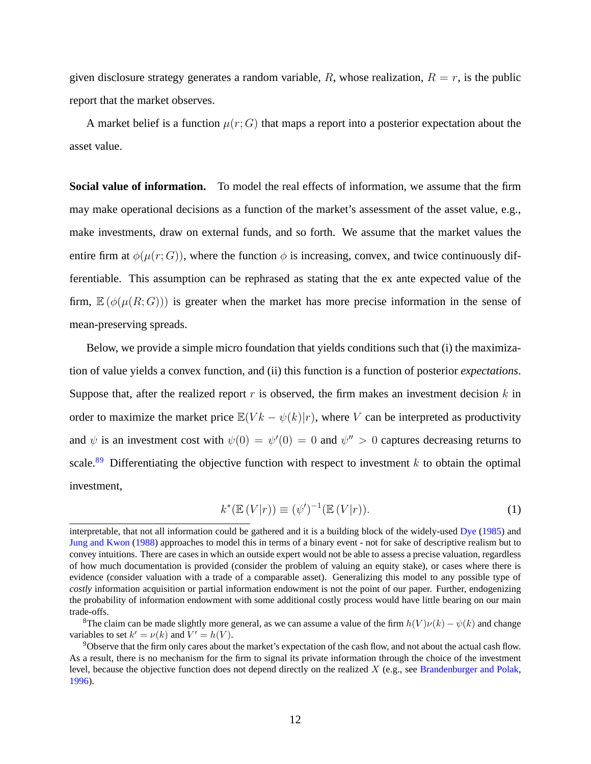given disclosure strategy generates a random variable, $R$, whose realization, $R = r$, is the public report that the market observes.

A market belief is a function $\mu(r; G)$ that maps a report into a posterior expectation about the asset value.

**Social value of information.** To model the real effects of information, we assume that the firm may make operational decisions as a function of the market's assessment of the asset value, e.g., make investments, draw on external funds, and so forth. We assume that the market values the entire firm at $\phi(\mu(r; G))$, where the function $\phi$ is increasing, convex, and twice continuously differentiable. This assumption can be rephrased as stating that the ex ante expected value of the firm, $\mathbb{E}(\phi(\mu(R; G)))$ is greater when the market has more precise information in the sense of mean-preserving spreads.

Below, we provide a simple micro foundation that yields conditions such that (i) the maximization of value yields a convex function, and (ii) this function is a function of posterior *expectations*. Suppose that, after the realized report $r$ is observed, the firm makes an investment decision $k$ in order to maximize the market price $\mathbb{E}(Vk - \psi(k)|r)$, where $V$ can be interpreted as productivity and $\psi$ is an investment cost with $\psi(0) = \psi'(0) = 0$ and $\psi'' > 0$ captures decreasing returns to scale.[8][9] Differentiating the objective function with respect to investment $k$ to obtain the optimal investment,

$$k^*(\mathbb{E}(V|r)) \equiv (\psi')^{-1}(\mathbb{E}(V|r)). \tag{1}$$

---

interpretable, that not all information could be gathered and it is a building block of the widely-used Dye (1985) and Jung and Kwon (1988) approaches to model this in terms of a binary event - not for sake of descriptive realism but to convey intuitions. There are cases in which an outside expert would not be able to assess a precise valuation, regardless of how much documentation is provided (consider the problem of valuing an equity stake), or cases where there is evidence (consider valuation with a trade of a comparable asset). Generalizing this model to any possible type of *costly* information acquisition or partial information endowment is not the point of our paper. Further, endogenizing the probability of information endowment with some additional costly process would have little bearing on our main trade-offs.

[8] The claim can be made slightly more general, as we can assume a value of the firm $h(V)\nu(k) - \psi(k)$ and change variables to set $k' = \nu(k)$ and $V' = h(V)$.

[9] Observe that the firm only cares about the market's expectation of the cash flow, and not about the actual cash flow. As a result, there is no mechanism for the firm to signal its private information through the choice of the investment level, because the objective function does not depend directly on the realized $X$ (e.g., see Brandenburger and Polak, 1996).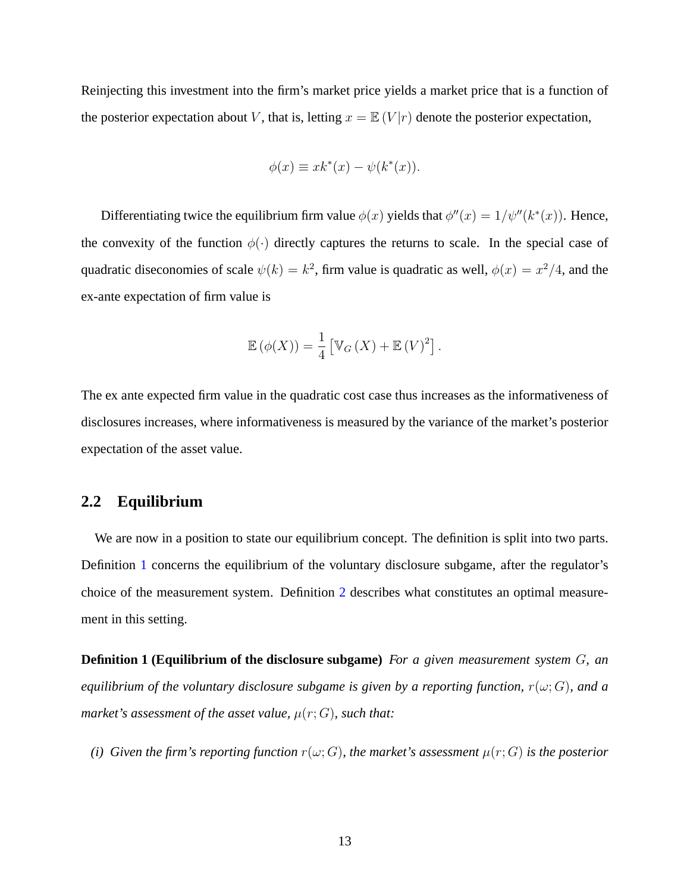Reinjecting this investment into the firm's market price yields a market price that is a function of the posterior expectation about $V$, that is, letting $x = \mathbb{E}(V|r)$ denote the posterior expectation,

$$\phi(x) \equiv xk^*(x) - \psi(k^*(x)).$$

Differentiating twice the equilibrium firm value $\phi(x)$ yields that $\phi''(x) = 1/\psi''(k^*(x))$. Hence, the convexity of the function $\phi(\cdot)$ directly captures the returns to scale. In the special case of quadratic diseconomies of scale $\psi(k) = k^2$, firm value is quadratic as well, $\phi(x) = x^2/4$, and the ex-ante expectation of firm value is

$$\mathbb{E}(\phi(X)) = \frac{1}{4}\left[\mathbb{V}_G(X) + \mathbb{E}(V)^2\right].$$

The ex ante expected firm value in the quadratic cost case thus increases as the informativeness of disclosures increases, where informativeness is measured by the variance of the market's posterior expectation of the asset value.

## 2.2 Equilibrium

We are now in a position to state our equilibrium concept. The definition is split into two parts. Definition 1 concerns the equilibrium of the voluntary disclosure subgame, after the regulator's choice of the measurement system. Definition 2 describes what constitutes an optimal measurement in this setting.

**Definition 1 (Equilibrium of the disclosure subgame)** *For a given measurement system $G$, an equilibrium of the voluntary disclosure subgame is given by a reporting function, $r(\omega; G)$, and a market's assessment of the asset value, $\mu(r; G)$, such that:*

*(i) Given the firm's reporting function $r(\omega; G)$, the market's assessment $\mu(r; G)$ is the posterior*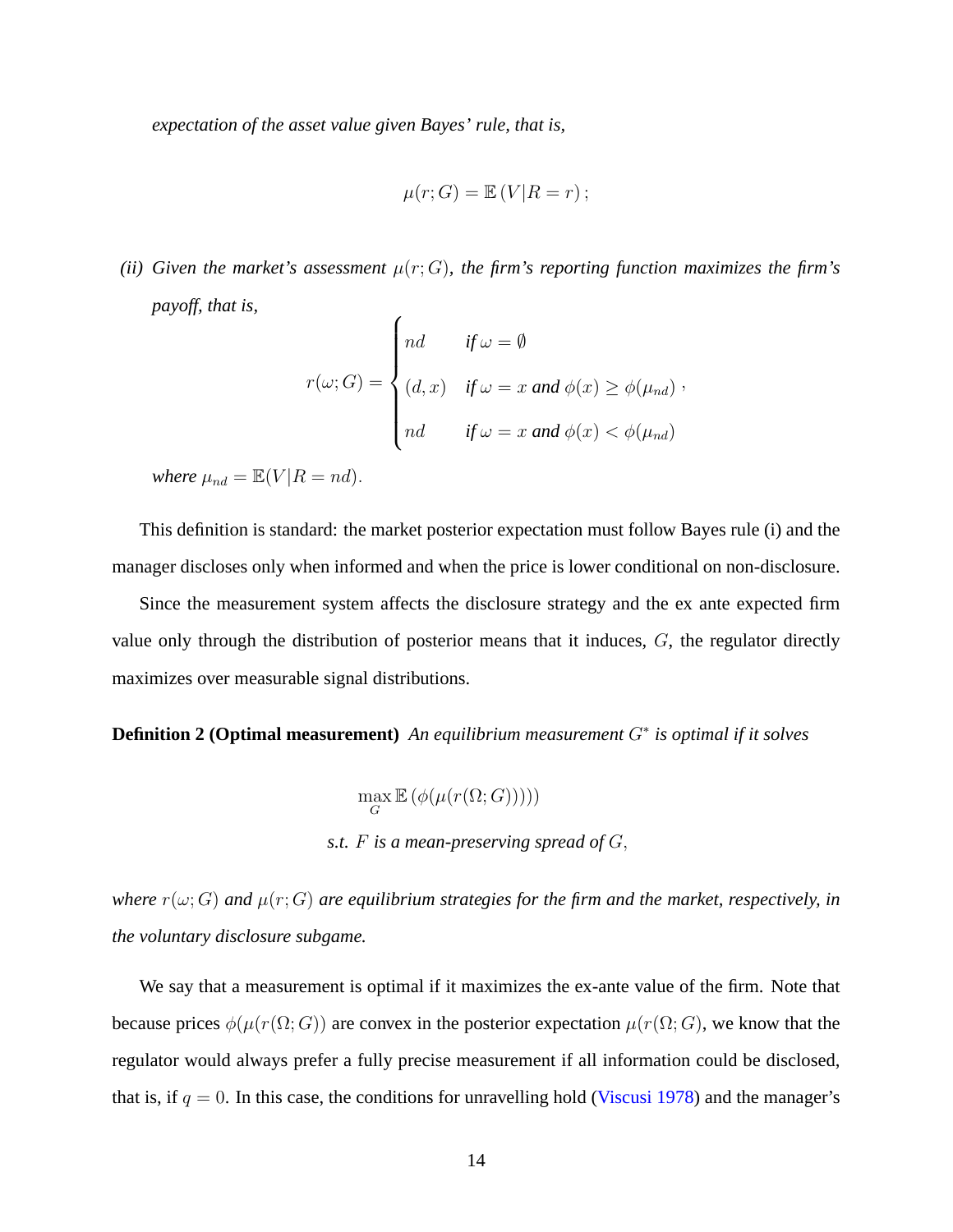*expectation of the asset value given Bayes' rule, that is,*

$$\mu(r;G) = \mathbb{E}\left(V|R=r\right);$$

*(ii) Given the market's assessment $\mu(r;G)$, the firm's reporting function maximizes the firm's payoff, that is,*

$$r(\omega;G) = \begin{cases} nd & \text{if } \omega = \emptyset \\ (d,x) & \text{if } \omega = x \text{ and } \phi(x) \geq \phi(\mu_{nd}) \\ nd & \text{if } \omega = x \text{ and } \phi(x) < \phi(\mu_{nd}) \end{cases},$$

*where $\mu_{nd} = \mathbb{E}(V|R=nd)$.*

This definition is standard: the market posterior expectation must follow Bayes rule (i) and the manager discloses only when informed and when the price is lower conditional on non-disclosure.

Since the measurement system affects the disclosure strategy and the ex ante expected firm value only through the distribution of posterior means that it induces, $G$, the regulator directly maximizes over measurable signal distributions.

**Definition 2 (Optimal measurement)** *An equilibrium measurement $G^*$ is optimal if it solves*

$$\max_{G} \mathbb{E}\left(\phi(\mu(r(\Omega;G)))\right)$$

$$\text{s.t. } F \text{ is a mean-preserving spread of } G,$$

*where $r(\omega;G)$ and $\mu(r;G)$ are equilibrium strategies for the firm and the market, respectively, in the voluntary disclosure subgame.*

We say that a measurement is optimal if it maximizes the ex-ante value of the firm. Note that because prices $\phi(\mu(r(\Omega;G))$ are convex in the posterior expectation $\mu(r(\Omega;G)$, we know that the regulator would always prefer a fully precise measurement if all information could be disclosed, that is, if $q=0$. In this case, the conditions for unravelling hold (Viscusi 1978) and the manager's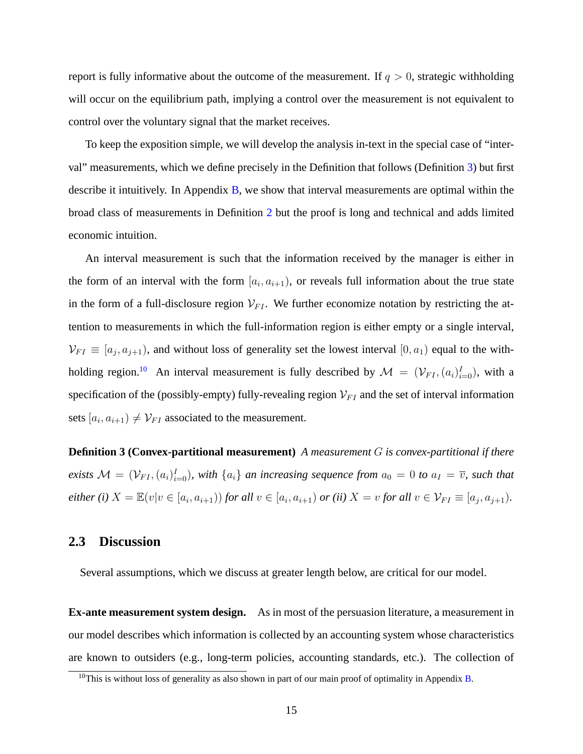report is fully informative about the outcome of the measurement. If $q > 0$, strategic withholding will occur on the equilibrium path, implying a control over the measurement is not equivalent to control over the voluntary signal that the market receives.

To keep the exposition simple, we will develop the analysis in-text in the special case of "interval" measurements, which we define precisely in the Definition that follows (Definition 3) but first describe it intuitively. In Appendix B, we show that interval measurements are optimal within the broad class of measurements in Definition 2 but the proof is long and technical and adds limited economic intuition.

An interval measurement is such that the information received by the manager is either in the form of an interval with the form $[a_i, a_{i+1})$, or reveals full information about the true state in the form of a full-disclosure region $\mathcal{V}_{FI}$. We further economize notation by restricting the attention to measurements in which the full-information region is either empty or a single interval, $\mathcal{V}_{FI} \equiv [a_j, a_{j+1})$, and without loss of generality set the lowest interval $[0, a_1)$ equal to the withholding region.[10] An interval measurement is fully described by $\mathcal{M} = (\mathcal{V}_{FI}, (a_i)_{i=0}^{I})$, with a specification of the (possibly-empty) fully-revealing region $\mathcal{V}_{FI}$ and the set of interval information sets $[a_i, a_{i+1}) \neq \mathcal{V}_{FI}$ associated to the measurement.

**Definition 3 (Convex-partitional measurement)** *A measurement $G$ is convex-partitional if there exists $\mathcal{M} = (\mathcal{V}_{FI}, (a_i)_{i=0}^{I})$, with $\{a_i\}$ an increasing sequence from $a_0 = 0$ to $a_I = \overline{v}$, such that either (i) $X = \mathbb{E}(v | v \in [a_i, a_{i+1}))$ for all $v \in [a_i, a_{i+1})$ or (ii) $X = v$ for all $v \in \mathcal{V}_{FI} \equiv [a_j, a_{j+1})$.*

## 2.3 Discussion

Several assumptions, which we discuss at greater length below, are critical for our model.

**Ex-ante measurement system design.** As in most of the persuasion literature, a measurement in our model describes which information is collected by an accounting system whose characteristics are known to outsiders (e.g., long-term policies, accounting standards, etc.). The collection of

[10] This is without loss of generality as also shown in part of our main proof of optimality in Appendix B.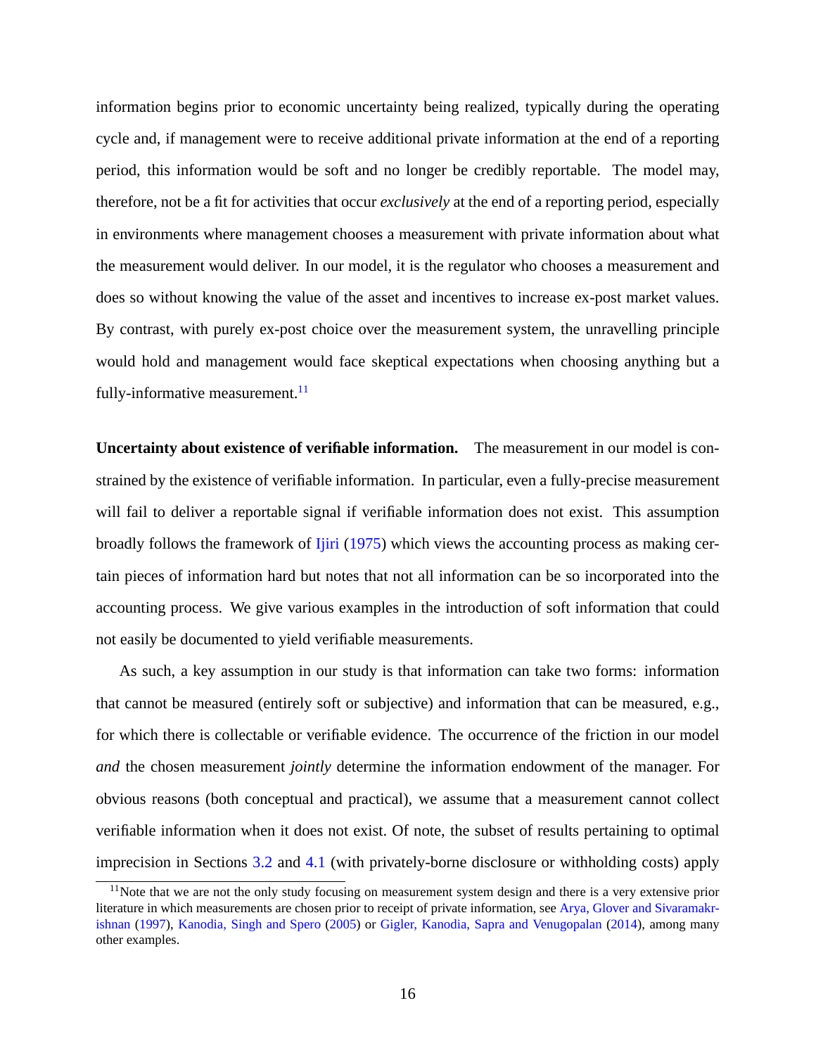information begins prior to economic uncertainty being realized, typically during the operating cycle and, if management were to receive additional private information at the end of a reporting period, this information would be soft and no longer be credibly reportable. The model may, therefore, not be a fit for activities that occur *exclusively* at the end of a reporting period, especially in environments where management chooses a measurement with private information about what the measurement would deliver. In our model, it is the regulator who chooses a measurement and does so without knowing the value of the asset and incentives to increase ex-post market values. By contrast, with purely ex-post choice over the measurement system, the unravelling principle would hold and management would face skeptical expectations when choosing anything but a fully-informative measurement.[11]

**Uncertainty about existence of verifiable information.** The measurement in our model is constrained by the existence of verifiable information. In particular, even a fully-precise measurement will fail to deliver a reportable signal if verifiable information does not exist. This assumption broadly follows the framework of Ijiri (1975) which views the accounting process as making certain pieces of information hard but notes that not all information can be so incorporated into the accounting process. We give various examples in the introduction of soft information that could not easily be documented to yield verifiable measurements.

As such, a key assumption in our study is that information can take two forms: information that cannot be measured (entirely soft or subjective) and information that can be measured, e.g., for which there is collectable or verifiable evidence. The occurrence of the friction in our model *and* the chosen measurement *jointly* determine the information endowment of the manager. For obvious reasons (both conceptual and practical), we assume that a measurement cannot collect verifiable information when it does not exist. Of note, the subset of results pertaining to optimal imprecision in Sections 3.2 and 4.1 (with privately-borne disclosure or withholding costs) apply

[11] Note that we are not the only study focusing on measurement system design and there is a very extensive prior literature in which measurements are chosen prior to receipt of private information, see Arya, Glover and Sivaramakrishnan (1997), Kanodia, Singh and Spero (2005) or Gigler, Kanodia, Sapra and Venugopalan (2014), among many other examples.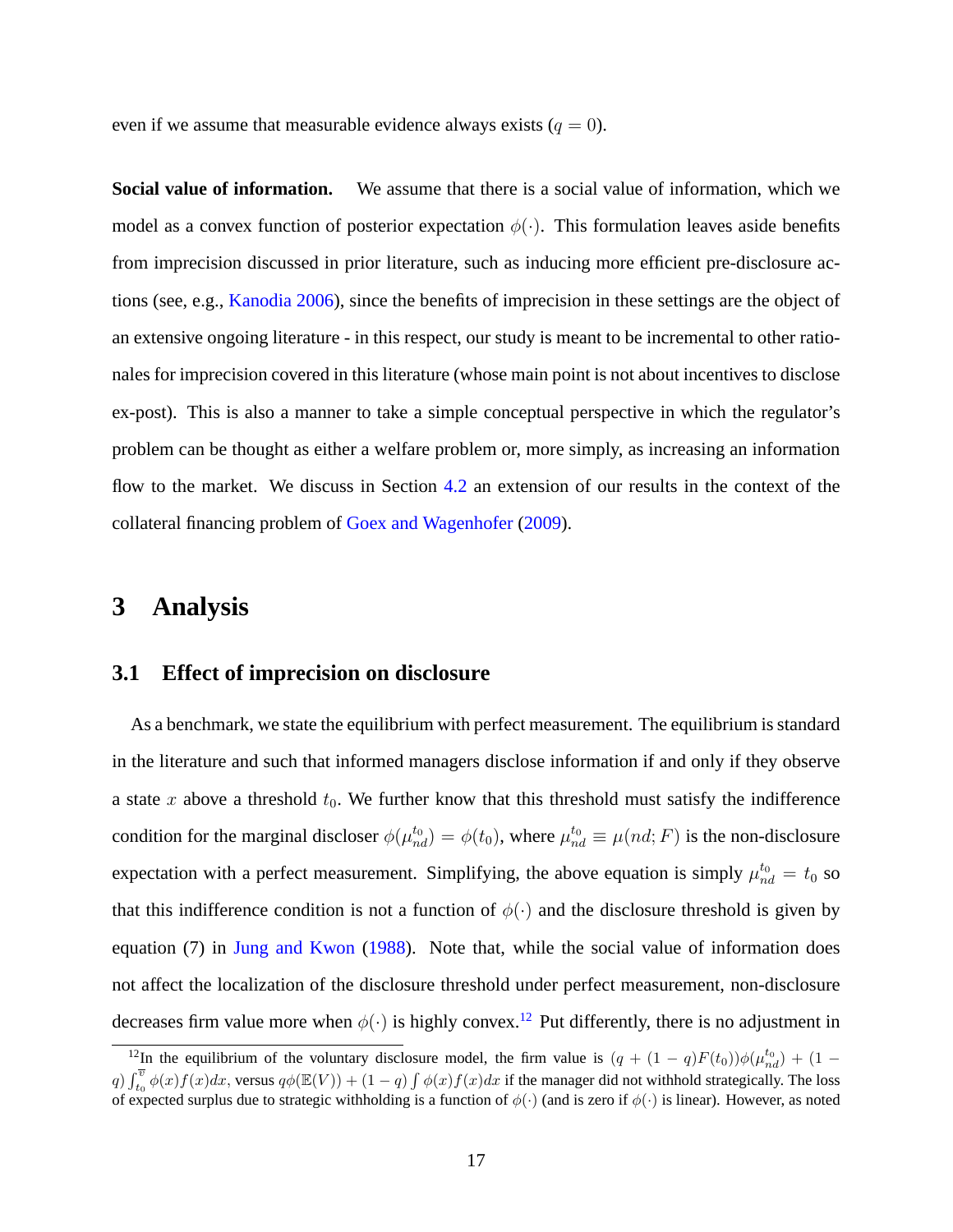even if we assume that measurable evidence always exists ($q = 0$).

**Social value of information.** We assume that there is a social value of information, which we model as a convex function of posterior expectation $\phi(\cdot)$. This formulation leaves aside benefits from imprecision discussed in prior literature, such as inducing more efficient pre-disclosure actions (see, e.g., Kanodia 2006), since the benefits of imprecision in these settings are the object of an extensive ongoing literature - in this respect, our study is meant to be incremental to other rationales for imprecision covered in this literature (whose main point is not about incentives to disclose ex-post). This is also a manner to take a simple conceptual perspective in which the regulator's problem can be thought as either a welfare problem or, more simply, as increasing an information flow to the market. We discuss in Section 4.2 an extension of our results in the context of the collateral financing problem of Goex and Wagenhofer (2009).

# 3 Analysis

## 3.1 Effect of imprecision on disclosure

As a benchmark, we state the equilibrium with perfect measurement. The equilibrium is standard in the literature and such that informed managers disclose information if and only if they observe a state $x$ above a threshold $t_0$. We further know that this threshold must satisfy the indifference condition for the marginal discloser $\phi(\mu_{nd}^{t_0}) = \phi(t_0)$, where $\mu_{nd}^{t_0} \equiv \mu(nd; F)$ is the non-disclosure expectation with a perfect measurement. Simplifying, the above equation is simply $\mu_{nd}^{t_0} = t_0$ so that this indifference condition is not a function of $\phi(\cdot)$ and the disclosure threshold is given by equation (7) in Jung and Kwon (1988). Note that, while the social value of information does not affect the localization of the disclosure threshold under perfect measurement, non-disclosure decreases firm value more when $\phi(\cdot)$ is highly convex.[12] Put differently, there is no adjustment in

[12] In the equilibrium of the voluntary disclosure model, the firm value is $(q + (1-q)F(t_0))\phi(\mu_{nd}^{t_0}) + (1-q)\int_{t_0}^{\overline{v}} \phi(x)f(x)dx$, versus $q\phi(\mathbb{E}(V)) + (1-q)\int \phi(x)f(x)dx$ if the manager did not withhold strategically. The loss of expected surplus due to strategic withholding is a function of $\phi(\cdot)$ (and is zero if $\phi(\cdot)$ is linear). However, as noted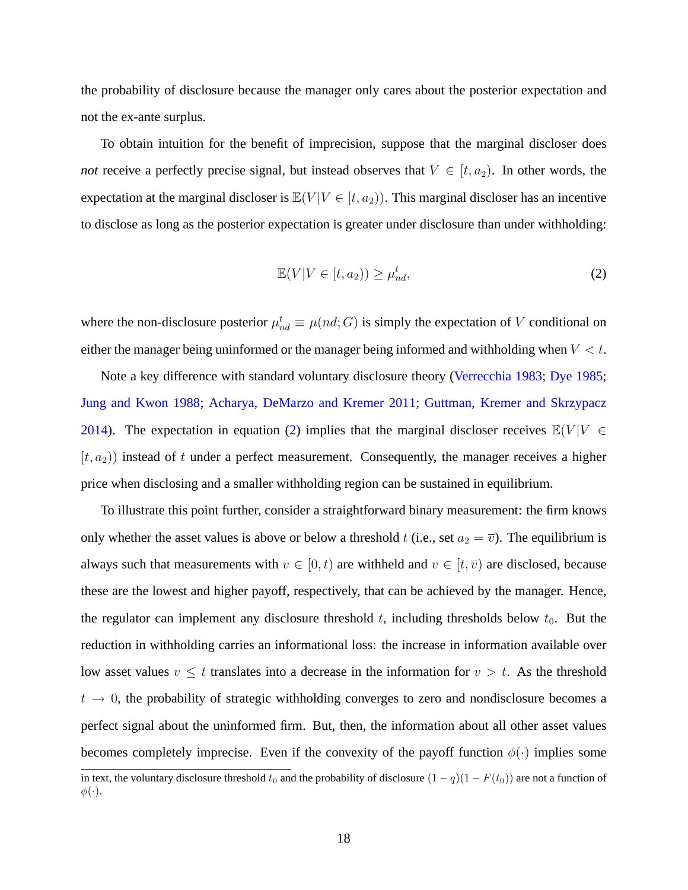the probability of disclosure because the manager only cares about the posterior expectation and not the ex-ante surplus.

To obtain intuition for the benefit of imprecision, suppose that the marginal discloser does *not* receive a perfectly precise signal, but instead observes that $V \in [t, a_2)$. In other words, the expectation at the marginal discloser is $\mathbb{E}(V|V \in [t, a_2))$. This marginal discloser has an incentive to disclose as long as the posterior expectation is greater under disclosure than under withholding:

$$\mathbb{E}(V|V \in [t, a_2)) \geq \mu_{nd}^t, \tag{2}$$

where the non-disclosure posterior $\mu_{nd}^t \equiv \mu(nd; G)$ is simply the expectation of $V$ conditional on either the manager being uninformed or the manager being informed and withholding when $V < t$.

Note a key difference with standard voluntary disclosure theory (Verrecchia 1983; Dye 1985; Jung and Kwon 1988; Acharya, DeMarzo and Kremer 2011; Guttman, Kremer and Skrzypacz 2014). The expectation in equation (2) implies that the marginal discloser receives $\mathbb{E}(V|V \in [t, a_2))$ instead of $t$ under a perfect measurement. Consequently, the manager receives a higher price when disclosing and a smaller withholding region can be sustained in equilibrium.

To illustrate this point further, consider a straightforward binary measurement: the firm knows only whether the asset values is above or below a threshold $t$ (i.e., set $a_2 = \overline{v}$). The equilibrium is always such that measurements with $v \in [0, t)$ are withheld and $v \in [t, \overline{v})$ are disclosed, because these are the lowest and higher payoff, respectively, that can be achieved by the manager. Hence, the regulator can implement any disclosure threshold $t$, including thresholds below $t_0$. But the reduction in withholding carries an informational loss: the increase in information available over low asset values $v \leq t$ translates into a decrease in the information for $v > t$. As the threshold $t \to 0$, the probability of strategic withholding converges to zero and nondisclosure becomes a perfect signal about the uninformed firm. But, then, the information about all other asset values becomes completely imprecise. Even if the convexity of the payoff function $\phi(\cdot)$ implies some

in text, the voluntary disclosure threshold $t_0$ and the probability of disclosure $(1-q)(1-F(t_0))$ are not a function of $\phi(\cdot)$.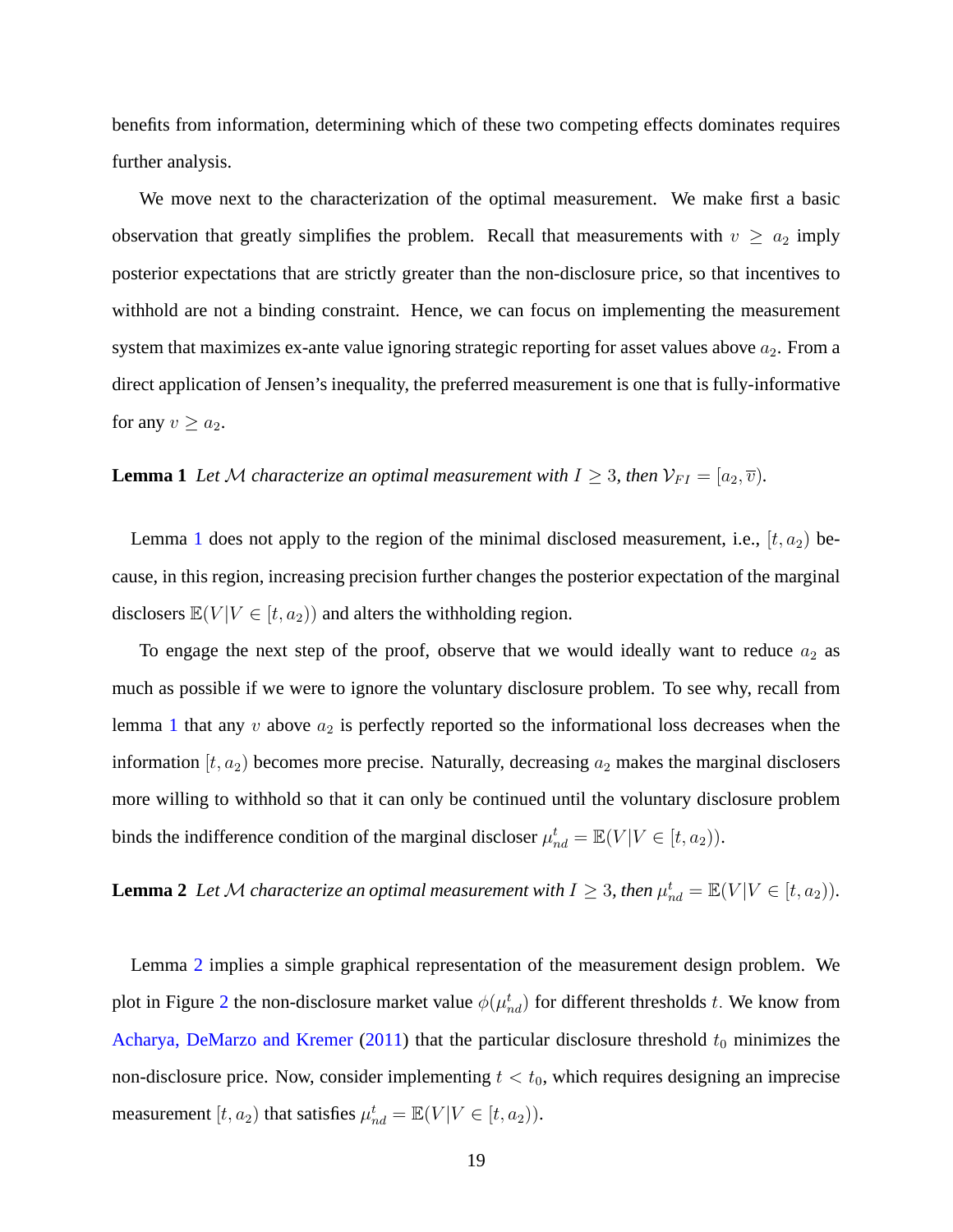benefits from information, determining which of these two competing effects dominates requires further analysis.

We move next to the characterization of the optimal measurement. We make first a basic observation that greatly simplifies the problem. Recall that measurements with $v \geq a_2$ imply posterior expectations that are strictly greater than the non-disclosure price, so that incentives to withhold are not a binding constraint. Hence, we can focus on implementing the measurement system that maximizes ex-ante value ignoring strategic reporting for asset values above $a_2$. From a direct application of Jensen's inequality, the preferred measurement is one that is fully-informative for any $v \geq a_2$.

**Lemma 1** *Let $\mathcal{M}$ characterize an optimal measurement with $I \geq 3$, then $\mathcal{V}_{FI} = [a_2, \overline{v})$.*

Lemma 1 does not apply to the region of the minimal disclosed measurement, i.e., $[t, a_2)$ because, in this region, increasing precision further changes the posterior expectation of the marginal disclosers $\mathbb{E}(V|V \in [t, a_2))$ and alters the withholding region.

To engage the next step of the proof, observe that we would ideally want to reduce $a_2$ as much as possible if we were to ignore the voluntary disclosure problem. To see why, recall from lemma 1 that any $v$ above $a_2$ is perfectly reported so the informational loss decreases when the information $[t, a_2)$ becomes more precise. Naturally, decreasing $a_2$ makes the marginal disclosers more willing to withhold so that it can only be continued until the voluntary disclosure problem binds the indifference condition of the marginal discloser $\mu^t_{nd} = \mathbb{E}(V|V \in [t, a_2))$.

**Lemma 2** *Let $\mathcal{M}$ characterize an optimal measurement with $I \geq 3$, then $\mu^t_{nd} = \mathbb{E}(V|V \in [t, a_2))$.*

Lemma 2 implies a simple graphical representation of the measurement design problem. We plot in Figure 2 the non-disclosure market value $\phi(\mu^t_{nd})$ for different thresholds $t$. We know from Acharya, DeMarzo and Kremer (2011) that the particular disclosure threshold $t_0$ minimizes the non-disclosure price. Now, consider implementing $t < t_0$, which requires designing an imprecise measurement $[t, a_2)$ that satisfies $\mu^t_{nd} = \mathbb{E}(V|V \in [t, a_2))$.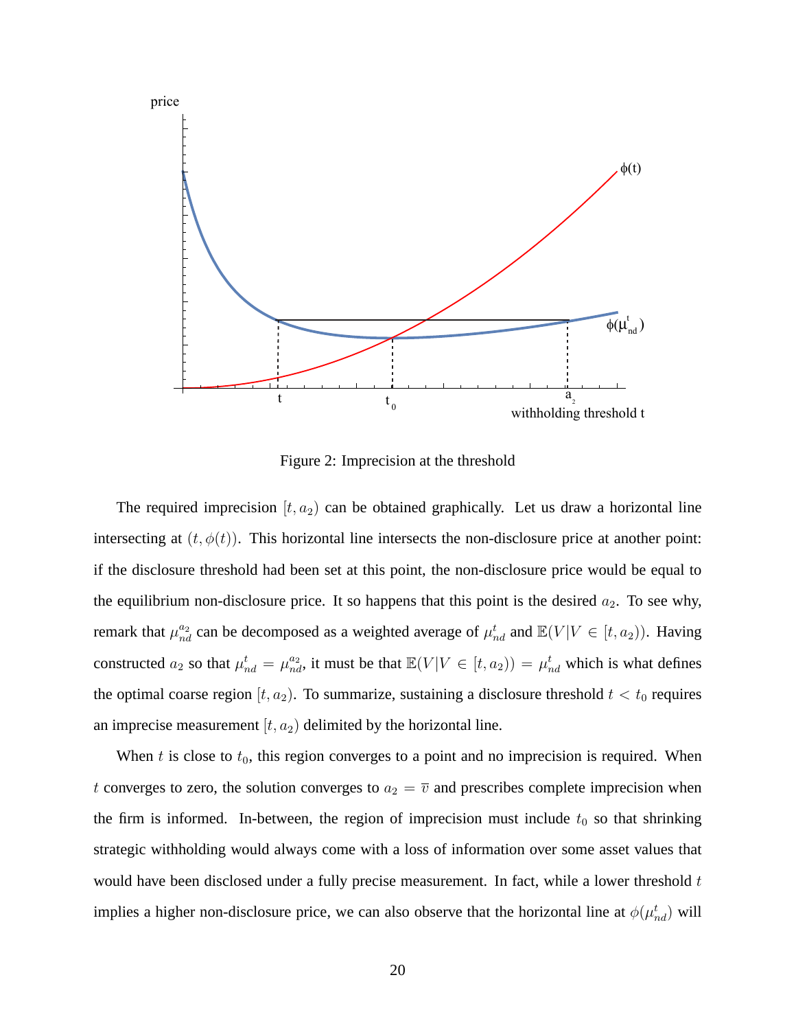Figure 2: Imprecision at the threshold

The required imprecision $[t, a_2)$ can be obtained graphically. Let us draw a horizontal line intersecting at $(t, \phi(t))$. This horizontal line intersects the non-disclosure price at another point: if the disclosure threshold had been set at this point, the non-disclosure price would be equal to the equilibrium non-disclosure price. It so happens that this point is the desired $a_2$. To see why, remark that $\mu_{nd}^{a_2}$ can be decomposed as a weighted average of $\mu_{nd}^t$ and $\mathbb{E}(V|V \in [t, a_2))$. Having constructed $a_2$ so that $\mu_{nd}^t = \mu_{nd}^{a_2}$, it must be that $\mathbb{E}(V|V \in [t, a_2)) = \mu_{nd}^t$ which is what defines the optimal coarse region $[t, a_2)$. To summarize, sustaining a disclosure threshold $t < t_0$ requires an imprecise measurement $[t, a_2)$ delimited by the horizontal line.

When $t$ is close to $t_0$, this region converges to a point and no imprecision is required. When $t$ converges to zero, the solution converges to $a_2 = \overline{v}$ and prescribes complete imprecision when the firm is informed. In-between, the region of imprecision must include $t_0$ so that shrinking strategic withholding would always come with a loss of information over some asset values that would have been disclosed under a fully precise measurement. In fact, while a lower threshold $t$ implies a higher non-disclosure price, we can also observe that the horizontal line at $\phi(\mu_{nd}^t)$ will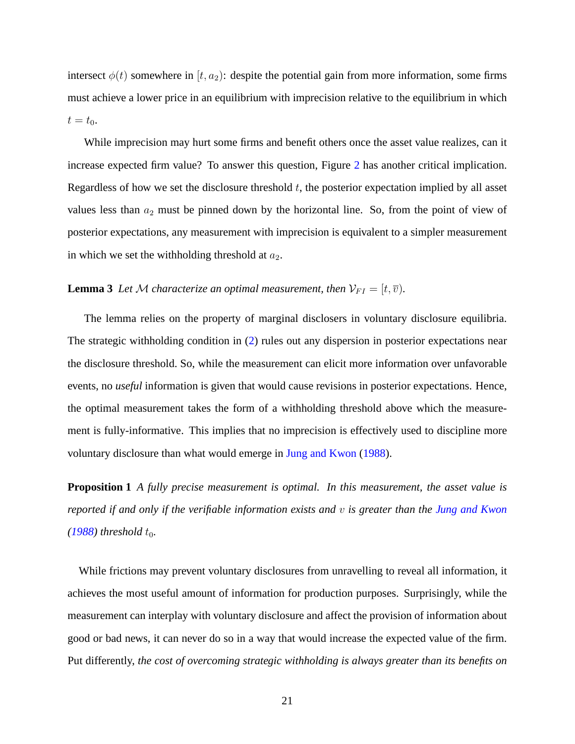intersect $\phi(t)$ somewhere in $[t, a_2)$: despite the potential gain from more information, some firms must achieve a lower price in an equilibrium with imprecision relative to the equilibrium in which $t = t_0$.

While imprecision may hurt some firms and benefit others once the asset value realizes, can it increase expected firm value? To answer this question, Figure 2 has another critical implication. Regardless of how we set the disclosure threshold $t$, the posterior expectation implied by all asset values less than $a_2$ must be pinned down by the horizontal line. So, from the point of view of posterior expectations, any measurement with imprecision is equivalent to a simpler measurement in which we set the withholding threshold at $a_2$.

**Lemma 3** *Let $\mathcal{M}$ characterize an optimal measurement, then $\mathcal{V}_{FI} = [t, \overline{v})$.*

The lemma relies on the property of marginal disclosers in voluntary disclosure equilibria. The strategic withholding condition in (2) rules out any dispersion in posterior expectations near the disclosure threshold. So, while the measurement can elicit more information over unfavorable events, no *useful* information is given that would cause revisions in posterior expectations. Hence, the optimal measurement takes the form of a withholding threshold above which the measurement is fully-informative. This implies that no imprecision is effectively used to discipline more voluntary disclosure than what would emerge in Jung and Kwon (1988).

**Proposition 1** *A fully precise measurement is optimal. In this measurement, the asset value is reported if and only if the verifiable information exists and $v$ is greater than the Jung and Kwon (1988) threshold $t_0$.*

While frictions may prevent voluntary disclosures from unravelling to reveal all information, it achieves the most useful amount of information for production purposes. Surprisingly, while the measurement can interplay with voluntary disclosure and affect the provision of information about good or bad news, it can never do so in a way that would increase the expected value of the firm. Put differently, *the cost of overcoming strategic withholding is always greater than its benefits on*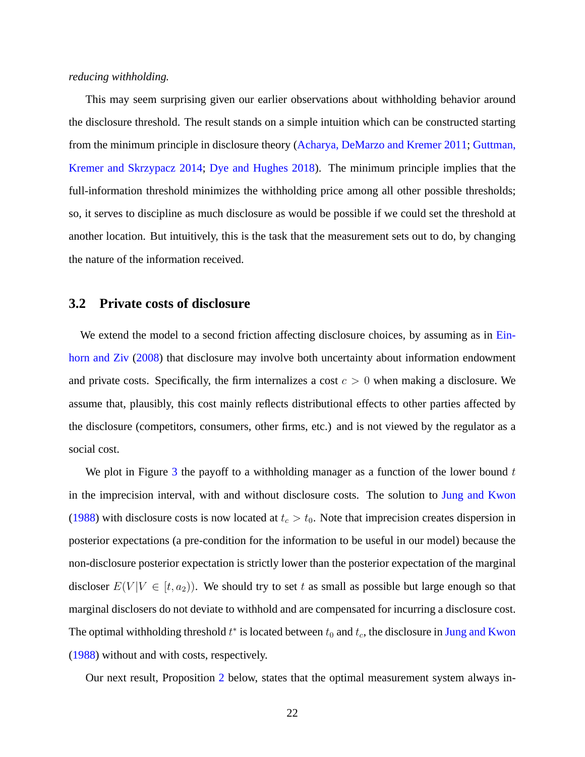*reducing withholding.*

This may seem surprising given our earlier observations about withholding behavior around the disclosure threshold. The result stands on a simple intuition which can be constructed starting from the minimum principle in disclosure theory (Acharya, DeMarzo and Kremer 2011; Guttman, Kremer and Skrzypacz 2014; Dye and Hughes 2018). The minimum principle implies that the full-information threshold minimizes the withholding price among all other possible thresholds; so, it serves to discipline as much disclosure as would be possible if we could set the threshold at another location. But intuitively, this is the task that the measurement sets out to do, by changing the nature of the information received.

## 3.2 Private costs of disclosure

We extend the model to a second friction affecting disclosure choices, by assuming as in Einhorn and Ziv (2008) that disclosure may involve both uncertainty about information endowment and private costs. Specifically, the firm internalizes a cost $c > 0$ when making a disclosure. We assume that, plausibly, this cost mainly reflects distributional effects to other parties affected by the disclosure (competitors, consumers, other firms, etc.) and is not viewed by the regulator as a social cost.

We plot in Figure 3 the payoff to a withholding manager as a function of the lower bound $t$ in the imprecision interval, with and without disclosure costs. The solution to Jung and Kwon (1988) with disclosure costs is now located at $t_c > t_0$. Note that imprecision creates dispersion in posterior expectations (a pre-condition for the information to be useful in our model) because the non-disclosure posterior expectation is strictly lower than the posterior expectation of the marginal discloser $E(V|V \in [t, a_2))$. We should try to set $t$ as small as possible but large enough so that marginal disclosers do not deviate to withhold and are compensated for incurring a disclosure cost. The optimal withholding threshold $t^*$ is located between $t_0$ and $t_c$, the disclosure in Jung and Kwon (1988) without and with costs, respectively.

Our next result, Proposition 2 below, states that the optimal measurement system always in-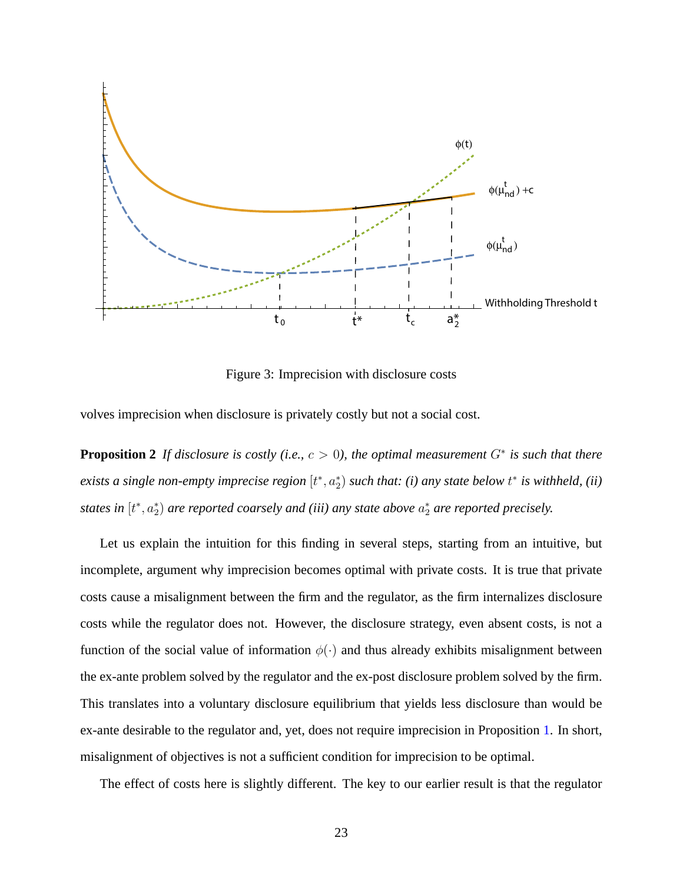Figure 3: Imprecision with disclosure costs

volves imprecision when disclosure is privately costly but not a social cost.

**Proposition 2** *If disclosure is costly (i.e., $c > 0$), the optimal measurement $G^*$ is such that there exists a single non-empty imprecise region $[t^*, a_2^*)$ such that: (i) any state below $t^*$ is withheld, (ii) states in $[t^*, a_2^*)$ are reported coarsely and (iii) any state above $a_2^*$ are reported precisely.*

Let us explain the intuition for this finding in several steps, starting from an intuitive, but incomplete, argument why imprecision becomes optimal with private costs. It is true that private costs cause a misalignment between the firm and the regulator, as the firm internalizes disclosure costs while the regulator does not. However, the disclosure strategy, even absent costs, is not a function of the social value of information $\phi(\cdot)$ and thus already exhibits misalignment between the ex-ante problem solved by the regulator and the ex-post disclosure problem solved by the firm. This translates into a voluntary disclosure equilibrium that yields less disclosure than would be ex-ante desirable to the regulator and, yet, does not require imprecision in Proposition 1. In short, misalignment of objectives is not a sufficient condition for imprecision to be optimal.

The effect of costs here is slightly different. The key to our earlier result is that the regulator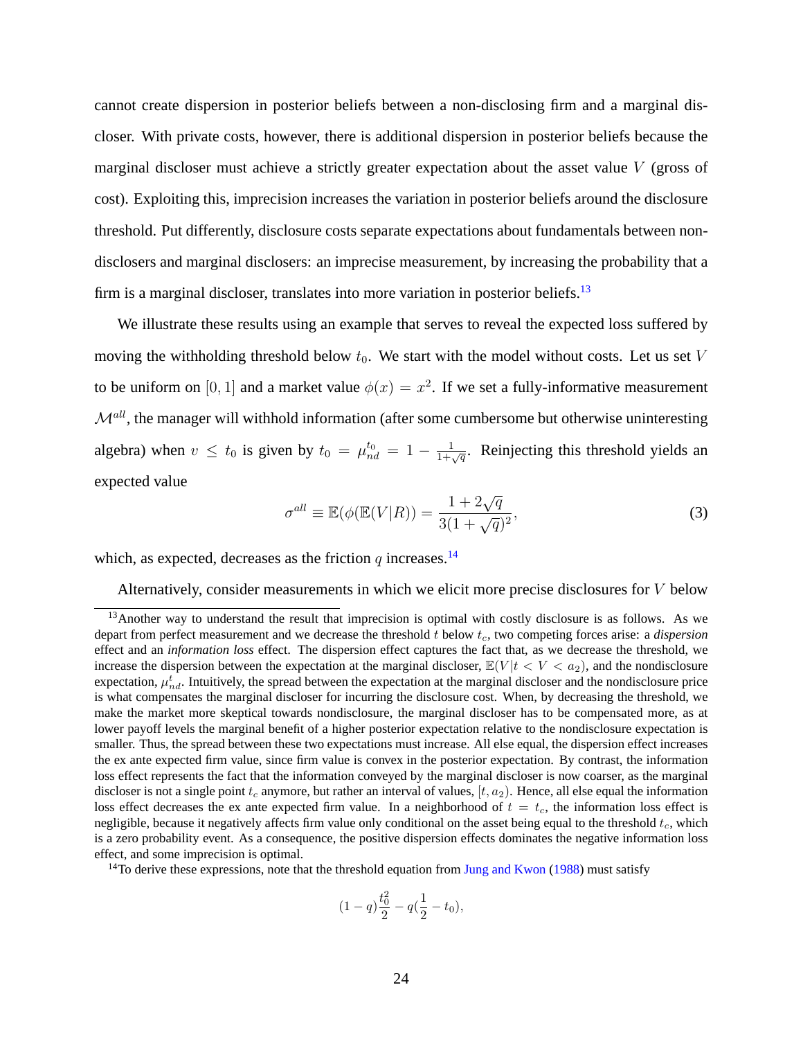cannot create dispersion in posterior beliefs between a non-disclosing firm and a marginal discloser. With private costs, however, there is additional dispersion in posterior beliefs because the marginal discloser must achieve a strictly greater expectation about the asset value $V$ (gross of cost). Exploiting this, imprecision increases the variation in posterior beliefs around the disclosure threshold. Put differently, disclosure costs separate expectations about fundamentals between non-disclosers and marginal disclosers: an imprecise measurement, by increasing the probability that a firm is a marginal discloser, translates into more variation in posterior beliefs.[13]

We illustrate these results using an example that serves to reveal the expected loss suffered by moving the withholding threshold below $t_0$. We start with the model without costs. Let us set $V$ to be uniform on $[0,1]$ and a market value $\phi(x) = x^2$. If we set a fully-informative measurement $\mathcal{M}^{all}$, the manager will withhold information (after some cumbersome but otherwise uninteresting algebra) when $v \leq t_0$ is given by $t_0 = \mu_{nd}^{t_0} = 1 - \frac{1}{1+\sqrt{q}}$. Reinjecting this threshold yields an expected value

$$\sigma^{all} \equiv \mathbb{E}(\phi(\mathbb{E}(V|R)) = \frac{1+2\sqrt{q}}{3(1+\sqrt{q})^2}, \tag{3}$$

which, as expected, decreases as the friction $q$ increases.[14]

Alternatively, consider measurements in which we elicit more precise disclosures for $V$ below

---

[13] Another way to understand the result that imprecision is optimal with costly disclosure is as follows. As we depart from perfect measurement and we decrease the threshold $t$ below $t_c$, two competing forces arise: a *dispersion* effect and an *information loss* effect. The dispersion effect captures the fact that, as we decrease the threshold, we increase the dispersion between the expectation at the marginal discloser, $\mathbb{E}(V|t < V < a_2)$, and the nondisclosure expectation, $\mu_{nd}^t$. Intuitively, the spread between the expectation at the marginal discloser and the nondisclosure price is what compensates the marginal discloser for incurring the disclosure cost. When, by decreasing the threshold, we make the market more skeptical towards nondisclosure, the marginal discloser has to be compensated more, as at lower payoff levels the marginal benefit of a higher posterior expectation relative to the nondisclosure expectation is smaller. Thus, the spread between these two expectations must increase. All else equal, the dispersion effect increases the ex ante expected firm value, since firm value is convex in the posterior expectation. By contrast, the information loss effect represents the fact that the information conveyed by the marginal discloser is now coarser, as the marginal discloser is not a single point $t_c$ anymore, but rather an interval of values, $[t, a_2)$. Hence, all else equal the information loss effect decreases the ex ante expected firm value. In a neighborhood of $t = t_c$, the information loss effect is negligible, because it negatively affects firm value only conditional on the asset being equal to the threshold $t_c$, which is a zero probability event. As a consequence, the positive dispersion effects dominates the negative information loss effect, and some imprecision is optimal.

[14] To derive these expressions, note that the threshold equation from Jung and Kwon (1988) must satisfy

$$(1-q)\frac{t_0^2}{2} - q(\frac{1}{2} - t_0),$$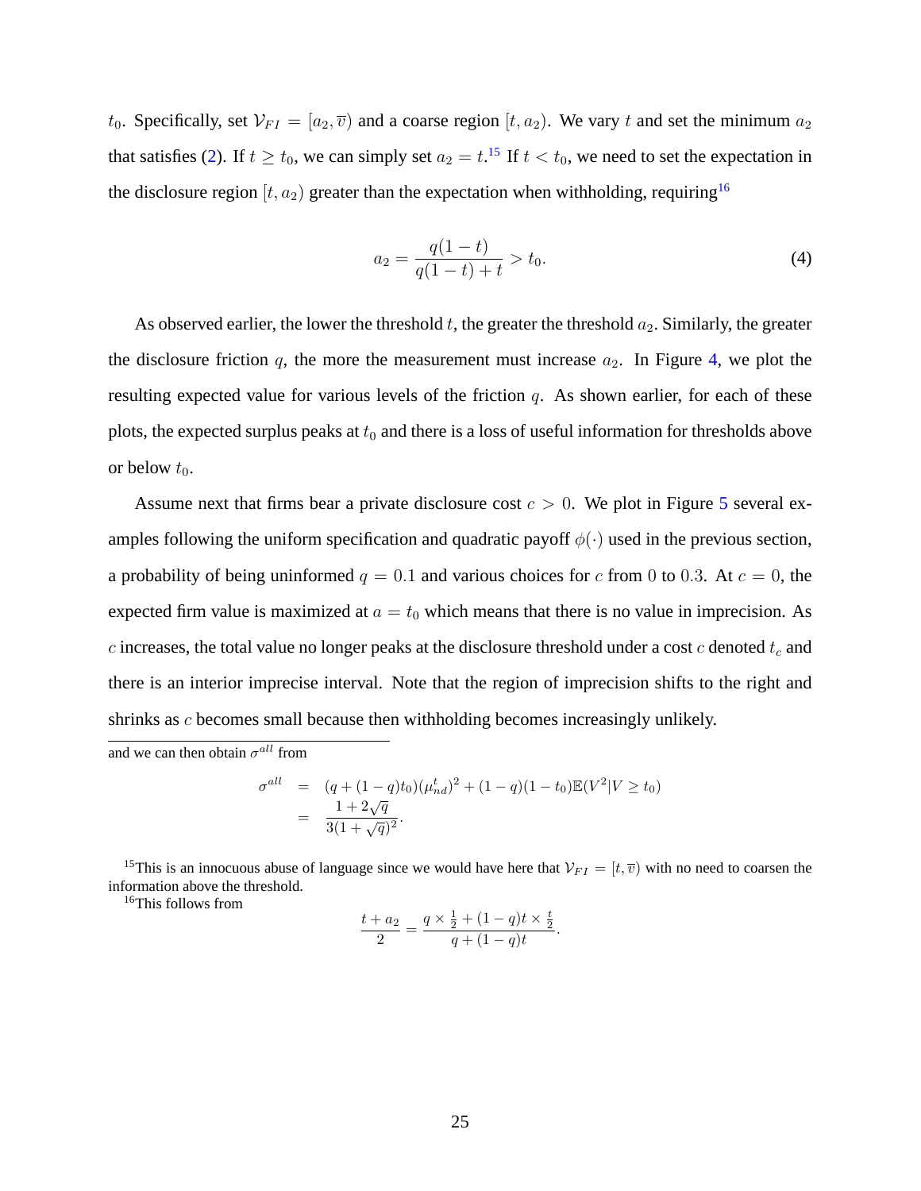$t_0$. Specifically, set $\mathcal{V}_{FI} = [a_2, \overline{v})$ and a coarse region $[t, a_2)$. We vary $t$ and set the minimum $a_2$ that satisfies (2). If $t \geq t_0$, we can simply set $a_2 = t$.[15] If $t < t_0$, we need to set the expectation in the disclosure region $[t, a_2)$ greater than the expectation when withholding, requiring[16]

$$a_2 = \frac{q(1-t)}{q(1-t)+t} > t_0. \tag{4}$$

As observed earlier, the lower the threshold $t$, the greater the threshold $a_2$. Similarly, the greater the disclosure friction $q$, the more the measurement must increase $a_2$. In Figure 4, we plot the resulting expected value for various levels of the friction $q$. As shown earlier, for each of these plots, the expected surplus peaks at $t_0$ and there is a loss of useful information for thresholds above or below $t_0$.

Assume next that firms bear a private disclosure cost $c > 0$. We plot in Figure 5 several examples following the uniform specification and quadratic payoff $\phi(\cdot)$ used in the previous section, a probability of being uninformed $q = 0.1$ and various choices for $c$ from $0$ to $0.3$. At $c = 0$, the expected firm value is maximized at $a = t_0$ which means that there is no value in imprecision. As $c$ increases, the total value no longer peaks at the disclosure threshold under a cost $c$ denoted $t_c$ and there is an interior imprecise interval. Note that the region of imprecision shifts to the right and shrinks as $c$ becomes small because then withholding becomes increasingly unlikely.

---

and we can then obtain $\sigma^{all}$ from

$$\begin{aligned}
\sigma^{all} &= (q + (1-q)t_0)(\mu^t_{nd})^2 + (1-q)(1-t_0)\mathbb{E}(V^2|V \geq t_0) \\
&= \frac{1+2\sqrt{q}}{3(1+\sqrt{q})^2}.
\end{aligned}$$

[15] This is an innocuous abuse of language since we would have here that $\mathcal{V}_{FI} = [t, \overline{v})$ with no need to coarsen the information above the threshold.

[16] This follows from

$$\frac{t + a_2}{2} = \frac{q \times \frac{1}{2} + (1-q)t \times \frac{t}{2}}{q + (1-q)t}.$$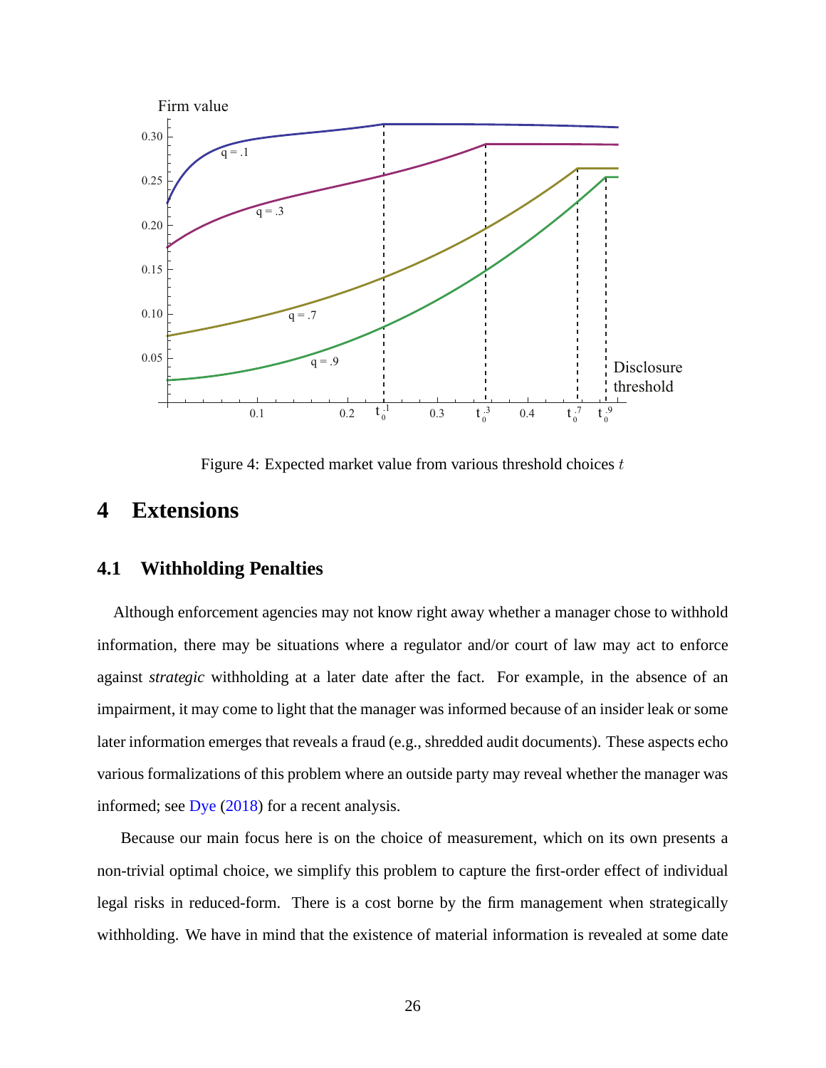Figure 4: Expected market value from various threshold choices $t$

# 4 Extensions

## 4.1 Withholding Penalties

Although enforcement agencies may not know right away whether a manager chose to withhold information, there may be situations where a regulator and/or court of law may act to enforce against *strategic* withholding at a later date after the fact. For example, in the absence of an impairment, it may come to light that the manager was informed because of an insider leak or some later information emerges that reveals a fraud (e.g., shredded audit documents). These aspects echo various formalizations of this problem where an outside party may reveal whether the manager was informed; see Dye (2018) for a recent analysis.

Because our main focus here is on the choice of measurement, which on its own presents a non-trivial optimal choice, we simplify this problem to capture the first-order effect of individual legal risks in reduced-form. There is a cost borne by the firm management when strategically withholding. We have in mind that the existence of material information is revealed at some date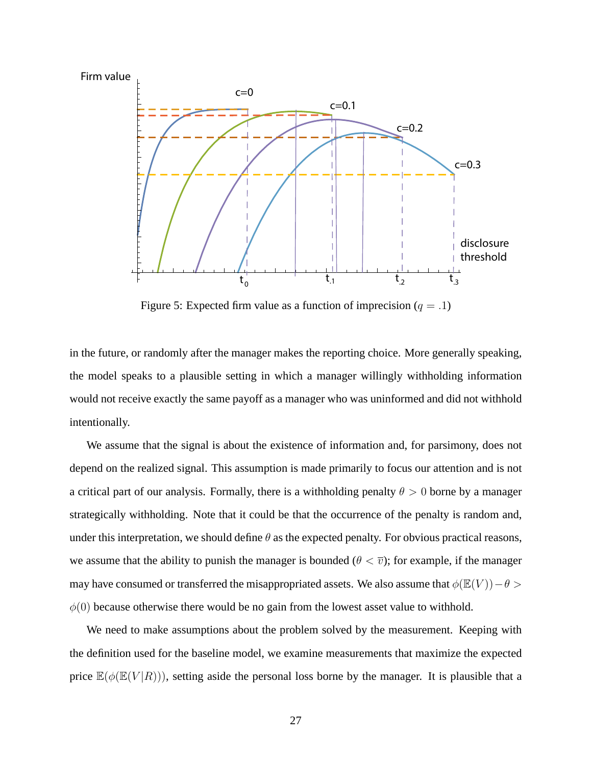Figure 5: Expected firm value as a function of imprecision ($q = .1$)

in the future, or randomly after the manager makes the reporting choice. More generally speaking, the model speaks to a plausible setting in which a manager willingly withholding information would not receive exactly the same payoff as a manager who was uninformed and did not withhold intentionally.

We assume that the signal is about the existence of information and, for parsimony, does not depend on the realized signal. This assumption is made primarily to focus our attention and is not a critical part of our analysis. Formally, there is a withholding penalty $\theta > 0$ borne by a manager strategically withholding. Note that it could be that the occurrence of the penalty is random and, under this interpretation, we should define $\theta$ as the expected penalty. For obvious practical reasons, we assume that the ability to punish the manager is bounded ($\theta < \overline{v}$); for example, if the manager may have consumed or transferred the misappropriated assets. We also assume that $\phi(\mathbb{E}(V)) - \theta > \phi(0)$ because otherwise there would be no gain from the lowest asset value to withhold.

We need to make assumptions about the problem solved by the measurement. Keeping with the definition used for the baseline model, we examine measurements that maximize the expected price $\mathbb{E}(\phi(\mathbb{E}(V|R)))$, setting aside the personal loss borne by the manager. It is plausible that a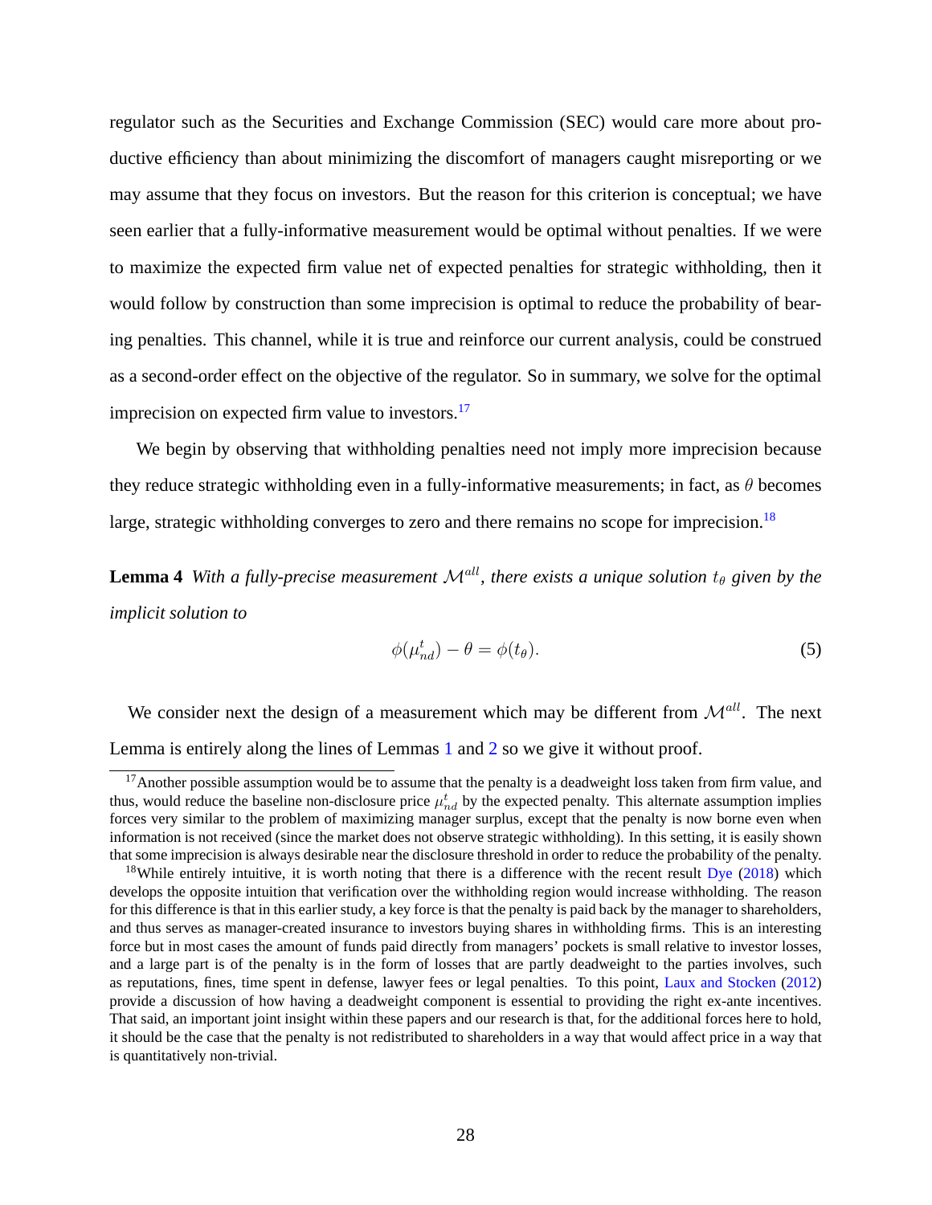regulator such as the Securities and Exchange Commission (SEC) would care more about productive efficiency than about minimizing the discomfort of managers caught misreporting or we may assume that they focus on investors. But the reason for this criterion is conceptual; we have seen earlier that a fully-informative measurement would be optimal without penalties. If we were to maximize the expected firm value net of expected penalties for strategic withholding, then it would follow by construction than some imprecision is optimal to reduce the probability of bearing penalties. This channel, while it is true and reinforce our current analysis, could be construed as a second-order effect on the objective of the regulator. So in summary, we solve for the optimal imprecision on expected firm value to investors.[17]

We begin by observing that withholding penalties need not imply more imprecision because they reduce strategic withholding even in a fully-informative measurements; in fact, as $\theta$ becomes large, strategic withholding converges to zero and there remains no scope for imprecision.[18]

**Lemma 4** *With a fully-precise measurement $\mathcal{M}^{all}$, there exists a unique solution $t_\theta$ given by the implicit solution to*

$$\phi(\mu_{nd}^t) - \theta = \phi(t_\theta). \tag{5}$$

We consider next the design of a measurement which may be different from $\mathcal{M}^{all}$. The next Lemma is entirely along the lines of Lemmas 1 and 2 so we give it without proof.

[17] Another possible assumption would be to assume that the penalty is a deadweight loss taken from firm value, and thus, would reduce the baseline non-disclosure price $\mu_{nd}^t$ by the expected penalty. This alternate assumption implies forces very similar to the problem of maximizing manager surplus, except that the penalty is now borne even when information is not received (since the market does not observe strategic withholding). In this setting, it is easily shown that some imprecision is always desirable near the disclosure threshold in order to reduce the probability of the penalty.

[18] While entirely intuitive, it is worth noting that there is a difference with the recent result Dye (2018) which develops the opposite intuition that verification over the withholding region would increase withholding. The reason for this difference is that in this earlier study, a key force is that the penalty is paid back by the manager to shareholders, and thus serves as manager-created insurance to investors buying shares in withholding firms. This is an interesting force but in most cases the amount of funds paid directly from managers' pockets is small relative to investor losses, and a large part is of the penalty is in the form of losses that are partly deadweight to the parties involves, such as reputations, fines, time spent in defense, lawyer fees or legal penalties. To this point, Laux and Stocken (2012) provide a discussion of how having a deadweight component is essential to providing the right ex-ante incentives. That said, an important joint insight within these papers and our research is that, for the additional forces here to hold, it should be the case that the penalty is not redistributed to shareholders in a way that would affect price in a way that is quantitatively non-trivial.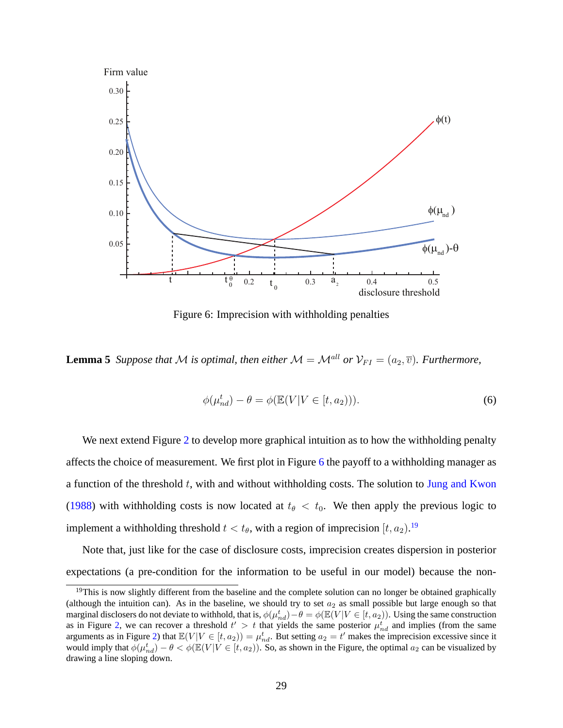Figure 6: Imprecision with withholding penalties

**Lemma 5** *Suppose that $\mathcal{M}$ is optimal, then either $\mathcal{M} = \mathcal{M}^{all}$ or $\mathcal{V}_{FI} = (a_2, \overline{v})$. Furthermore,*

$$\phi(\mu_{nd}^t) - \theta = \phi(\mathbb{E}(V|V \in [t, a_2))). \tag{6}$$

We next extend Figure 2 to develop more graphical intuition as to how the withholding penalty affects the choice of measurement. We first plot in Figure 6 the payoff to a withholding manager as a function of the threshold $t$, with and without withholding costs. The solution to Jung and Kwon (1988) with withholding costs is now located at $t_\theta < t_0$. We then apply the previous logic to implement a withholding threshold $t < t_\theta$, with a region of imprecision $[t, a_2)$.[19]

Note that, just like for the case of disclosure costs, imprecision creates dispersion in posterior expectations (a pre-condition for the information to be useful in our model) because the non-

[19] This is now slightly different from the baseline and the complete solution can no longer be obtained graphically (although the intuition can). As in the baseline, we should try to set $a_2$ as small possible but large enough so that marginal disclosers do not deviate to withhold, that is, $\phi(\mu_{nd}^t) - \theta = \phi(\mathbb{E}(V|V \in [t, a_2))$. Using the same construction as in Figure 2, we can recover a threshold $t' > t$ that yields the same posterior $\mu_{nd}^t$ and implies (from the same arguments as in Figure 2) that $\mathbb{E}(V|V \in [t, a_2)) = \mu_{nd}^t$. But setting $a_2 = t'$ makes the imprecision excessive since it would imply that $\phi(\mu_{nd}^t) - \theta < \phi(\mathbb{E}(V|V \in [t, a_2))$. So, as shown in the Figure, the optimal $a_2$ can be visualized by drawing a line sloping down.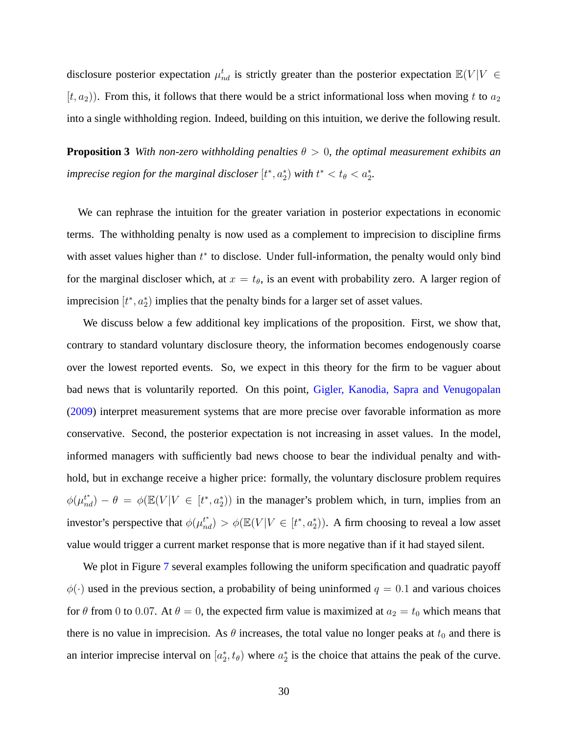disclosure posterior expectation $\mu^t_{nd}$ is strictly greater than the posterior expectation $\mathbb{E}(V|V \in [t, a_2))$. From this, it follows that there would be a strict informational loss when moving $t$ to $a_2$ into a single withholding region. Indeed, building on this intuition, we derive the following result.

**Proposition 3** *With non-zero withholding penalties $\theta > 0$, the optimal measurement exhibits an imprecise region for the marginal discloser $[t^*, a_2^*)$ with $t^* < t_\theta < a_2^*$.*

We can rephrase the intuition for the greater variation in posterior expectations in economic terms. The withholding penalty is now used as a complement to imprecision to discipline firms with asset values higher than $t^*$ to disclose. Under full-information, the penalty would only bind for the marginal discloser which, at $x = t_\theta$, is an event with probability zero. A larger region of imprecision $[t^*, a_2^*)$ implies that the penalty binds for a larger set of asset values.

We discuss below a few additional key implications of the proposition. First, we show that, contrary to standard voluntary disclosure theory, the information becomes endogenously coarse over the lowest reported events. So, we expect in this theory for the firm to be vaguer about bad news that is voluntarily reported. On this point, Gigler, Kanodia, Sapra and Venugopalan (2009) interpret measurement systems that are more precise over favorable information as more conservative. Second, the posterior expectation is not increasing in asset values. In the model, informed managers with sufficiently bad news choose to bear the individual penalty and withhold, but in exchange receive a higher price: formally, the voluntary disclosure problem requires $\phi(\mu^{t^*}_{nd}) - \theta = \phi(\mathbb{E}(V|V \in [t^*, a_2^*))$ in the manager's problem which, in turn, implies from an investor's perspective that $\phi(\mu^{t^*}_{nd}) > \phi(\mathbb{E}(V|V \in [t^*, a_2^*))$. A firm choosing to reveal a low asset value would trigger a current market response that is more negative than if it had stayed silent.

We plot in Figure 7 several examples following the uniform specification and quadratic payoff $\phi(\cdot)$ used in the previous section, a probability of being uninformed $q = 0.1$ and various choices for $\theta$ from $0$ to $0.07$. At $\theta = 0$, the expected firm value is maximized at $a_2 = t_0$ which means that there is no value in imprecision. As $\theta$ increases, the total value no longer peaks at $t_0$ and there is an interior imprecise interval on $[a_2^*, t_\theta)$ where $a_2^*$ is the choice that attains the peak of the curve.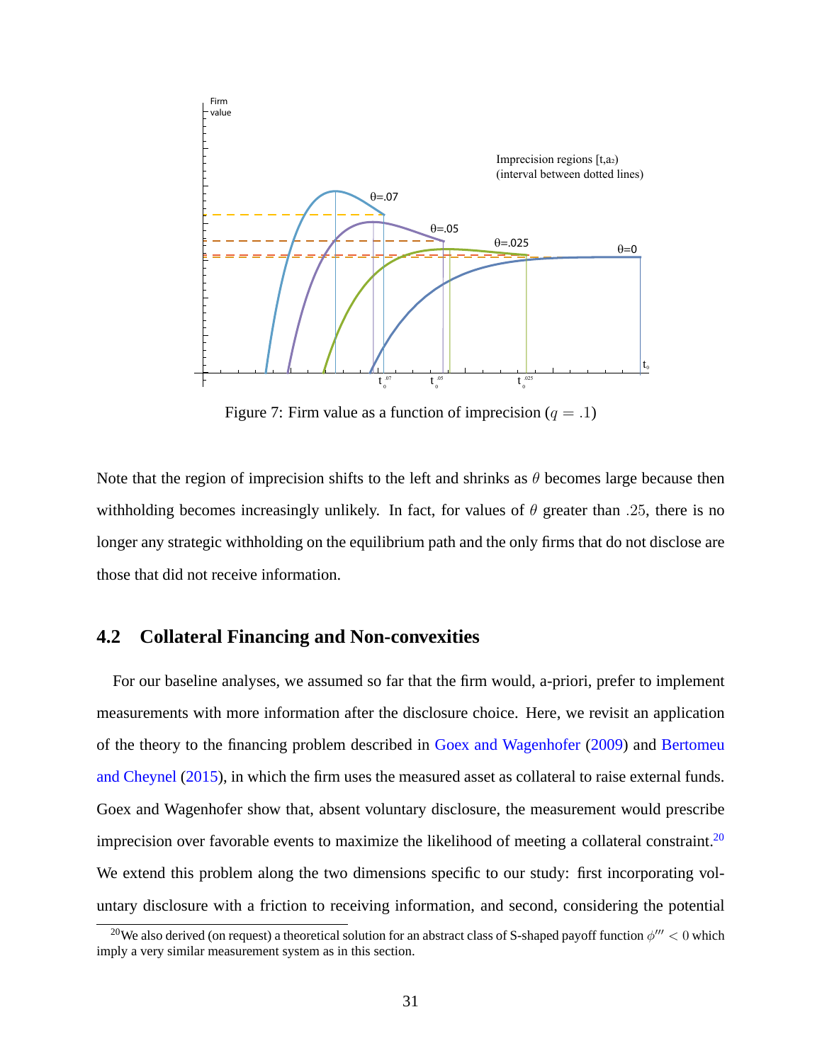Figure 7: Firm value as a function of imprecision ($q = .1$)

Note that the region of imprecision shifts to the left and shrinks as $\theta$ becomes large because then withholding becomes increasingly unlikely. In fact, for values of $\theta$ greater than $.25$, there is no longer any strategic withholding on the equilibrium path and the only firms that do not disclose are those that did not receive information.

## 4.2 Collateral Financing and Non-convexities

For our baseline analyses, we assumed so far that the firm would, a-priori, prefer to implement measurements with more information after the disclosure choice. Here, we revisit an application of the theory to the financing problem described in Goex and Wagenhofer (2009) and Bertomeu and Cheynel (2015), in which the firm uses the measured asset as collateral to raise external funds. Goex and Wagenhofer show that, absent voluntary disclosure, the measurement would prescribe imprecision over favorable events to maximize the likelihood of meeting a collateral constraint.[20] We extend this problem along the two dimensions specific to our study: first incorporating voluntary disclosure with a friction to receiving information, and second, considering the potential

[20] We also derived (on request) a theoretical solution for an abstract class of S-shaped payoff function $\phi''' < 0$ which imply a very similar measurement system as in this section.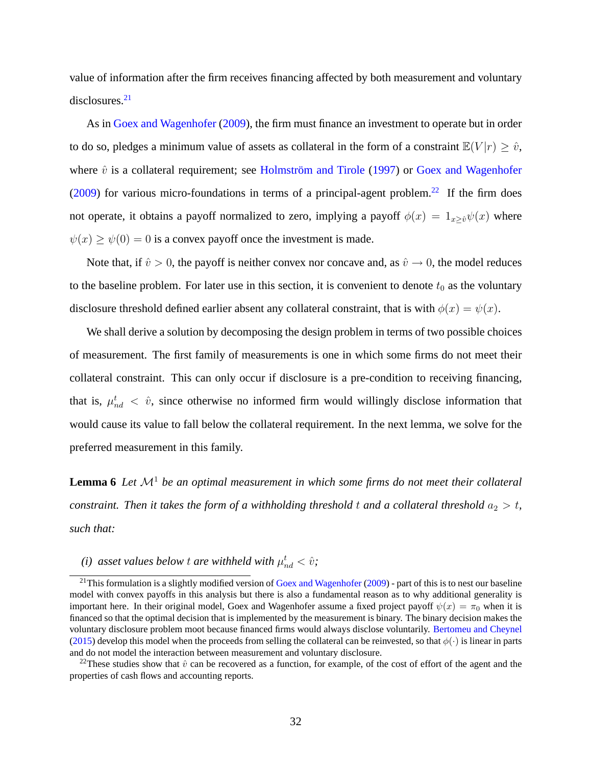value of information after the firm receives financing affected by both measurement and voluntary disclosures.[21]

As in Goex and Wagenhofer (2009), the firm must finance an investment to operate but in order to do so, pledges a minimum value of assets as collateral in the form of a constraint $\mathbb{E}(V|r) \geq \hat{v}$, where $\hat{v}$ is a collateral requirement; see Holmström and Tirole (1997) or Goex and Wagenhofer (2009) for various micro-foundations in terms of a principal-agent problem.[22] If the firm does not operate, it obtains a payoff normalized to zero, implying a payoff $\phi(x) = 1_{x \geq \hat{v}} \psi(x)$ where $\psi(x) \geq \psi(0) = 0$ is a convex payoff once the investment is made.

Note that, if $\hat{v} > 0$, the payoff is neither convex nor concave and, as $\hat{v} \to 0$, the model reduces to the baseline problem. For later use in this section, it is convenient to denote $t_0$ as the voluntary disclosure threshold defined earlier absent any collateral constraint, that is with $\phi(x) = \psi(x)$.

We shall derive a solution by decomposing the design problem in terms of two possible choices of measurement. The first family of measurements is one in which some firms do not meet their collateral constraint. This can only occur if disclosure is a pre-condition to receiving financing, that is, $\mu^t_{nd} < \hat{v}$, since otherwise no informed firm would willingly disclose information that would cause its value to fall below the collateral requirement. In the next lemma, we solve for the preferred measurement in this family.

**Lemma 6** *Let $\mathcal{M}^1$ be an optimal measurement in which some firms do not meet their collateral constraint. Then it takes the form of a withholding threshold $t$ and a collateral threshold $a_2 > t$, such that:*

*(i) asset values below $t$ are withheld with $\mu^t_{nd} < \hat{v}$;*

[21] This formulation is a slightly modified version of Goex and Wagenhofer (2009) - part of this is to nest our baseline model with convex payoffs in this analysis but there is also a fundamental reason as to why additional generality is important here. In their original model, Goex and Wagenhofer assume a fixed project payoff $\psi(x) = \pi_0$ when it is financed so that the optimal decision that is implemented by the measurement is binary. The binary decision makes the voluntary disclosure problem moot because financed firms would always disclose voluntarily. Bertomeu and Cheynel (2015) develop this model when the proceeds from selling the collateral can be reinvested, so that $\phi(\cdot)$ is linear in parts and do not model the interaction between measurement and voluntary disclosure.

[22] These studies show that $\hat{v}$ can be recovered as a function, for example, of the cost of effort of the agent and the properties of cash flows and accounting reports.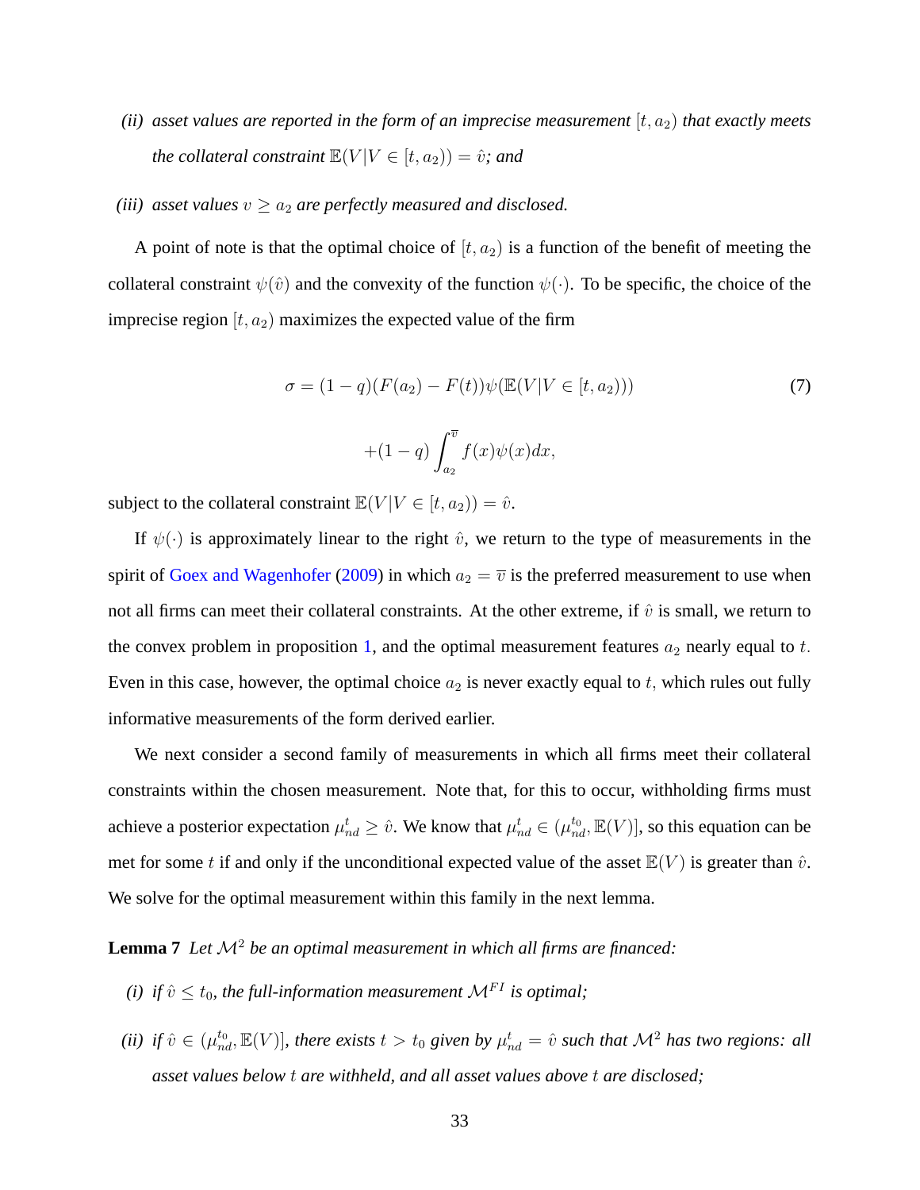*(ii) asset values are reported in the form of an imprecise measurement $[t, a_2)$ that exactly meets the collateral constraint $\mathbb{E}(V|V \in [t, a_2)) = \hat{v}$; and*

*(iii) asset values $v \geq a_2$ are perfectly measured and disclosed.*

A point of note is that the optimal choice of $[t, a_2)$ is a function of the benefit of meeting the collateral constraint $\psi(\hat{v})$ and the convexity of the function $\psi(\cdot)$. To be specific, the choice of the imprecise region $[t, a_2)$ maximizes the expected value of the firm

$$\sigma = (1-q)(F(a_2) - F(t))\psi(\mathbb{E}(V|V \in [t, a_2))) \tag{7}$$

$$+(1-q)\int_{a_2}^{\overline{v}} f(x)\psi(x)dx,$$

subject to the collateral constraint $\mathbb{E}(V|V \in [t, a_2)) = \hat{v}$.

If $\psi(\cdot)$ is approximately linear to the right $\hat{v}$, we return to the type of measurements in the spirit of Goex and Wagenhofer (2009) in which $a_2 = \overline{v}$ is the preferred measurement to use when not all firms can meet their collateral constraints. At the other extreme, if $\hat{v}$ is small, we return to the convex problem in proposition 1, and the optimal measurement features $a_2$ nearly equal to $t.$ Even in this case, however, the optimal choice $a_2$ is never exactly equal to $t,$ which rules out fully informative measurements of the form derived earlier.

We next consider a second family of measurements in which all firms meet their collateral constraints within the chosen measurement. Note that, for this to occur, withholding firms must achieve a posterior expectation $\mu^t_{nd} \geq \hat{v}$. We know that $\mu^t_{nd} \in (\mu^{t_0}_{nd}, \mathbb{E}(V)]$, so this equation can be met for some $t$ if and only if the unconditional expected value of the asset $\mathbb{E}(V)$ is greater than $\hat{v}$. We solve for the optimal measurement within this family in the next lemma.

**Lemma 7** *Let $\mathcal{M}^2$ be an optimal measurement in which all firms are financed:*

*(i) if $\hat{v} \leq t_0$, the full-information measurement $\mathcal{M}^{FI}$ is optimal;*

*(ii) if $\hat{v} \in (\mu^{t_0}_{nd}, \mathbb{E}(V)]$, there exists $t > t_0$ given by $\mu^t_{nd} = \hat{v}$ such that $\mathcal{M}^2$ has two regions: all asset values below $t$ are withheld, and all asset values above $t$ are disclosed;*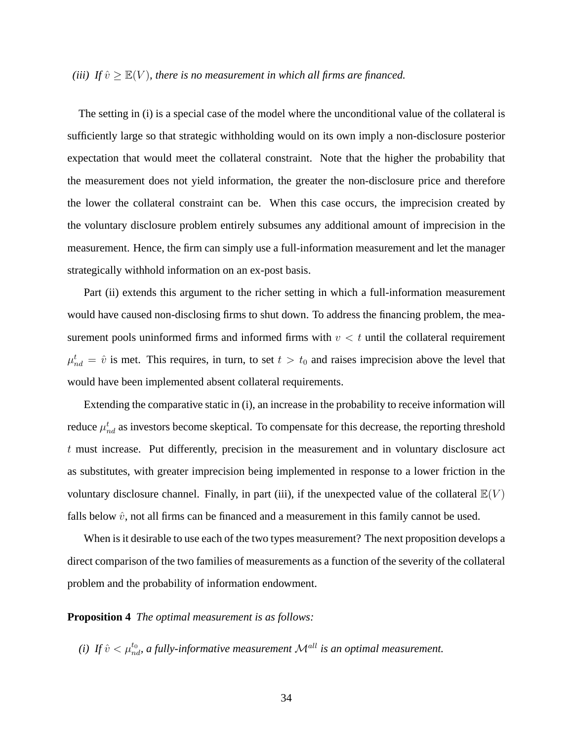*(iii) If $\hat{v} \geq \mathbb{E}(V)$, there is no measurement in which all firms are financed.*

The setting in (i) is a special case of the model where the unconditional value of the collateral is sufficiently large so that strategic withholding would on its own imply a non-disclosure posterior expectation that would meet the collateral constraint. Note that the higher the probability that the measurement does not yield information, the greater the non-disclosure price and therefore the lower the collateral constraint can be. When this case occurs, the imprecision created by the voluntary disclosure problem entirely subsumes any additional amount of imprecision in the measurement. Hence, the firm can simply use a full-information measurement and let the manager strategically withhold information on an ex-post basis.

Part (ii) extends this argument to the richer setting in which a full-information measurement would have caused non-disclosing firms to shut down. To address the financing problem, the measurement pools uninformed firms and informed firms with $v < t$ until the collateral requirement $\mu_{nd}^{t} = \hat{v}$ is met. This requires, in turn, to set $t > t_0$ and raises imprecision above the level that would have been implemented absent collateral requirements.

Extending the comparative static in (i), an increase in the probability to receive information will reduce $\mu_{nd}^{t}$ as investors become skeptical. To compensate for this decrease, the reporting threshold $t$ must increase. Put differently, precision in the measurement and in voluntary disclosure act as substitutes, with greater imprecision being implemented in response to a lower friction in the voluntary disclosure channel. Finally, in part (iii), if the unexpected value of the collateral $\mathbb{E}(V)$ falls below $\hat{v}$, not all firms can be financed and a measurement in this family cannot be used.

When is it desirable to use each of the two types measurement? The next proposition develops a direct comparison of the two families of measurements as a function of the severity of the collateral problem and the probability of information endowment.

**Proposition 4** *The optimal measurement is as follows:*

*(i) If $\hat{v} < \mu_{nd}^{t_0}$, a fully-informative measurement $\mathcal{M}^{all}$ is an optimal measurement.*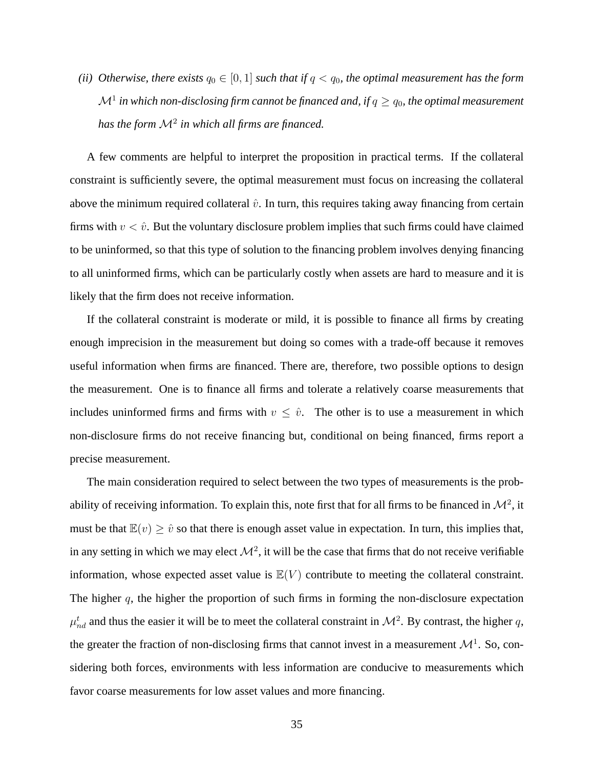*(ii) Otherwise, there exists $q_0 \in [0,1]$ such that if $q < q_0$, the optimal measurement has the form $\mathcal{M}^1$ in which non-disclosing firm cannot be financed and, if $q \geq q_0$, the optimal measurement has the form $\mathcal{M}^2$ in which all firms are financed.*

A few comments are helpful to interpret the proposition in practical terms. If the collateral constraint is sufficiently severe, the optimal measurement must focus on increasing the collateral above the minimum required collateral $\hat{v}$. In turn, this requires taking away financing from certain firms with $v < \hat{v}$. But the voluntary disclosure problem implies that such firms could have claimed to be uninformed, so that this type of solution to the financing problem involves denying financing to all uninformed firms, which can be particularly costly when assets are hard to measure and it is likely that the firm does not receive information.

If the collateral constraint is moderate or mild, it is possible to finance all firms by creating enough imprecision in the measurement but doing so comes with a trade-off because it removes useful information when firms are financed. There are, therefore, two possible options to design the measurement. One is to finance all firms and tolerate a relatively coarse measurements that includes uninformed firms and firms with $v \leq \hat{v}$. The other is to use a measurement in which non-disclosure firms do not receive financing but, conditional on being financed, firms report a precise measurement.

The main consideration required to select between the two types of measurements is the probability of receiving information. To explain this, note first that for all firms to be financed in $\mathcal{M}^2$, it must be that $\mathbb{E}(v) \geq \hat{v}$ so that there is enough asset value in expectation. In turn, this implies that, in any setting in which we may elect $\mathcal{M}^2$, it will be the case that firms that do not receive verifiable information, whose expected asset value is $\mathbb{E}(V)$ contribute to meeting the collateral constraint. The higher $q$, the higher the proportion of such firms in forming the non-disclosure expectation $\mu^t_{nd}$ and thus the easier it will be to meet the collateral constraint in $\mathcal{M}^2$. By contrast, the higher $q$, the greater the fraction of non-disclosing firms that cannot invest in a measurement $\mathcal{M}^1$. So, considering both forces, environments with less information are conducive to measurements which favor coarse measurements for low asset values and more financing.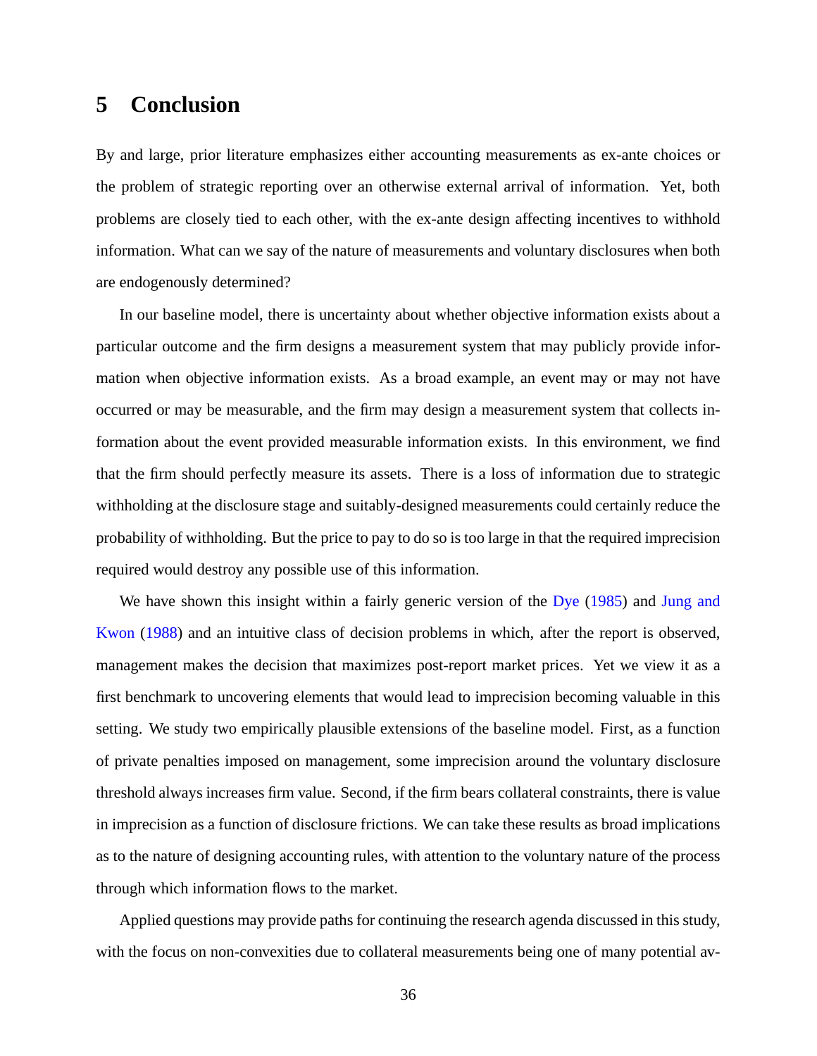# 5 Conclusion

By and large, prior literature emphasizes either accounting measurements as ex-ante choices or the problem of strategic reporting over an otherwise external arrival of information. Yet, both problems are closely tied to each other, with the ex-ante design affecting incentives to withhold information. What can we say of the nature of measurements and voluntary disclosures when both are endogenously determined?

In our baseline model, there is uncertainty about whether objective information exists about a particular outcome and the firm designs a measurement system that may publicly provide information when objective information exists. As a broad example, an event may or may not have occurred or may be measurable, and the firm may design a measurement system that collects information about the event provided measurable information exists. In this environment, we find that the firm should perfectly measure its assets. There is a loss of information due to strategic withholding at the disclosure stage and suitably-designed measurements could certainly reduce the probability of withholding. But the price to pay to do so is too large in that the required imprecision required would destroy any possible use of this information.

We have shown this insight within a fairly generic version of the Dye (1985) and Jung and Kwon (1988) and an intuitive class of decision problems in which, after the report is observed, management makes the decision that maximizes post-report market prices. Yet we view it as a first benchmark to uncovering elements that would lead to imprecision becoming valuable in this setting. We study two empirically plausible extensions of the baseline model. First, as a function of private penalties imposed on management, some imprecision around the voluntary disclosure threshold always increases firm value. Second, if the firm bears collateral constraints, there is value in imprecision as a function of disclosure frictions. We can take these results as broad implications as to the nature of designing accounting rules, with attention to the voluntary nature of the process through which information flows to the market.

Applied questions may provide paths for continuing the research agenda discussed in this study, with the focus on non-convexities due to collateral measurements being one of many potential av-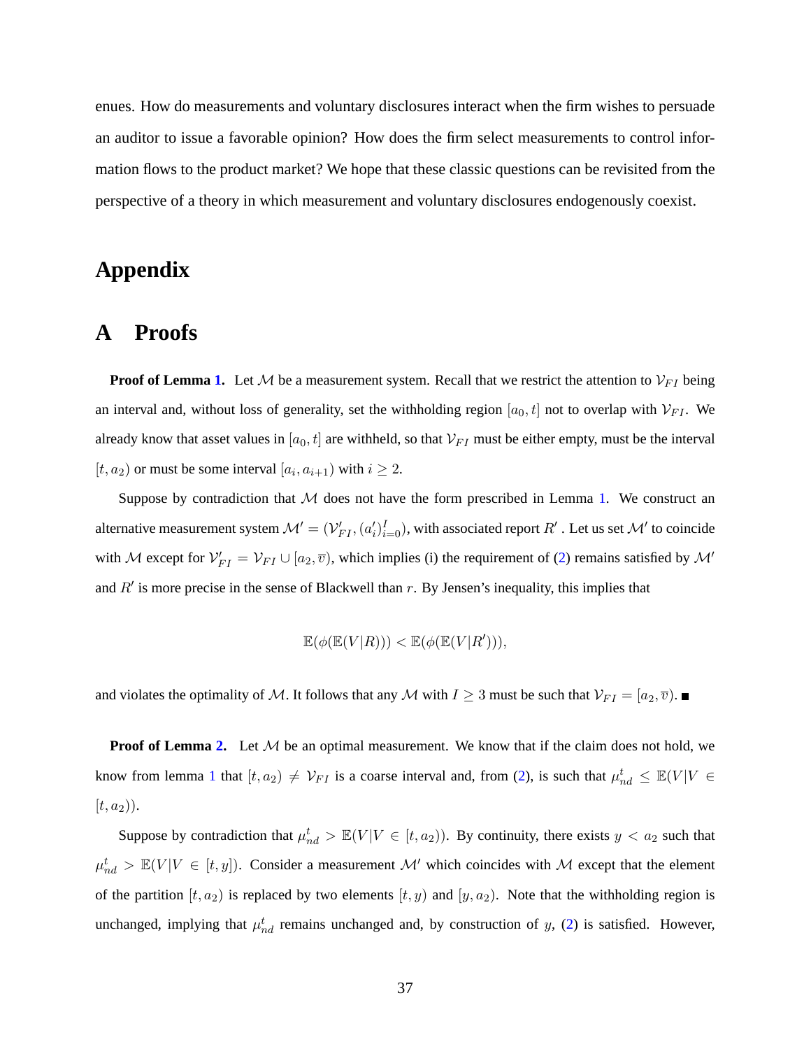enues. How do measurements and voluntary disclosures interact when the firm wishes to persuade an auditor to issue a favorable opinion? How does the firm select measurements to control information flows to the product market? We hope that these classic questions can be revisited from the perspective of a theory in which measurement and voluntary disclosures endogenously coexist.

# Appendix

## A Proofs

**Proof of Lemma 1.** Let $\mathcal{M}$ be a measurement system. Recall that we restrict the attention to $\mathcal{V}_{FI}$ being an interval and, without loss of generality, set the withholding region $[a_0, t]$ not to overlap with $\mathcal{V}_{FI}$. We already know that asset values in $[a_0, t]$ are withheld, so that $\mathcal{V}_{FI}$ must be either empty, must be the interval $[t, a_2)$ or must be some interval $[a_i, a_{i+1})$ with $i \geq 2$.

Suppose by contradiction that $\mathcal{M}$ does not have the form prescribed in Lemma 1. We construct an alternative measurement system $\mathcal{M}' = (\mathcal{V}'_{FI}, (a'_i)_{i=0}^{I})$, with associated report $R'$. Let us set $\mathcal{M}'$ to coincide with $\mathcal{M}$ except for $\mathcal{V}'_{FI} = \mathcal{V}_{FI} \cup [a_2, \overline{v})$, which implies (i) the requirement of (2) remains satisfied by $\mathcal{M}'$ and $R'$ is more precise in the sense of Blackwell than $r$. By Jensen's inequality, this implies that

$$\mathbb{E}(\phi(\mathbb{E}(V|R))) < \mathbb{E}(\phi(\mathbb{E}(V|R'))),$$

and violates the optimality of $\mathcal{M}$. It follows that any $\mathcal{M}$ with $I \geq 3$ must be such that $\mathcal{V}_{FI} = [a_2, \overline{v})$. ■

**Proof of Lemma 2.** Let $\mathcal{M}$ be an optimal measurement. We know that if the claim does not hold, we know from lemma 1 that $[t, a_2) \neq \mathcal{V}_{FI}$ is a coarse interval and, from (2), is such that $\mu^t_{nd} \leq \mathbb{E}(V|V \in [t, a_2))$.

Suppose by contradiction that $\mu^t_{nd} > \mathbb{E}(V|V \in [t, a_2))$. By continuity, there exists $y < a_2$ such that $\mu^t_{nd} > \mathbb{E}(V|V \in [t, y])$. Consider a measurement $\mathcal{M}'$ which coincides with $\mathcal{M}$ except that the element of the partition $[t, a_2)$ is replaced by two elements $[t, y)$ and $[y, a_2)$. Note that the withholding region is unchanged, implying that $\mu^t_{nd}$ remains unchanged and, by construction of $y$, (2) is satisfied. However,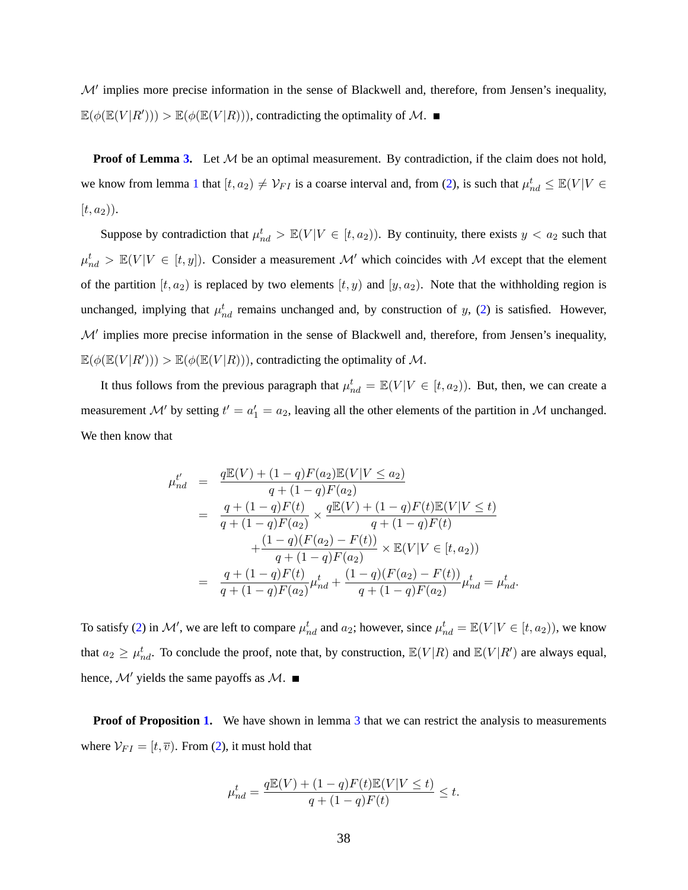$\mathcal{M}'$ implies more precise information in the sense of Blackwell and, therefore, from Jensen's inequality, $\mathbb{E}(\phi(\mathbb{E}(V|R'))) > \mathbb{E}(\phi(\mathbb{E}(V|R)))$, contradicting the optimality of $\mathcal{M}$. ■

**Proof of Lemma 3.** Let $\mathcal{M}$ be an optimal measurement. By contradiction, if the claim does not hold, we know from lemma 1 that $[t, a_2) \neq \mathcal{V}_{FI}$ is a coarse interval and, from (2), is such that $\mu_{nd}^t \leq \mathbb{E}(V|V \in [t, a_2))$.

Suppose by contradiction that $\mu_{nd}^t > \mathbb{E}(V|V \in [t, a_2))$. By continuity, there exists $y < a_2$ such that $\mu_{nd}^t > \mathbb{E}(V|V \in [t, y])$. Consider a measurement $\mathcal{M}'$ which coincides with $\mathcal{M}$ except that the element of the partition $[t, a_2)$ is replaced by two elements $[t, y)$ and $[y, a_2)$. Note that the withholding region is unchanged, implying that $\mu_{nd}^t$ remains unchanged and, by construction of $y$, (2) is satisfied. However, $\mathcal{M}'$ implies more precise information in the sense of Blackwell and, therefore, from Jensen's inequality, $\mathbb{E}(\phi(\mathbb{E}(V|R'))) > \mathbb{E}(\phi(\mathbb{E}(V|R)))$, contradicting the optimality of $\mathcal{M}$.

It thus follows from the previous paragraph that $\mu_{nd}^t = \mathbb{E}(V|V \in [t, a_2))$. But, then, we can create a measurement $\mathcal{M}'$ by setting $t' = a_1' = a_2$, leaving all the other elements of the partition in $\mathcal{M}$ unchanged. We then know that

$$
\begin{aligned}
\mu_{nd}^{t'} &= \frac{q\mathbb{E}(V) + (1-q)F(a_2)\mathbb{E}(V|V \leq a_2)}{q + (1-q)F(a_2)} \\
&= \frac{q + (1-q)F(t)}{q + (1-q)F(a_2)} \times \frac{q\mathbb{E}(V) + (1-q)F(t)\mathbb{E}(V|V \leq t)}{q + (1-q)F(t)} \\
&\quad + \frac{(1-q)(F(a_2) - F(t))}{q + (1-q)F(a_2)} \times \mathbb{E}(V|V \in [t, a_2)) \\
&= \frac{q + (1-q)F(t)}{q + (1-q)F(a_2)}\mu_{nd}^t + \frac{(1-q)(F(a_2) - F(t))}{q + (1-q)F(a_2)}\mu_{nd}^t = \mu_{nd}^t.
\end{aligned}
$$

To satisfy (2) in $\mathcal{M}'$, we are left to compare $\mu_{nd}^t$ and $a_2$; however, since $\mu_{nd}^t = \mathbb{E}(V|V \in [t, a_2))$, we know that $a_2 \geq \mu_{nd}^t$. To conclude the proof, note that, by construction, $\mathbb{E}(V|R)$ and $\mathbb{E}(V|R')$ are always equal, hence, $\mathcal{M}'$ yields the same payoffs as $\mathcal{M}$. ■

**Proof of Proposition 1.** We have shown in lemma 3 that we can restrict the analysis to measurements where $\mathcal{V}_{FI} = [t, \overline{v})$. From (2), it must hold that

$$
\mu_{nd}^t = \frac{q\mathbb{E}(V) + (1-q)F(t)\mathbb{E}(V|V \leq t)}{q + (1-q)F(t)} \leq t.
$$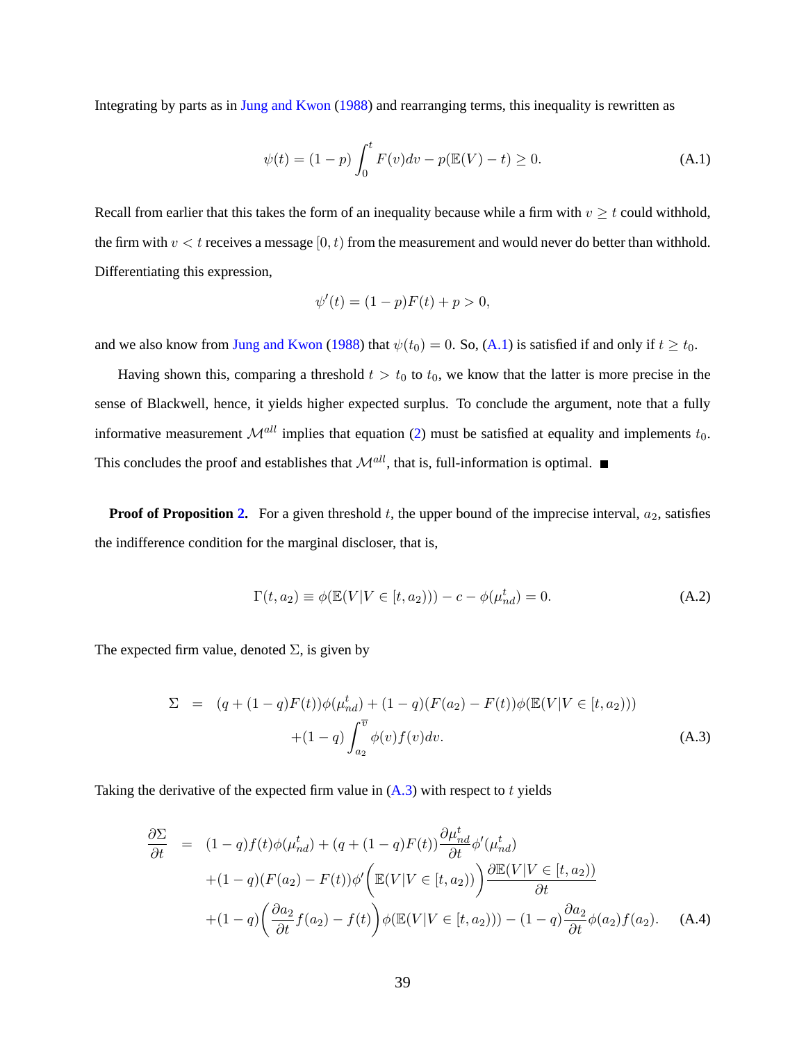Integrating by parts as in Jung and Kwon (1988) and rearranging terms, this inequality is rewritten as

$$\psi(t) = (1-p)\int_0^t F(v)dv - p(\mathbb{E}(V) - t) \geq 0. \tag{A.1}$$

Recall from earlier that this takes the form of an inequality because while a firm with $v \geq t$ could withhold, the firm with $v < t$ receives a message $[0, t)$ from the measurement and would never do better than withhold. Differentiating this expression,

$$\psi'(t) = (1-p)F(t) + p > 0,$$

and we also know from Jung and Kwon (1988) that $\psi(t_0) = 0$. So, (A.1) is satisfied if and only if $t \geq t_0$.

Having shown this, comparing a threshold $t > t_0$ to $t_0$, we know that the latter is more precise in the sense of Blackwell, hence, it yields higher expected surplus. To conclude the argument, note that a fully informative measurement $\mathcal{M}^{all}$ implies that equation (2) must be satisfied at equality and implements $t_0$. This concludes the proof and establishes that $\mathcal{M}^{all}$, that is, full-information is optimal. ■

**Proof of Proposition 2.** For a given threshold $t$, the upper bound of the imprecise interval, $a_2$, satisfies the indifference condition for the marginal discloser, that is,

$$\Gamma(t, a_2) \equiv \phi(\mathbb{E}(V|V \in [t, a_2))) - c - \phi(\mu_{nd}^t) = 0. \tag{A.2}$$

The expected firm value, denoted $\Sigma$, is given by

$$\begin{aligned}\Sigma \;\; = \;\; & (q + (1-q)F(t))\phi(\mu_{nd}^t) + (1-q)(F(a_2) - F(t))\phi(\mathbb{E}(V|V \in [t, a_2))) \\ & + (1-q)\int_{a_2}^{\overline{v}} \phi(v) f(v) dv.\end{aligned} \tag{A.3}$$

Taking the derivative of the expected firm value in (A.3) with respect to $t$ yields

$$\begin{aligned}\frac{\partial \Sigma}{\partial t} \;\; = \;\; & (1-q)f(t)\phi(\mu_{nd}^t) + (q + (1-q)F(t))\frac{\partial \mu_{nd}^t}{\partial t}\phi'(\mu_{nd}^t) \\ & + (1-q)(F(a_2) - F(t))\phi'\Big(\mathbb{E}(V|V \in [t, a_2))\Big)\frac{\partial \mathbb{E}(V|V \in [t, a_2))}{\partial t} \\ & + (1-q)\left(\frac{\partial a_2}{\partial t} f(a_2) - f(t)\right)\phi(\mathbb{E}(V|V \in [t, a_2))) - (1-q)\frac{\partial a_2}{\partial t}\phi(a_2) f(a_2).\end{aligned} \tag{A.4}$$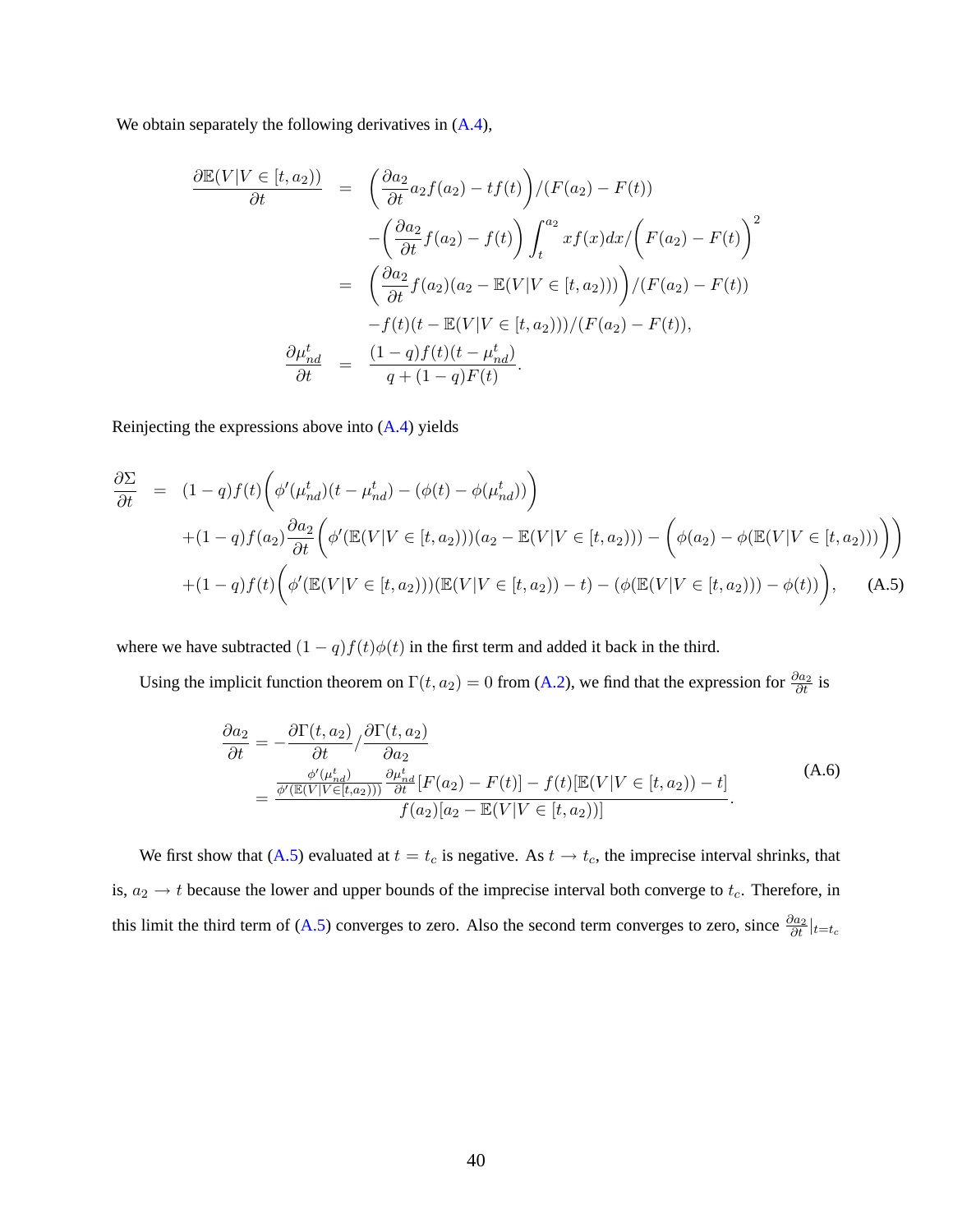We obtain separately the following derivatives in (A.4),

$$
\begin{aligned}
\frac{\partial \mathbb{E}(V|V\in[t,a_2))}{\partial t} &= \left(\frac{\partial a_2}{\partial t}a_2 f(a_2) - tf(t)\right)/(F(a_2)-F(t)) \\
&\quad -\left(\frac{\partial a_2}{\partial t}f(a_2) - f(t)\right)\int_t^{a_2} xf(x)dx\Big/\Big(F(a_2)-F(t)\Big)^2 \\
&= \left(\frac{\partial a_2}{\partial t}f(a_2)(a_2 - \mathbb{E}(V|V\in[t,a_2)))\right)/(F(a_2)-F(t)) \\
&\quad - f(t)(t-\mathbb{E}(V|V\in[t,a_2)))/(F(a_2)-F(t)), \\
\frac{\partial \mu_{nd}^t}{\partial t} &= \frac{(1-q)f(t)(t-\mu_{nd}^t)}{q+(1-q)F(t)}.
\end{aligned}
$$

Reinjecting the expressions above into (A.4) yields

$$
\begin{aligned}
\frac{\partial \Sigma}{\partial t} &= (1-q)f(t)\Big(\phi'(\mu_{nd}^t)(t-\mu_{nd}^t) - (\phi(t)-\phi(\mu_{nd}^t))\Big) \\
&\quad +(1-q)f(a_2)\frac{\partial a_2}{\partial t}\Big(\phi'(\mathbb{E}(V|V\in[t,a_2)))(a_2-\mathbb{E}(V|V\in[t,a_2))) - \Big(\phi(a_2)-\phi(\mathbb{E}(V|V\in[t,a_2)))\Big)\Big) \\
&\quad +(1-q)f(t)\Big(\phi'(\mathbb{E}(V|V\in[t,a_2)))(\mathbb{E}(V|V\in[t,a_2))-t) - (\phi(\mathbb{E}(V|V\in[t,a_2)))-\phi(t))\Big), \qquad \text{(A.5)}
\end{aligned}
$$

where we have subtracted $(1-q)f(t)\phi(t)$ in the first term and added it back in the third.

Using the implicit function theorem on $\Gamma(t,a_2)=0$ from (A.2), we find that the expression for $\frac{\partial a_2}{\partial t}$ is

$$
\begin{aligned}
\frac{\partial a_2}{\partial t} &= -\frac{\partial \Gamma(t,a_2)}{\partial t}\Big/\frac{\partial \Gamma(t,a_2)}{\partial a_2} \\
&= \frac{\frac{\phi'(\mu_{nd}^t)}{\phi'(\mathbb{E}(V|V\in[t,a_2)))}\frac{\partial \mu_{nd}^t}{\partial t}[F(a_2)-F(t)] - f(t)[\mathbb{E}(V|V\in[t,a_2))-t]}{f(a_2)[a_2-\mathbb{E}(V|V\in[t,a_2))]}.
\end{aligned} \qquad \text{(A.6)}
$$

We first show that (A.5) evaluated at $t=t_c$ is negative. As $t\to t_c$, the imprecise interval shrinks, that is, $a_2\to t$ because the lower and upper bounds of the imprecise interval both converge to $t_c$. Therefore, in this limit the third term of (A.5) converges to zero. Also the second term converges to zero, since $\frac{\partial a_2}{\partial t}|_{t=t_c}$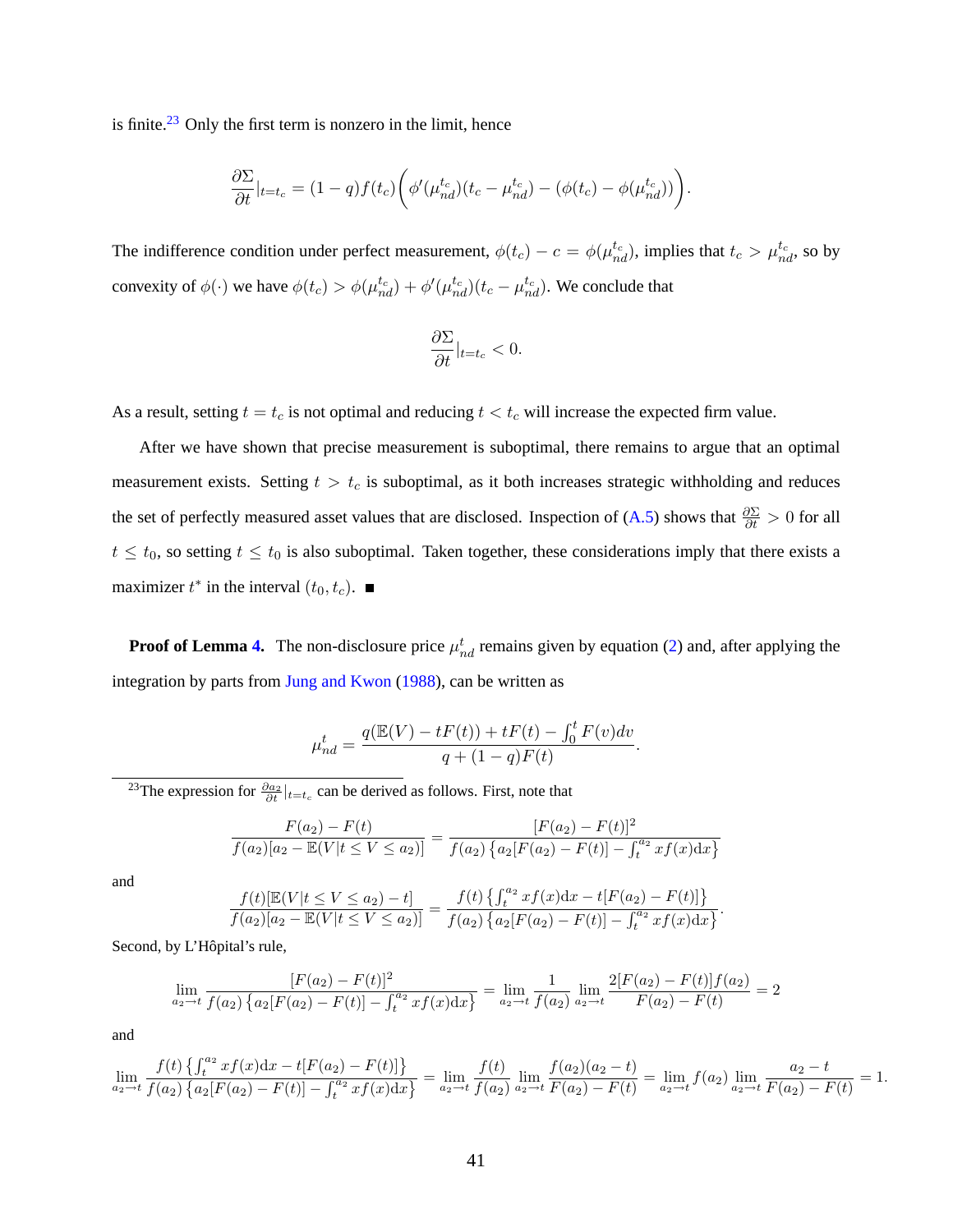is finite.[23] Only the first term is nonzero in the limit, hence

$$\frac{\partial \Sigma}{\partial t}|_{t=t_c} = (1-q)f(t_c)\bigg(\phi'(\mu_{nd}^{t_c})(t_c - \mu_{nd}^{t_c}) - (\phi(t_c) - \phi(\mu_{nd}^{t_c}))\bigg).$$

The indifference condition under perfect measurement, $\phi(t_c) - c = \phi(\mu_{nd}^{t_c})$, implies that $t_c > \mu_{nd}^{t_c}$, so by convexity of $\phi(\cdot)$ we have $\phi(t_c) > \phi(\mu_{nd}^{t_c}) + \phi'(\mu_{nd}^{t_c})(t_c - \mu_{nd}^{t_c})$. We conclude that

$$\frac{\partial \Sigma}{\partial t}|_{t=t_c} < 0.$$

As a result, setting $t = t_c$ is not optimal and reducing $t < t_c$ will increase the expected firm value.

After we have shown that precise measurement is suboptimal, there remains to argue that an optimal measurement exists. Setting $t > t_c$ is suboptimal, as it both increases strategic withholding and reduces the set of perfectly measured asset values that are disclosed. Inspection of (A.5) shows that $\frac{\partial \Sigma}{\partial t} > 0$ for all $t \leq t_0$, so setting $t \leq t_0$ is also suboptimal. Taken together, these considerations imply that there exists a maximizer $t^*$ in the interval $(t_0, t_c)$. ■

**Proof of Lemma 4.** The non-disclosure price $\mu_{nd}^t$ remains given by equation (2) and, after applying the integration by parts from Jung and Kwon (1988), can be written as

$$\mu_{nd}^t = \frac{q(\mathbb{E}(V) - tF(t)) + tF(t) - \int_0^t F(v)dv}{q + (1-q)F(t)}.$$

---

[23] The expression for $\frac{\partial a_2}{\partial t}|_{t=t_c}$ can be derived as follows. First, note that

$$\frac{F(a_2) - F(t)}{f(a_2)[a_2 - \mathbb{E}(V|t \leq V \leq a_2)]} = \frac{[F(a_2) - F(t)]^2}{f(a_2)\left\{a_2[F(a_2) - F(t)] - \int_t^{a_2} xf(x)\mathrm{d}x\right\}}$$

and

$$\frac{f(t)[\mathbb{E}(V|t \leq V \leq a_2) - t]}{f(a_2)[a_2 - \mathbb{E}(V|t \leq V \leq a_2)]} = \frac{f(t)\left\{\int_t^{a_2} xf(x)\mathrm{d}x - t[F(a_2) - F(t)]\right\}}{f(a_2)\left\{a_2[F(a_2) - F(t)] - \int_t^{a_2} xf(x)\mathrm{d}x\right\}}.$$

Second, by L'Hôpital's rule,

$$\lim_{a_2 \to t} \frac{[F(a_2) - F(t)]^2}{f(a_2)\left\{a_2[F(a_2) - F(t)] - \int_t^{a_2} xf(x)\mathrm{d}x\right\}} = \lim_{a_2 \to t} \frac{1}{f(a_2)} \lim_{a_2 \to t} \frac{2[F(a_2) - F(t)]f(a_2)}{F(a_2) - F(t)} = 2$$

and

$$\lim_{a_2 \to t} \frac{f(t)\left\{\int_t^{a_2} xf(x)\mathrm{d}x - t[F(a_2) - F(t)]\right\}}{f(a_2)\left\{a_2[F(a_2) - F(t)] - \int_t^{a_2} xf(x)\mathrm{d}x\right\}} = \lim_{a_2 \to t} \frac{f(t)}{f(a_2)} \lim_{a_2 \to t} \frac{f(a_2)(a_2 - t)}{F(a_2) - F(t)} = \lim_{a_2 \to t} f(a_2) \lim_{a_2 \to t} \frac{a_2 - t}{F(a_2) - F(t)} = 1.$$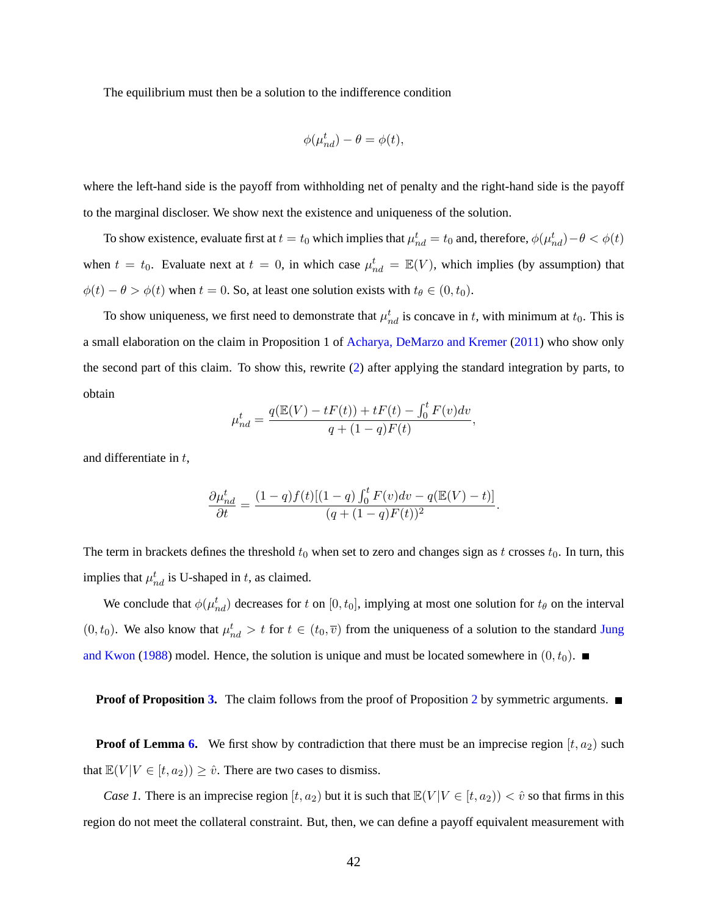The equilibrium must then be a solution to the indifference condition

$$\phi(\mu_{nd}^t) - \theta = \phi(t),$$

where the left-hand side is the payoff from withholding net of penalty and the right-hand side is the payoff to the marginal discloser. We show next the existence and uniqueness of the solution.

To show existence, evaluate first at $t = t_0$ which implies that $\mu_{nd}^t = t_0$ and, therefore, $\phi(\mu_{nd}^t) - \theta < \phi(t)$ when $t = t_0$. Evaluate next at $t = 0$, in which case $\mu_{nd}^t = \mathbb{E}(V)$, which implies (by assumption) that $\phi(t) - \theta > \phi(t)$ when $t = 0$. So, at least one solution exists with $t_\theta \in (0, t_0)$.

To show uniqueness, we first need to demonstrate that $\mu_{nd}^t$ is concave in $t$, with minimum at $t_0$. This is a small elaboration on the claim in Proposition 1 of Acharya, DeMarzo and Kremer (2011) who show only the second part of this claim. To show this, rewrite (2) after applying the standard integration by parts, to obtain

$$\mu_{nd}^t = \frac{q(\mathbb{E}(V) - tF(t)) + tF(t) - \int_0^t F(v)dv}{q + (1-q)F(t)},$$

and differentiate in $t$,

$$\frac{\partial \mu_{nd}^t}{\partial t} = \frac{(1-q)f(t)[(1-q)\int_0^t F(v)dv - q(\mathbb{E}(V) - t)]}{(q + (1-q)F(t))^2}.$$

The term in brackets defines the threshold $t_0$ when set to zero and changes sign as $t$ crosses $t_0$. In turn, this implies that $\mu_{nd}^t$ is U-shaped in $t$, as claimed.

We conclude that $\phi(\mu_{nd}^t)$ decreases for $t$ on $[0, t_0]$, implying at most one solution for $t_\theta$ on the interval $(0, t_0)$. We also know that $\mu_{nd}^t > t$ for $t \in (t_0, \overline{v})$ from the uniqueness of a solution to the standard Jung and Kwon (1988) model. Hence, the solution is unique and must be located somewhere in $(0, t_0)$. ■

**Proof of Proposition 3.** The claim follows from the proof of Proposition 2 by symmetric arguments. ■

**Proof of Lemma 6.** We first show by contradiction that there must be an imprecise region $[t, a_2)$ such that $\mathbb{E}(V|V \in [t, a_2)) \geq \hat{v}$. There are two cases to dismiss.

*Case 1.* There is an imprecise region $[t, a_2)$ but it is such that $\mathbb{E}(V|V \in [t, a_2)) < \hat{v}$ so that firms in this region do not meet the collateral constraint. But, then, we can define a payoff equivalent measurement with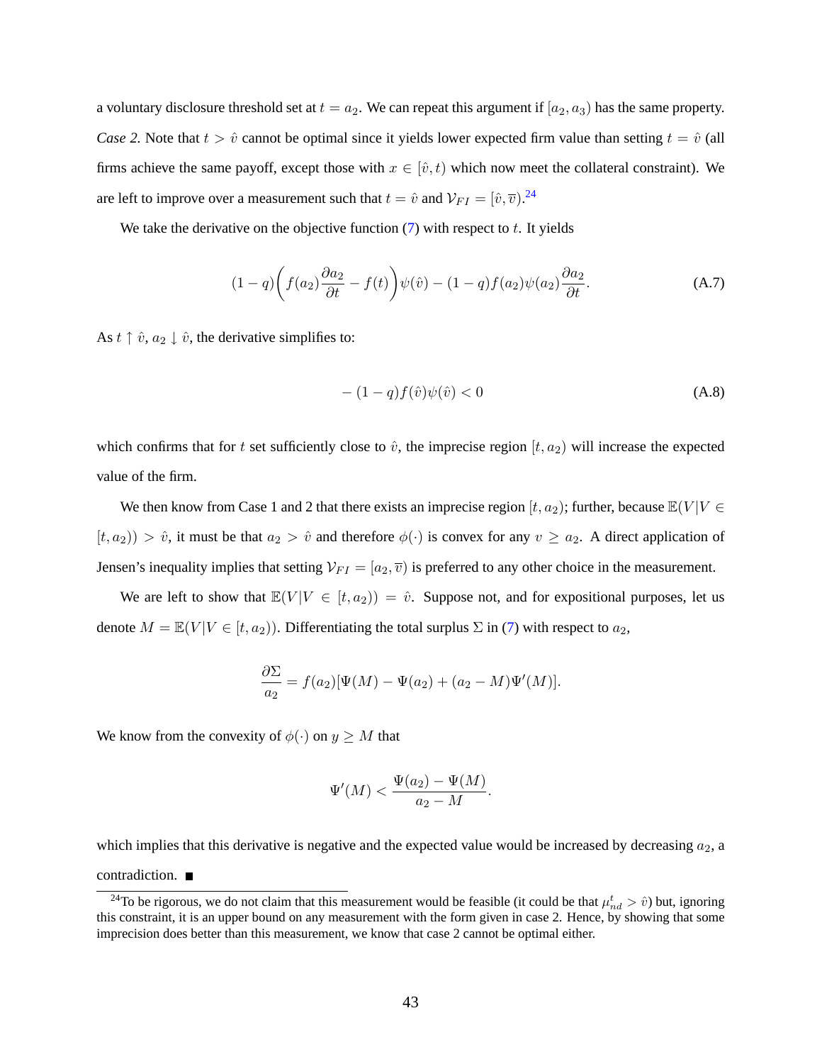a voluntary disclosure threshold set at $t = a_2$. We can repeat this argument if $[a_2, a_3)$ has the same property.

*Case 2.* Note that $t > \hat{v}$ cannot be optimal since it yields lower expected firm value than setting $t = \hat{v}$ (all firms achieve the same payoff, except those with $x \in [\hat{v}, t)$ which now meet the collateral constraint). We are left to improve over a measurement such that $t = \hat{v}$ and $\mathcal{V}_{FI} = [\hat{v}, \overline{v})$.[24]

We take the derivative on the objective function (7) with respect to $t$. It yields

$$(1-q)\left(f(a_2)\frac{\partial a_2}{\partial t} - f(t)\right)\psi(\hat{v}) - (1-q)f(a_2)\psi(a_2)\frac{\partial a_2}{\partial t}. \tag{A.7}$$

As $t \uparrow \hat{v}$, $a_2 \downarrow \hat{v}$, the derivative simplifies to:

$$-(1-q)f(\hat{v})\psi(\hat{v}) < 0 \tag{A.8}$$

which confirms that for $t$ set sufficiently close to $\hat{v}$, the imprecise region $[t, a_2)$ will increase the expected value of the firm.

We then know from Case 1 and 2 that there exists an imprecise region $[t, a_2)$; further, because $\mathbb{E}(V|V \in [t, a_2)) > \hat{v}$, it must be that $a_2 > \hat{v}$ and therefore $\phi(\cdot)$ is convex for any $v \geq a_2$. A direct application of Jensen's inequality implies that setting $\mathcal{V}_{FI} = [a_2, \overline{v})$ is preferred to any other choice in the measurement.

We are left to show that $\mathbb{E}(V|V \in [t, a_2)) = \hat{v}$. Suppose not, and for expositional purposes, let us denote $M = \mathbb{E}(V|V \in [t, a_2))$. Differentiating the total surplus $\Sigma$ in (7) with respect to $a_2$,

$$\frac{\partial \Sigma}{a_2} = f(a_2)[\Psi(M) - \Psi(a_2) + (a_2 - M)\Psi'(M)].$$

We know from the convexity of $\phi(\cdot)$ on $y \geq M$ that

$$\Psi'(M) < \frac{\Psi(a_2) - \Psi(M)}{a_2 - M}.$$

which implies that this derivative is negative and the expected value would be increased by decreasing $a_2$, a contradiction. ■

[24] To be rigorous, we do not claim that this measurement would be feasible (it could be that $\mu_{nd}^t > \hat{v}$) but, ignoring this constraint, it is an upper bound on any measurement with the form given in case 2. Hence, by showing that some imprecision does better than this measurement, we know that case 2 cannot be optimal either.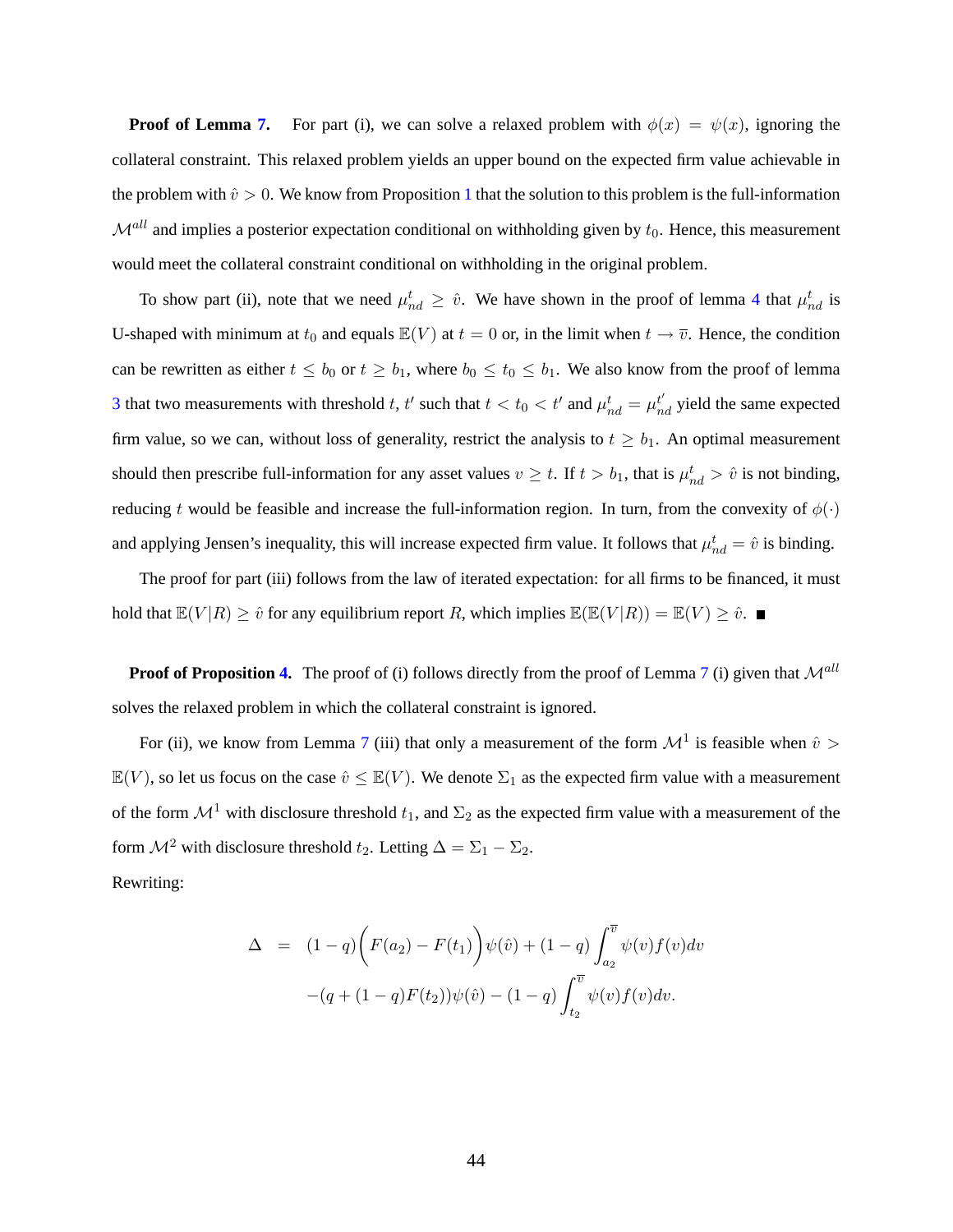**Proof of Lemma 7.** For part (i), we can solve a relaxed problem with $\phi(x) = \psi(x)$, ignoring the collateral constraint. This relaxed problem yields an upper bound on the expected firm value achievable in the problem with $\hat{v} > 0$. We know from Proposition 1 that the solution to this problem is the full-information $\mathcal{M}^{all}$ and implies a posterior expectation conditional on withholding given by $t_0$. Hence, this measurement would meet the collateral constraint conditional on withholding in the original problem.

To show part (ii), note that we need $\mu^t_{nd} \geq \hat{v}$. We have shown in the proof of lemma 4 that $\mu^t_{nd}$ is U-shaped with minimum at $t_0$ and equals $\mathbb{E}(V)$ at $t = 0$ or, in the limit when $t \to \overline{v}$. Hence, the condition can be rewritten as either $t \leq b_0$ or $t \geq b_1$, where $b_0 \leq t_0 \leq b_1$. We also know from the proof of lemma 3 that two measurements with threshold $t, t'$ such that $t < t_0 < t'$ and $\mu^t_{nd} = \mu^{t'}_{nd}$ yield the same expected firm value, so we can, without loss of generality, restrict the analysis to $t \geq b_1$. An optimal measurement should then prescribe full-information for any asset values $v \geq t$. If $t > b_1$, that is $\mu^t_{nd} > \hat{v}$ is not binding, reducing $t$ would be feasible and increase the full-information region. In turn, from the convexity of $\phi(\cdot)$ and applying Jensen's inequality, this will increase expected firm value. It follows that $\mu^t_{nd} = \hat{v}$ is binding.

The proof for part (iii) follows from the law of iterated expectation: for all firms to be financed, it must hold that $\mathbb{E}(V|R) \geq \hat{v}$ for any equilibrium report $R$, which implies $\mathbb{E}(\mathbb{E}(V|R)) = \mathbb{E}(V) \geq \hat{v}$. ∎

**Proof of Proposition 4.** The proof of (i) follows directly from the proof of Lemma 7 (i) given that $\mathcal{M}^{all}$ solves the relaxed problem in which the collateral constraint is ignored.

For (ii), we know from Lemma 7 (iii) that only a measurement of the form $\mathcal{M}^1$ is feasible when $\hat{v} > \mathbb{E}(V)$, so let us focus on the case $\hat{v} \leq \mathbb{E}(V)$. We denote $\Sigma_1$ as the expected firm value with a measurement of the form $\mathcal{M}^1$ with disclosure threshold $t_1$, and $\Sigma_2$ as the expected firm value with a measurement of the form $\mathcal{M}^2$ with disclosure threshold $t_2$. Letting $\Delta = \Sigma_1 - \Sigma_2$.

Rewriting:

$$
\begin{aligned}
\Delta \quad = \quad & (1-q)\Big(F(a_2) - F(t_1)\Big)\psi(\hat{v}) + (1-q)\int_{a_2}^{\overline{v}} \psi(v) f(v) dv \\
& -(q + (1-q)F(t_2))\psi(\hat{v}) - (1-q)\int_{t_2}^{\overline{v}} \psi(v) f(v) dv.
\end{aligned}
$$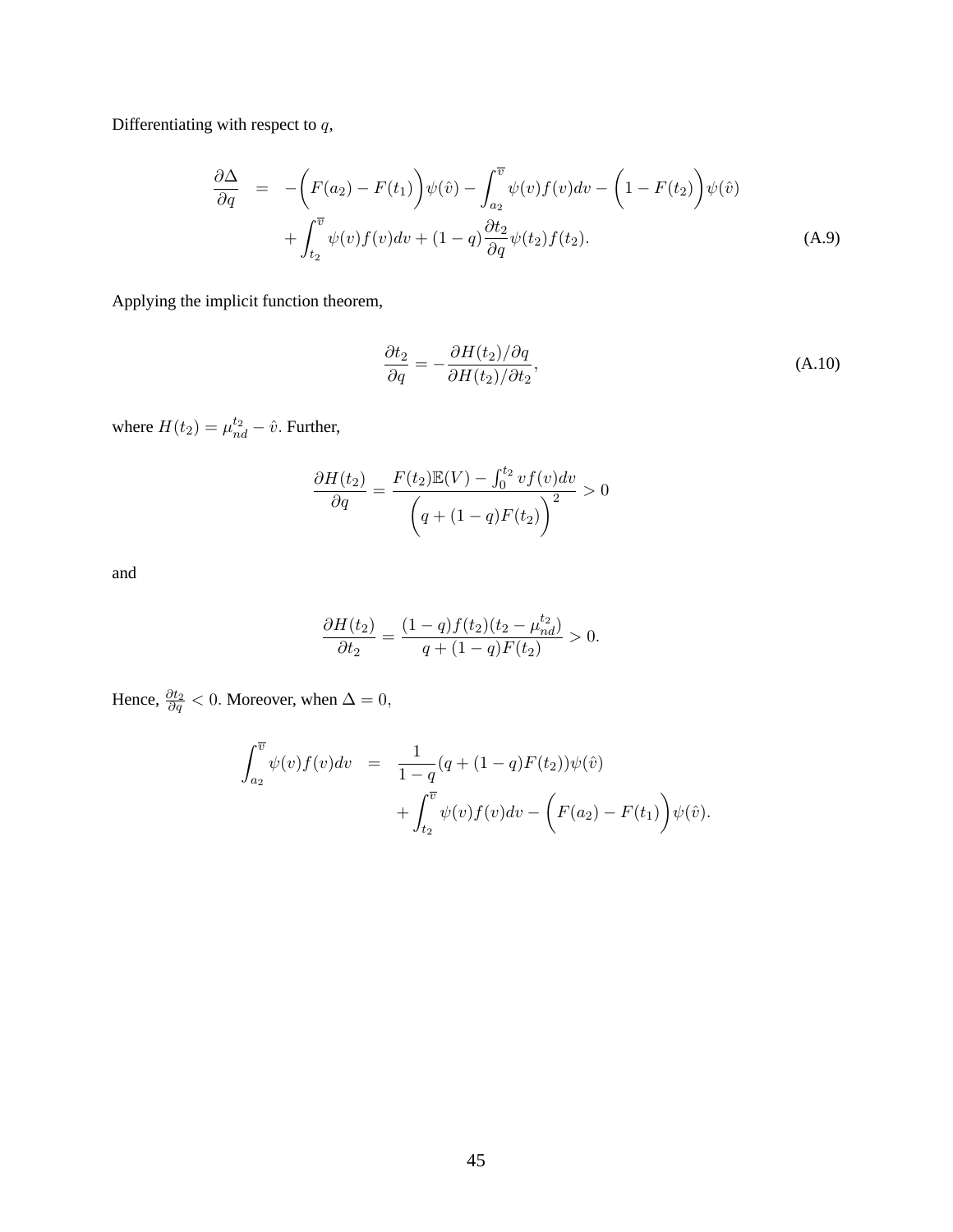Differentiating with respect to $q$,

$$
\begin{aligned}
\frac{\partial \Delta}{\partial q} &= -\Big(F(a_2) - F(t_1)\Big)\psi(\hat{v}) - \int_{a_2}^{\overline{v}} \psi(v) f(v) dv - \Big(1 - F(t_2)\Big)\psi(\hat{v}) \\
&\quad + \int_{t_2}^{\overline{v}} \psi(v) f(v) dv + (1-q)\frac{\partial t_2}{\partial q}\psi(t_2) f(t_2).
\end{aligned} \tag{A.9}
$$

Applying the implicit function theorem,

$$
\frac{\partial t_2}{\partial q} = -\frac{\partial H(t_2)/\partial q}{\partial H(t_2)/\partial t_2}, \tag{A.10}
$$

where $H(t_2) = \mu_{nd}^{t_2} - \hat{v}$. Further,

$$
\frac{\partial H(t_2)}{\partial q} = \frac{F(t_2)\mathbb{E}(V) - \int_0^{t_2} v f(v) dv}{\Big(q + (1-q)F(t_2)\Big)^2} > 0
$$

and

$$
\frac{\partial H(t_2)}{\partial t_2} = \frac{(1-q) f(t_2)(t_2 - \mu_{nd}^{t_2})}{q + (1-q)F(t_2)} > 0.
$$

Hence, $\frac{\partial t_2}{\partial q} < 0$. Moreover, when $\Delta = 0$,

$$
\begin{aligned}
\int_{a_2}^{\overline{v}} \psi(v) f(v) dv &= \frac{1}{1-q}(q + (1-q)F(t_2))\psi(\hat{v}) \\
&\quad + \int_{t_2}^{\overline{v}} \psi(v) f(v) dv - \Big(F(a_2) - F(t_1)\Big)\psi(\hat{v}).
\end{aligned}
$$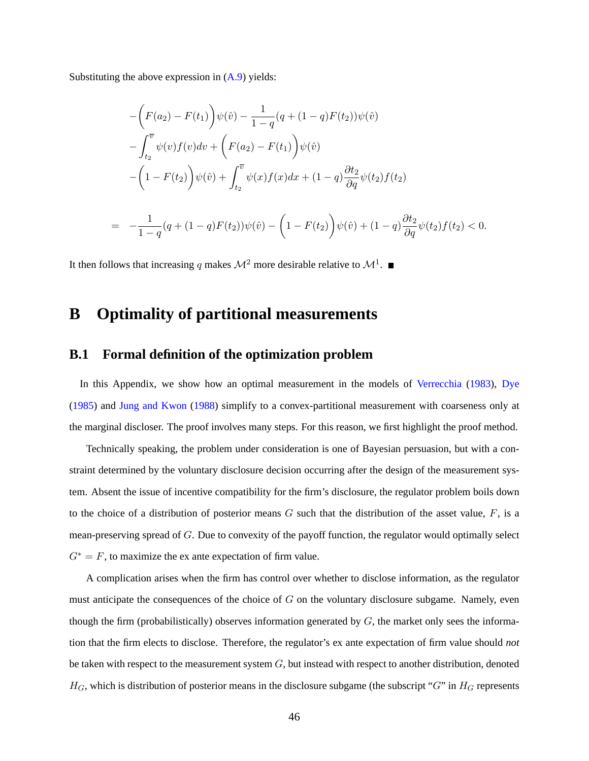Substituting the above expression in (A.9) yields:

$$
\begin{aligned}
&-\Big(F(a_2)-F(t_1)\Big)\psi(\hat{v})-\frac{1}{1-q}(q+(1-q)F(t_2))\psi(\hat{v})\\
&-\int_{t_2}^{\overline{v}}\psi(v)f(v)dv+\Big(F(a_2)-F(t_1)\Big)\psi(\hat{v})\\
&-\Big(1-F(t_2)\Big)\psi(\hat{v})+\int_{t_2}^{\overline{v}}\psi(x)f(x)dx+(1-q)\frac{\partial t_2}{\partial q}\psi(t_2)f(t_2)\\
\\
=\;\;&-\frac{1}{1-q}(q+(1-q)F(t_2))\psi(\hat{v})-\Big(1-F(t_2)\Big)\psi(\hat{v})+(1-q)\frac{\partial t_2}{\partial q}\psi(t_2)f(t_2)<0.
\end{aligned}
$$

It then follows that increasing $q$ makes $\mathcal{M}^2$ more desirable relative to $\mathcal{M}^1$. ■

# B Optimality of partitional measurements

## B.1 Formal definition of the optimization problem

In this Appendix, we show how an optimal measurement in the models of Verrecchia (1983), Dye (1985) and Jung and Kwon (1988) simplify to a convex-partitional measurement with coarseness only at the marginal discloser. The proof involves many steps. For this reason, we first highlight the proof method.

Technically speaking, the problem under consideration is one of Bayesian persuasion, but with a constraint determined by the voluntary disclosure decision occurring after the design of the measurement system. Absent the issue of incentive compatibility for the firm's disclosure, the regulator problem boils down to the choice of a distribution of posterior means $G$ such that the distribution of the asset value, $F$, is a mean-preserving spread of $G$. Due to convexity of the payoff function, the regulator would optimally select $G^* = F$, to maximize the ex ante expectation of firm value.

A complication arises when the firm has control over whether to disclose information, as the regulator must anticipate the consequences of the choice of $G$ on the voluntary disclosure subgame. Namely, even though the firm (probabilistically) observes information generated by $G$, the market only sees the information that the firm elects to disclose. Therefore, the regulator's ex ante expectation of firm value should *not* be taken with respect to the measurement system $G$, but instead with respect to another distribution, denoted $H_G$, which is distribution of posterior means in the disclosure subgame (the subscript "$G$" in $H_G$ represents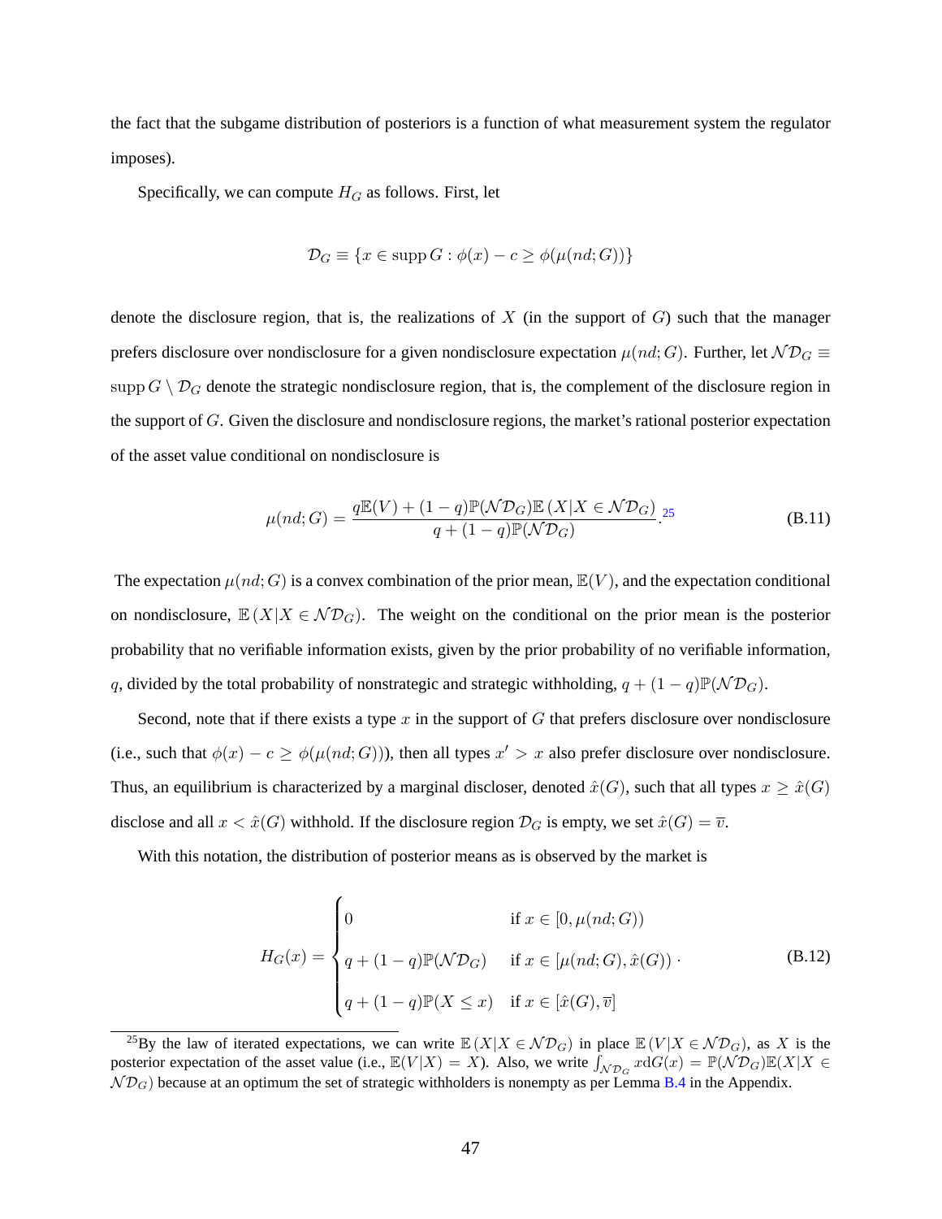the fact that the subgame distribution of posteriors is a function of what measurement system the regulator imposes).

Specifically, we can compute $H_G$ as follows. First, let

$$\mathcal{D}_G \equiv \{x \in \operatorname{supp} G : \phi(x) - c \geq \phi(\mu(nd;G))\}$$

denote the disclosure region, that is, the realizations of $X$ (in the support of $G$) such that the manager prefers disclosure over nondisclosure for a given nondisclosure expectation $\mu(nd;G)$. Further, let $\mathcal{ND}_G \equiv \operatorname{supp} G \setminus \mathcal{D}_G$ denote the strategic nondisclosure region, that is, the complement of the disclosure region in the support of $G$. Given the disclosure and nondisclosure regions, the market's rational posterior expectation of the asset value conditional on nondisclosure is

$$\mu(nd;G) = \frac{q\mathbb{E}(V) + (1-q)\mathbb{P}(\mathcal{ND}_G)\mathbb{E}\left(X|X \in \mathcal{ND}_G\right)}{q + (1-q)\mathbb{P}(\mathcal{ND}_G)}.\text{[25]} \tag{B.11}$$

The expectation $\mu(nd;G)$ is a convex combination of the prior mean, $\mathbb{E}(V)$, and the expectation conditional on nondisclosure, $\mathbb{E}\left(X|X \in \mathcal{ND}_G\right)$. The weight on the conditional on the prior mean is the posterior probability that no verifiable information exists, given by the prior probability of no verifiable information, $q$, divided by the total probability of nonstrategic and strategic withholding, $q + (1-q)\mathbb{P}(\mathcal{ND}_G)$.

Second, note that if there exists a type $x$ in the support of $G$ that prefers disclosure over nondisclosure (i.e., such that $\phi(x) - c \geq \phi(\mu(nd;G))$), then all types $x' > x$ also prefer disclosure over nondisclosure. Thus, an equilibrium is characterized by a marginal discloser, denoted $\hat{x}(G)$, such that all types $x \geq \hat{x}(G)$ disclose and all $x < \hat{x}(G)$ withhold. If the disclosure region $\mathcal{D}_G$ is empty, we set $\hat{x}(G) = \overline{v}$.

With this notation, the distribution of posterior means as is observed by the market is

$$H_G(x) = \begin{cases} 0 & \text{if } x \in [0, \mu(nd;G)) \\ q + (1-q)\mathbb{P}(\mathcal{ND}_G) & \text{if } x \in [\mu(nd;G), \hat{x}(G)) \\ q + (1-q)\mathbb{P}(X \leq x) & \text{if } x \in [\hat{x}(G), \overline{v}] \end{cases}. \tag{B.12}$$

---

[25] By the law of iterated expectations, we can write $\mathbb{E}\left(X|X \in \mathcal{ND}_G\right)$ in place $\mathbb{E}\left(V|X \in \mathcal{ND}_G\right)$, as $X$ is the posterior expectation of the asset value (i.e., $\mathbb{E}(V|X) = X$). Also, we write $\int_{\mathcal{ND}_G} x \mathrm{d}G(x) = \mathbb{P}(\mathcal{ND}_G)\mathbb{E}(X|X \in \mathcal{ND}_G)$ because at an optimum the set of strategic withholders is nonempty as per Lemma B.4 in the Appendix.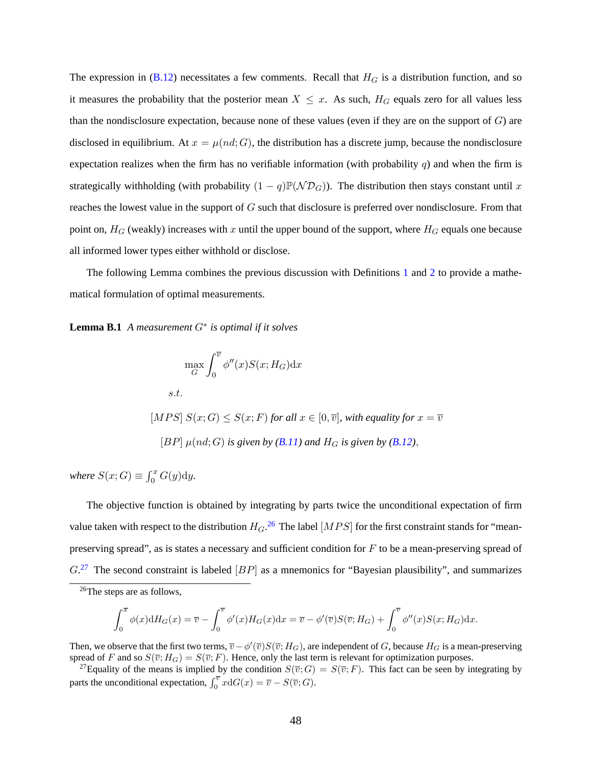The expression in (B.12) necessitates a few comments. Recall that $H_G$ is a distribution function, and so it measures the probability that the posterior mean $X \leq x$. As such, $H_G$ equals zero for all values less than the nondisclosure expectation, because none of these values (even if they are on the support of $G$) are disclosed in equilibrium. At $x = \mu(nd; G)$, the distribution has a discrete jump, because the nondisclosure expectation realizes when the firm has no verifiable information (with probability $q$) and when the firm is strategically withholding (with probability $(1-q)\mathbb{P}(\mathcal{ND}_G)$). The distribution then stays constant until $x$ reaches the lowest value in the support of $G$ such that disclosure is preferred over nondisclosure. From that point on, $H_G$ (weakly) increases with $x$ until the upper bound of the support, where $H_G$ equals one because all informed lower types either withhold or disclose.

The following Lemma combines the previous discussion with Definitions 1 and 2 to provide a mathematical formulation of optimal measurements.

**Lemma B.1** *A measurement $G^*$ is optimal if it solves*

$$\max_{G} \int_0^{\overline{v}} \phi''(x) S(x; H_G) \mathrm{d}x$$

$$s.t.$$

$$[MPS]\ S(x; G) \leq S(x; F) \text{ for all } x \in [0, \overline{v}], \text{ with equality for } x = \overline{v}$$

$$[BP]\ \mu(nd; G) \text{ is given by (B.11) and } H_G \text{ is given by (B.12)},$$

*where $S(x; G) \equiv \int_0^x G(y)\mathrm{d}y$.*

The objective function is obtained by integrating by parts twice the unconditional expectation of firm value taken with respect to the distribution $H_G$.[26] The label $[MPS]$ for the first constraint stands for "mean-preserving spread", as is states a necessary and sufficient condition for $F$ to be a mean-preserving spread of $G$.[27] The second constraint is labeled $[BP]$ as a mnemonics for "Bayesian plausibility", and summarizes

---

[26] The steps are as follows,

$$\int_0^{\overline{v}} \phi(x)\mathrm{d}H_G(x) = \overline{v} - \int_0^{\overline{v}} \phi'(x) H_G(x)\mathrm{d}x = \overline{v} - \phi'(\overline{v}) S(\overline{v}; H_G) + \int_0^{\overline{v}} \phi''(x) S(x; H_G)\mathrm{d}x.$$

Then, we observe that the first two terms, $\overline{v} - \phi'(\overline{v})S(\overline{v}; H_G)$, are independent of $G$, because $H_G$ is a mean-preserving spread of $F$ and so $S(\overline{v}; H_G) = S(\overline{v}; F)$. Hence, only the last term is relevant for optimization purposes.

[27] Equality of the means is implied by the condition $S(\overline{v}; G) = S(\overline{v}; F)$. This fact can be seen by integrating by parts the unconditional expectation, $\int_0^{\overline{v}} x\mathrm{d}G(x) = \overline{v} - S(\overline{v}; G)$.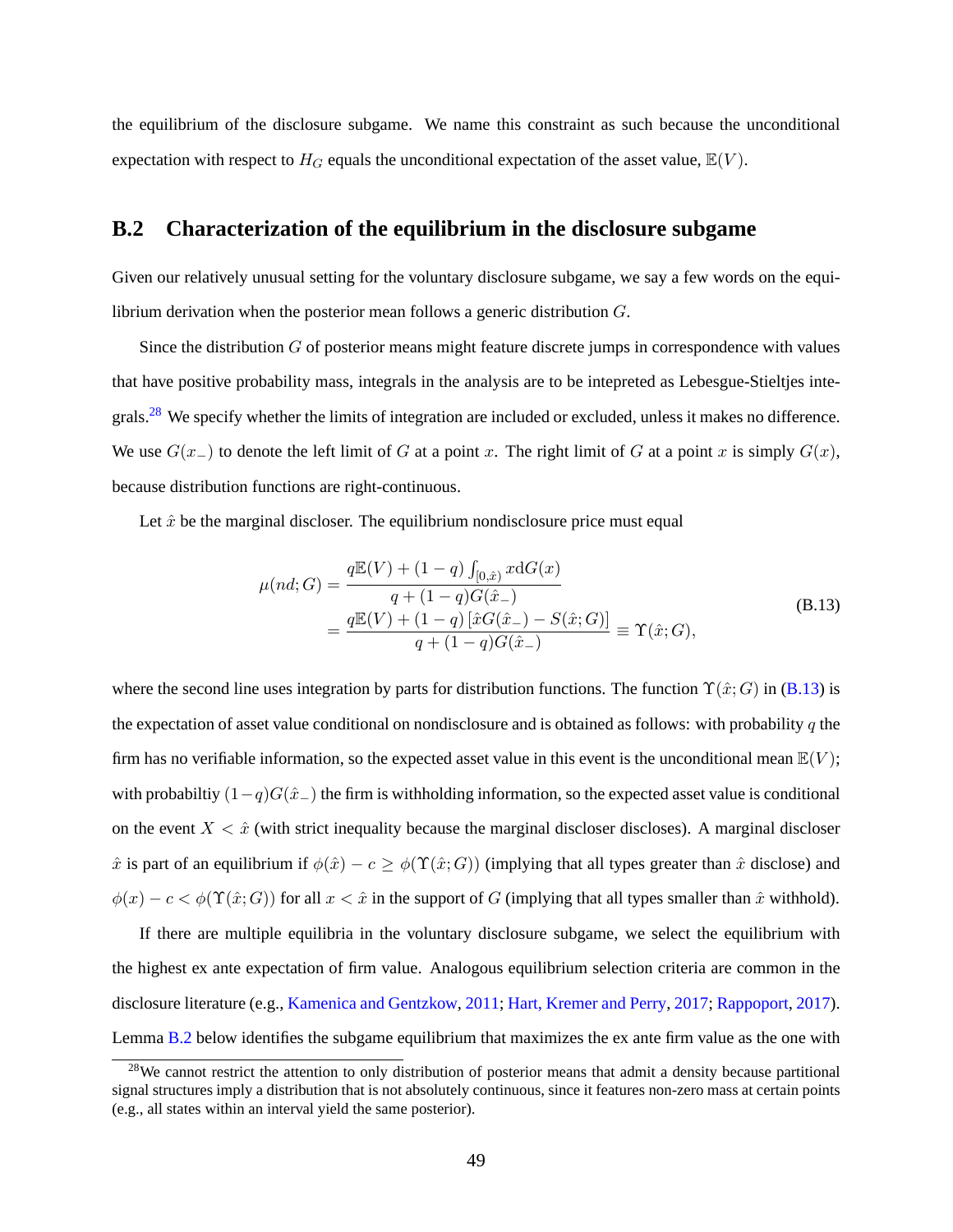the equilibrium of the disclosure subgame. We name this constraint as such because the unconditional expectation with respect to $H_G$ equals the unconditional expectation of the asset value, $\mathbb{E}(V)$.

## B.2 Characterization of the equilibrium in the disclosure subgame

Given our relatively unusual setting for the voluntary disclosure subgame, we say a few words on the equilibrium derivation when the posterior mean follows a generic distribution $G$.

Since the distribution $G$ of posterior means might feature discrete jumps in correspondence with values that have positive probability mass, integrals in the analysis are to be intepreted as Lebesgue-Stieltjes integrals.[28] We specify whether the limits of integration are included or excluded, unless it makes no difference. We use $G(x_-)$ to denote the left limit of $G$ at a point $x$. The right limit of $G$ at a point $x$ is simply $G(x)$, because distribution functions are right-continuous.

Let $\hat{x}$ be the marginal discloser. The equilibrium nondisclosure price must equal

$$
\begin{aligned}
\mu(nd;G) &= \frac{q\mathbb{E}(V) + (1-q)\int_{[0,\hat{x})} x \mathrm{d}G(x)}{q + (1-q)G(\hat{x}_-)} \\
&= \frac{q\mathbb{E}(V) + (1-q)\left[\hat{x}G(\hat{x}_-) - S(\hat{x};G)\right]}{q + (1-q)G(\hat{x}_-)} \equiv \Upsilon(\hat{x};G),
\end{aligned}
\tag{B.13}
$$

where the second line uses integration by parts for distribution functions. The function $\Upsilon(\hat{x};G)$ in (B.13) is the expectation of asset value conditional on nondisclosure and is obtained as follows: with probability $q$ the firm has no verifiable information, so the expected asset value in this event is the unconditional mean $\mathbb{E}(V)$; with probabiltiy $(1-q)G(\hat{x}_-)$ the firm is withholding information, so the expected asset value is conditional on the event $X < \hat{x}$ (with strict inequality because the marginal discloser discloses). A marginal discloser $\hat{x}$ is part of an equilibrium if $\phi(\hat{x}) - c \geq \phi(\Upsilon(\hat{x};G))$ (implying that all types greater than $\hat{x}$ disclose) and $\phi(x) - c < \phi(\Upsilon(\hat{x};G))$ for all $x < \hat{x}$ in the support of $G$ (implying that all types smaller than $\hat{x}$ withhold).

If there are multiple equilibria in the voluntary disclosure subgame, we select the equilibrium with the highest ex ante expectation of firm value. Analogous equilibrium selection criteria are common in the disclosure literature (e.g., Kamenica and Gentzkow, 2011; Hart, Kremer and Perry, 2017; Rappoport, 2017). Lemma B.2 below identifies the subgame equilibrium that maximizes the ex ante firm value as the one with

[28] We cannot restrict the attention to only distribution of posterior means that admit a density because partitional signal structures imply a distribution that is not absolutely continuous, since it features non-zero mass at certain points (e.g., all states within an interval yield the same posterior).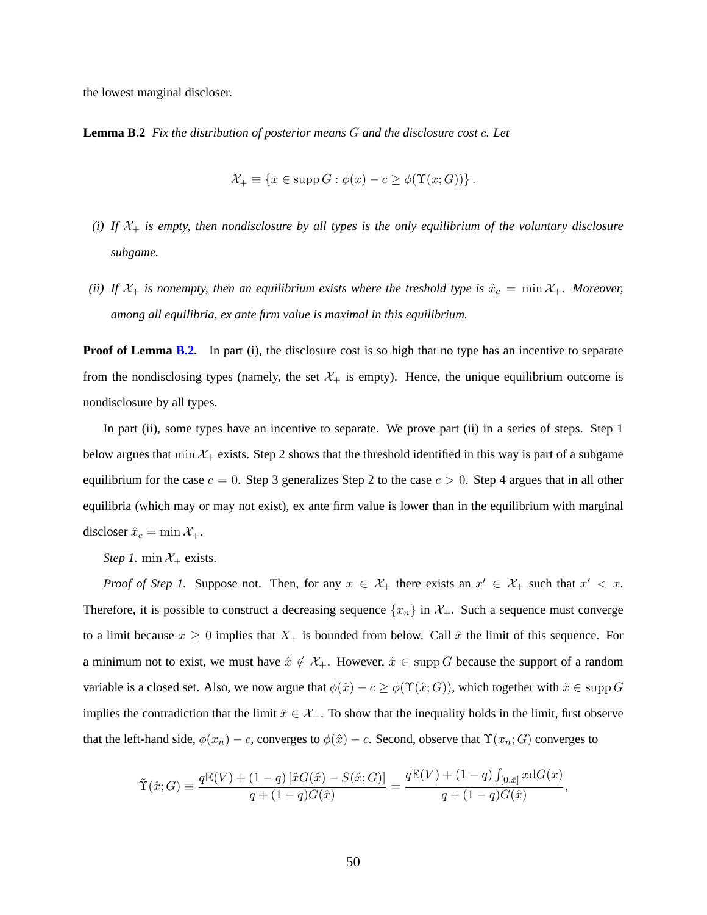the lowest marginal discloser.

**Lemma B.2** *Fix the distribution of posterior means $G$ and the disclosure cost $c$. Let*

$$\mathcal{X}_{+} \equiv \{x \in \operatorname{supp} G : \phi(x) - c \geq \phi(\Upsilon(x; G))\}.$$

*(i) If $\mathcal{X}_{+}$ is empty, then nondisclosure by all types is the only equilibrium of the voluntary disclosure subgame.*

*(ii) If $\mathcal{X}_{+}$ is nonempty, then an equilibrium exists where the treshold type is $\hat{x}_c = \min \mathcal{X}_{+}$. Moreover, among all equilibria, ex ante firm value is maximal in this equilibrium.*

**Proof of Lemma B.2.** In part (i), the disclosure cost is so high that no type has an incentive to separate from the nondisclosing types (namely, the set $\mathcal{X}_{+}$ is empty). Hence, the unique equilibrium outcome is nondisclosure by all types.

In part (ii), some types have an incentive to separate. We prove part (ii) in a series of steps. Step 1 below argues that $\min \mathcal{X}_{+}$ exists. Step 2 shows that the threshold identified in this way is part of a subgame equilibrium for the case $c = 0$. Step 3 generalizes Step 2 to the case $c > 0$. Step 4 argues that in all other equilibria (which may or may not exist), ex ante firm value is lower than in the equilibrium with marginal discloser $\hat{x}_c = \min \mathcal{X}_{+}$.

*Step 1.* $\min \mathcal{X}_{+}$ exists.

*Proof of Step 1.* Suppose not. Then, for any $x \in \mathcal{X}_{+}$ there exists an $x' \in \mathcal{X}_{+}$ such that $x' < x$. Therefore, it is possible to construct a decreasing sequence $\{x_n\}$ in $\mathcal{X}_{+}$. Such a sequence must converge to a limit because $x \geq 0$ implies that $X_{+}$ is bounded from below. Call $\hat{x}$ the limit of this sequence. For a minimum not to exist, we must have $\hat{x} \notin \mathcal{X}_{+}$. However, $\hat{x} \in \operatorname{supp} G$ because the support of a random variable is a closed set. Also, we now argue that $\phi(\hat{x}) - c \geq \phi(\Upsilon(\hat{x}; G))$, which together with $\hat{x} \in \operatorname{supp} G$ implies the contradiction that the limit $\hat{x} \in \mathcal{X}_{+}$. To show that the inequality holds in the limit, first observe that the left-hand side, $\phi(x_n) - c$, converges to $\phi(\hat{x}) - c$. Second, observe that $\Upsilon(x_n; G)$ converges to

$$\tilde{\Upsilon}(\hat{x}; G) \equiv \frac{q\mathbb{E}(V) + (1-q)\left[\hat{x}G(\hat{x}) - S(\hat{x}; G)\right]}{q + (1-q)G(\hat{x})} = \frac{q\mathbb{E}(V) + (1-q)\int_{[0,\hat{x}]} x \mathrm{d}G(x)}{q + (1-q)G(\hat{x})},$$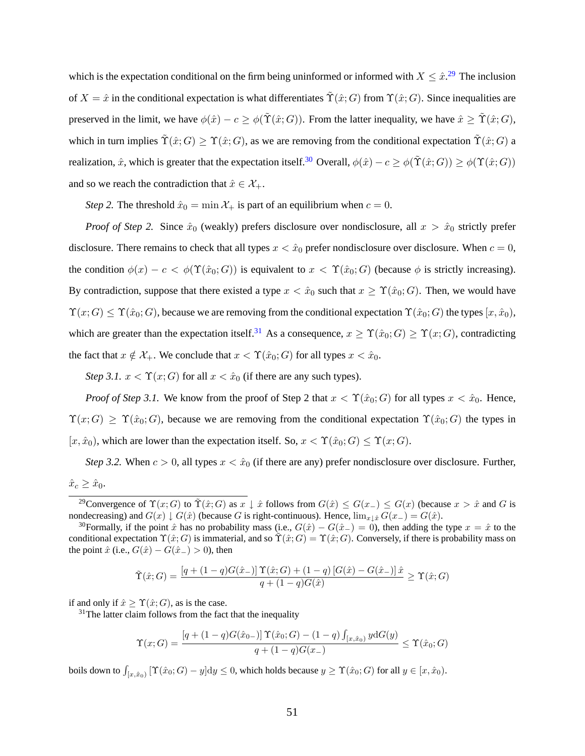which is the expectation conditional on the firm being uninformed or informed with $X \leq \hat{x}$.[29] The inclusion of $X = \hat{x}$ in the conditional expectation is what differentiates $\tilde{\Upsilon}(\hat{x}; G)$ from $\Upsilon(\hat{x}; G)$. Since inequalities are preserved in the limit, we have $\phi(\hat{x}) - c \geq \phi(\tilde{\Upsilon}(\hat{x}; G))$. From the latter inequality, we have $\hat{x} \geq \tilde{\Upsilon}(\hat{x}; G)$, which in turn implies $\tilde{\Upsilon}(\hat{x}; G) \geq \Upsilon(\hat{x}; G)$, as we are removing from the conditional expectation $\tilde{\Upsilon}(\hat{x}; G)$ a realization, $\hat{x}$, which is greater that the expectation itself.[30] Overall, $\phi(\hat{x}) - c \geq \phi(\tilde{\Upsilon}(\hat{x}; G)) \geq \phi(\Upsilon(\hat{x}; G))$ and so we reach the contradiction that $\hat{x} \in \mathcal{X}_+$.

*Step 2.* The threshold $\hat{x}_0 = \min \mathcal{X}_+$ is part of an equilibrium when $c = 0$.

*Proof of Step 2.* Since $\hat{x}_0$ (weakly) prefers disclosure over nondisclosure, all $x > \hat{x}_0$ strictly prefer disclosure. There remains to check that all types $x < \hat{x}_0$ prefer nondisclosure over disclosure. When $c = 0$, the condition $\phi(x) - c < \phi(\Upsilon(\hat{x}_0; G))$ is equivalent to $x < \Upsilon(\hat{x}_0; G)$ (because $\phi$ is strictly increasing). By contradiction, suppose that there existed a type $x < \hat{x}_0$ such that $x \geq \Upsilon(\hat{x}_0; G)$. Then, we would have $\Upsilon(x; G) \leq \Upsilon(\hat{x}_0; G)$, because we are removing from the conditional expectation $\Upsilon(\hat{x}_0; G)$ the types $[x, \hat{x}_0)$, which are greater than the expectation itself.[31] As a consequence, $x \geq \Upsilon(\hat{x}_0; G) \geq \Upsilon(x; G)$, contradicting the fact that $x \notin \mathcal{X}_+$. We conclude that $x < \Upsilon(\hat{x}_0; G)$ for all types $x < \hat{x}_0$.

*Step 3.1.* $x < \Upsilon(x; G)$ for all $x < \hat{x}_0$ (if there are any such types).

*Proof of Step 3.1.* We know from the proof of Step 2 that $x < \Upsilon(\hat{x}_0; G)$ for all types $x < \hat{x}_0$. Hence, $\Upsilon(x; G) \geq \Upsilon(\hat{x}_0; G)$, because we are removing from the conditional expectation $\Upsilon(\hat{x}_0; G)$ the types in $[x, \hat{x}_0)$, which are lower than the expectation itself. So, $x < \Upsilon(\hat{x}_0; G) \leq \Upsilon(x; G)$.

*Step 3.2.* When $c > 0$, all types $x < \hat{x}_0$ (if there are any) prefer nondisclosure over disclosure. Further, $\hat{x}_c \geq \hat{x}_0$.

---

[29] Convergence of $\Upsilon(x; G)$ to $\tilde{\Upsilon}(\hat{x}; G)$ as $x \downarrow \hat{x}$ follows from $G(\hat{x}) \leq G(x_-) \leq G(x)$ (because $x > \hat{x}$ and $G$ is nondecreasing) and $G(x) \downarrow G(\hat{x})$ (because $G$ is right-continuous). Hence, $\lim_{x \downarrow \hat{x}} G(x_-) = G(\hat{x})$.

[30] Formally, if the point $\hat{x}$ has no probability mass (i.e., $G(\hat{x}) - G(\hat{x}_-) = 0$), then adding the type $x = \hat{x}$ to the conditional expectation $\Upsilon(\hat{x}; G)$ is immaterial, and so $\tilde{\Upsilon}(\hat{x}; G) = \Upsilon(\hat{x}; G)$. Conversely, if there is probability mass on the point $\hat{x}$ (i.e., $G(\hat{x}) - G(\hat{x}_-) > 0$), then

$$\tilde{\Upsilon}(\hat{x}; G) = \frac{[q + (1-q)G(\hat{x}_-)]\,\Upsilon(\hat{x}; G) + (1-q)\,[G(\hat{x}) - G(\hat{x}_-)]\,\hat{x}}{q + (1-q)G(\hat{x})} \geq \Upsilon(\hat{x}; G)$$

if and only if $\hat{x} \geq \Upsilon(\hat{x}; G)$, as is the case.

[31] The latter claim follows from the fact that the inequality

$$\Upsilon(x; G) = \frac{[q + (1-q)G(\hat{x}_{0-})]\,\Upsilon(\hat{x}_0; G) - (1-q)\int_{[x, \hat{x}_0)} y \mathrm{d}G(y)}{q + (1-q)G(x_-)} \leq \Upsilon(\hat{x}_0; G)$$

boils down to $\int_{[x, \hat{x}_0)} [\Upsilon(\hat{x}_0; G) - y] \mathrm{d}y \leq 0$, which holds because $y \geq \Upsilon(\hat{x}_0; G)$ for all $y \in [x, \hat{x}_0)$.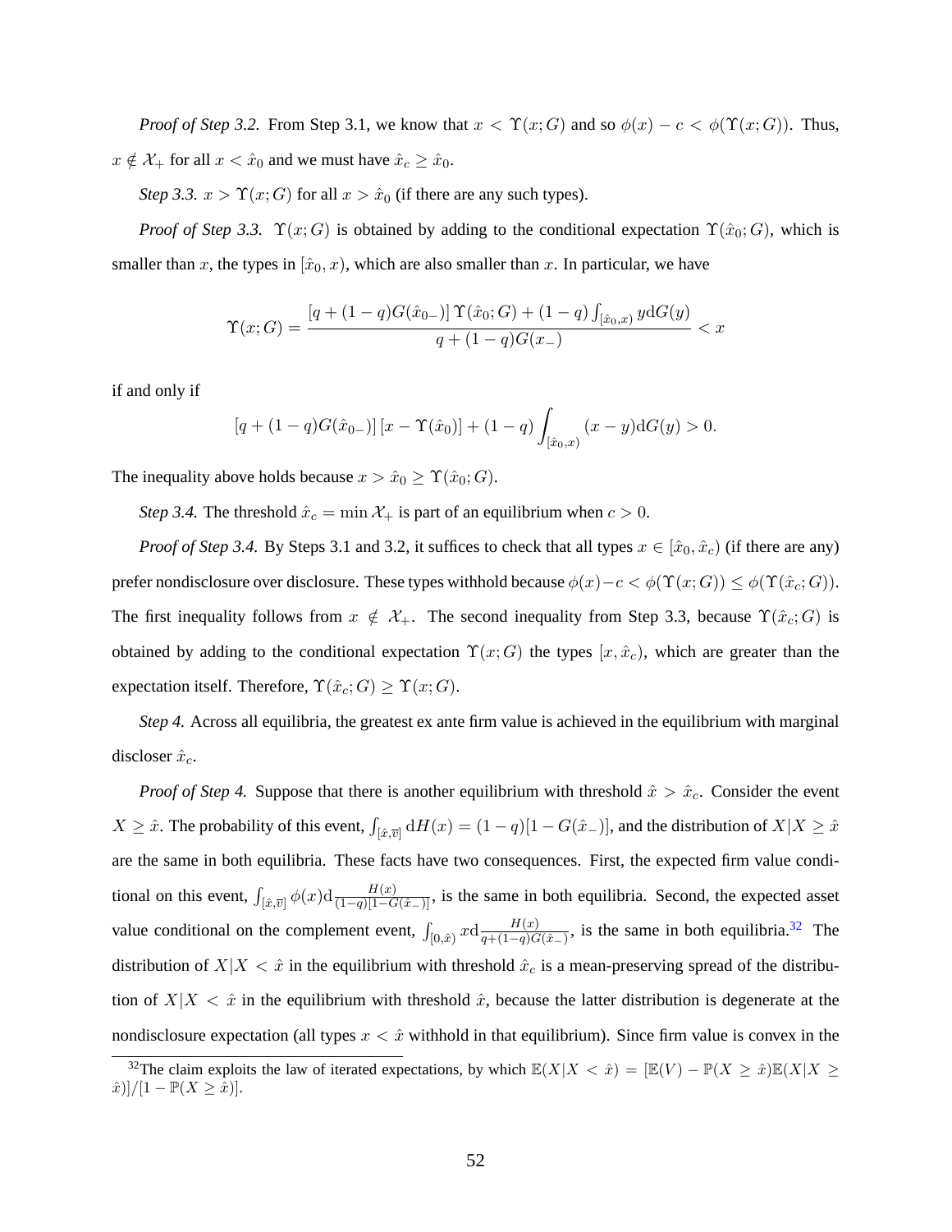*Proof of Step 3.2.* From Step 3.1, we know that $x < \Upsilon(x; G)$ and so $\phi(x) - c < \phi(\Upsilon(x; G))$. Thus, $x \notin \mathcal{X}_+$ for all $x < \hat{x}_0$ and we must have $\hat{x}_c \geq \hat{x}_0$.

*Step 3.3.* $x > \Upsilon(x; G)$ for all $x > \hat{x}_0$ (if there are any such types).

*Proof of Step 3.3.* $\Upsilon(x; G)$ is obtained by adding to the conditional expectation $\Upsilon(\hat{x}_0; G)$, which is smaller than $x$, the types in $[\hat{x}_0, x)$, which are also smaller than $x$. In particular, we have

$$\Upsilon(x; G) = \frac{[q + (1-q)G(\hat{x}_{0-})]\,\Upsilon(\hat{x}_0; G) + (1-q)\int_{[\hat{x}_0, x)} y \mathrm{d}G(y)}{q + (1-q)G(x_-)} < x$$

if and only if

$$[q + (1-q)G(\hat{x}_{0-})]\,[x - \Upsilon(\hat{x}_0)] + (1-q)\int_{[\hat{x}_0, x)} (x - y)\mathrm{d}G(y) > 0.$$

The inequality above holds because $x > \hat{x}_0 \geq \Upsilon(\hat{x}_0; G)$.

*Step 3.4.* The threshold $\hat{x}_c = \min \mathcal{X}_+$ is part of an equilibrium when $c > 0$.

*Proof of Step 3.4.* By Steps 3.1 and 3.2, it suffices to check that all types $x \in [\hat{x}_0, \hat{x}_c)$ (if there are any) prefer nondisclosure over disclosure. These types withhold because $\phi(x) - c < \phi(\Upsilon(x; G)) \leq \phi(\Upsilon(\hat{x}_c; G))$. The first inequality follows from $x \notin \mathcal{X}_+$. The second inequality from Step 3.3, because $\Upsilon(\hat{x}_c; G)$ is obtained by adding to the conditional expectation $\Upsilon(x; G)$ the types $[x, \hat{x}_c)$, which are greater than the expectation itself. Therefore, $\Upsilon(\hat{x}_c; G) \geq \Upsilon(x; G)$.

*Step 4.* Across all equilibria, the greatest ex ante firm value is achieved in the equilibrium with marginal discloser $\hat{x}_c$.

*Proof of Step 4.* Suppose that there is another equilibrium with threshold $\hat{x} > \hat{x}_c$. Consider the event $X \geq \hat{x}$. The probability of this event, $\int_{[\hat{x}, \overline{v}]} \mathrm{d}H(x) = (1-q)[1 - G(\hat{x}_-)]$, and the distribution of $X|X \geq \hat{x}$ are the same in both equilibria. These facts have two consequences. First, the expected firm value conditional on this event, $\int_{[\hat{x}, \overline{v}]} \phi(x)\mathrm{d}\frac{H(x)}{(1-q)[1-G(\hat{x}_-)]}$, is the same in both equilibria. Second, the expected asset value conditional on the complement event, $\int_{[0,\hat{x})} x\mathrm{d}\frac{H(x)}{q+(1-q)G(\hat{x}_-)}$, is the same in both equilibria.[32] The distribution of $X|X < \hat{x}$ in the equilibrium with threshold $\hat{x}_c$ is a mean-preserving spread of the distribution of $X|X < \hat{x}$ in the equilibrium with threshold $\hat{x}$, because the latter distribution is degenerate at the nondisclosure expectation (all types $x < \hat{x}$ withhold in that equilibrium). Since firm value is convex in the

[32] The claim exploits the law of iterated expectations, by which $\mathbb{E}(X|X < \hat{x}) = [\mathbb{E}(V) - \mathbb{P}(X \geq \hat{x})\mathbb{E}(X|X \geq \hat{x})]/[1 - \mathbb{P}(X \geq \hat{x})]$.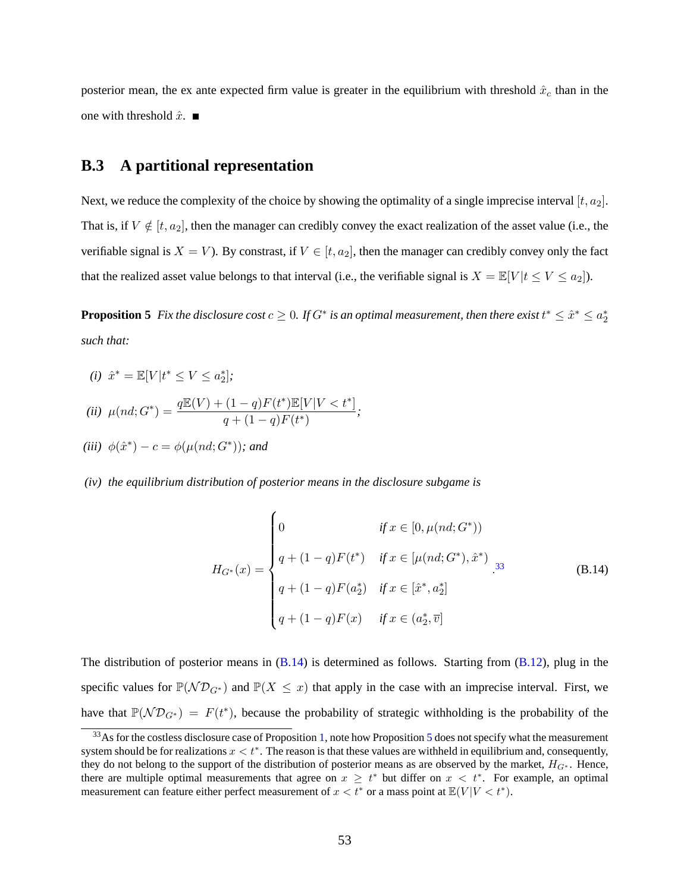posterior mean, the ex ante expected firm value is greater in the equilibrium with threshold $\hat{x}_c$ than in the one with threshold $\hat{x}$. ■

## B.3 A partitional representation

Next, we reduce the complexity of the choice by showing the optimality of a single imprecise interval $[t, a_2]$. That is, if $V \notin [t, a_2]$, then the manager can credibly convey the exact realization of the asset value (i.e., the verifiable signal is $X = V$). By constrast, if $V \in [t, a_2]$, then the manager can credibly convey only the fact that the realized asset value belongs to that interval (i.e., the verifiable signal is $X = \mathbb{E}[V|t \leq V \leq a_2]$).

**Proposition 5** *Fix the disclosure cost $c \geq 0$. If $G^*$ is an optimal measurement, then there exist $t^* \leq \hat{x}^* \leq a_2^*$ such that:*

*(i)* $\hat{x}^* = \mathbb{E}[V|t^* \leq V \leq a_2^*]$*;*

*(ii)* $\mu(nd; G^*) = \dfrac{q\mathbb{E}(V) + (1-q)F(t^*)\mathbb{E}[V|V < t^*]}{q + (1-q)F(t^*)}$*;*

*(iii)* $\phi(\hat{x}^*) - c = \phi(\mu(nd; G^*))$*; and*

*(iv) the equilibrium distribution of posterior means in the disclosure subgame is*

$$H_{G^*}(x) = \begin{cases} 0 & \text{if } x \in [0, \mu(nd; G^*)) \\ q + (1-q)F(t^*) & \text{if } x \in [\mu(nd; G^*), \hat{x}^*) \\ q + (1-q)F(a_2^*) & \text{if } x \in [\hat{x}^*, a_2^*] \\ q + (1-q)F(x) & \text{if } x \in (a_2^*, \overline{v}] \end{cases} .^{33} \tag{B.14}$$

The distribution of posterior means in (B.14) is determined as follows. Starting from (B.12), plug in the specific values for $\mathbb{P}(\mathcal{ND}_{G^*})$ and $\mathbb{P}(X \leq x)$ that apply in the case with an imprecise interval. First, we have that $\mathbb{P}(\mathcal{ND}_{G^*}) = F(t^*)$, because the probability of strategic withholding is the probability of the

[33] As for the costless disclosure case of Proposition 1, note how Proposition 5 does not specify what the measurement system should be for realizations $x < t^*$. The reason is that these values are withheld in equilibrium and, consequently, they do not belong to the support of the distribution of posterior means as are observed by the market, $H_{G^*}$. Hence, there are multiple optimal measurements that agree on $x \geq t^*$ but differ on $x < t^*$. For example, an optimal measurement can feature either perfect measurement of $x < t^*$ or a mass point at $\mathbb{E}(V|V < t^*)$.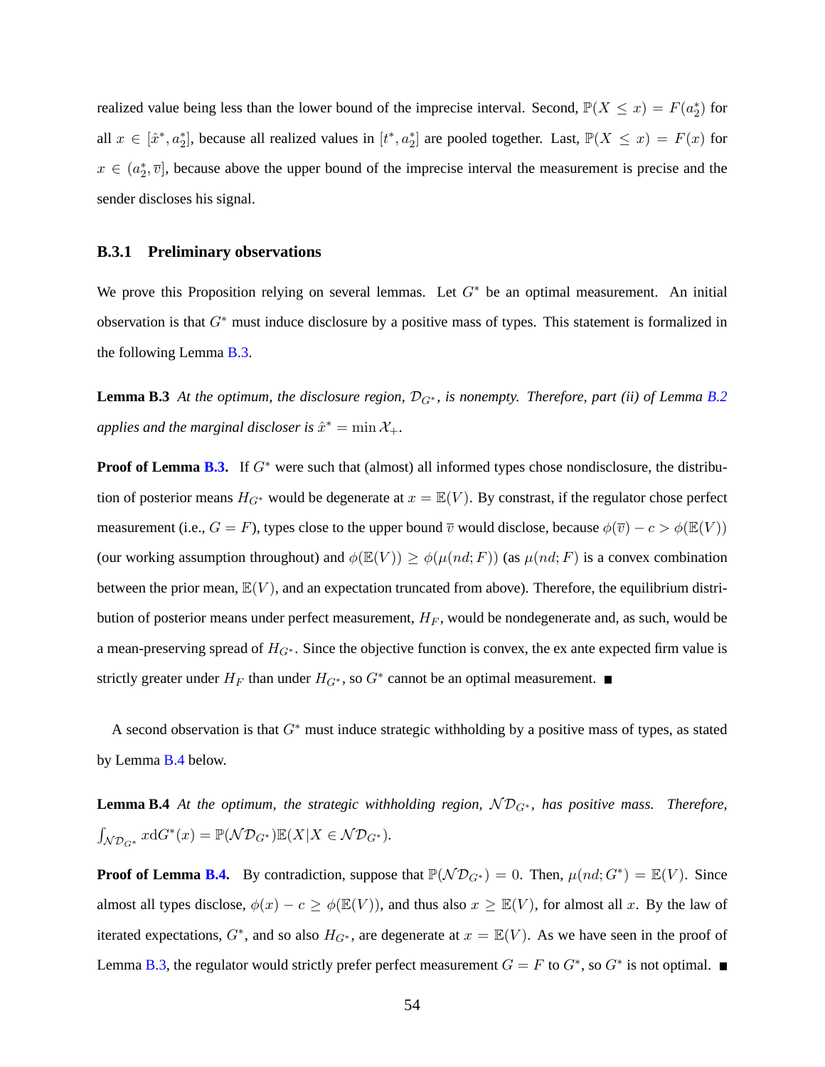realized value being less than the lower bound of the imprecise interval. Second, $\mathbb{P}(X \leq x) = F(a_2^*)$ for all $x \in [\hat{x}^*, a_2^*]$, because all realized values in $[t^*, a_2^*]$ are pooled together. Last, $\mathbb{P}(X \leq x) = F(x)$ for $x \in (a_2^*, \overline{v}]$, because above the upper bound of the imprecise interval the measurement is precise and the sender discloses his signal.

### B.3.1 Preliminary observations

We prove this Proposition relying on several lemmas. Let $G^*$ be an optimal measurement. An initial observation is that $G^*$ must induce disclosure by a positive mass of types. This statement is formalized in the following Lemma B.3.

**Lemma B.3** *At the optimum, the disclosure region, $\mathcal{D}_{G^*}$, is nonempty. Therefore, part (ii) of Lemma B.2 applies and the marginal discloser is $\hat{x}^* = \min \mathcal{X}_+$.*

**Proof of Lemma B.3.** If $G^*$ were such that (almost) all informed types chose nondisclosure, the distribution of posterior means $H_{G^*}$ would be degenerate at $x = \mathbb{E}(V)$. By constrast, if the regulator chose perfect measurement (i.e., $G = F$), types close to the upper bound $\overline{v}$ would disclose, because $\phi(\overline{v}) - c > \phi(\mathbb{E}(V))$ (our working assumption throughout) and $\phi(\mathbb{E}(V)) \geq \phi(\mu(nd; F))$ (as $\mu(nd; F)$ is a convex combination between the prior mean, $\mathbb{E}(V)$, and an expectation truncated from above). Therefore, the equilibrium distribution of posterior means under perfect measurement, $H_F$, would be nondegenerate and, as such, would be a mean-preserving spread of $H_{G^*}$. Since the objective function is convex, the ex ante expected firm value is strictly greater under $H_F$ than under $H_{G^*}$, so $G^*$ cannot be an optimal measurement. ■

A second observation is that $G^*$ must induce strategic withholding by a positive mass of types, as stated by Lemma B.4 below.

**Lemma B.4** *At the optimum, the strategic withholding region, $\mathcal{ND}_{G^*}$, has positive mass. Therefore, $\int_{\mathcal{ND}_{G^*}} x \mathrm{d}G^*(x) = \mathbb{P}(\mathcal{ND}_{G^*})\mathbb{E}(X|X \in \mathcal{ND}_{G^*})$.*

**Proof of Lemma B.4.** By contradiction, suppose that $\mathbb{P}(\mathcal{ND}_{G^*}) = 0$. Then, $\mu(nd; G^*) = \mathbb{E}(V)$. Since almost all types disclose, $\phi(x) - c \geq \phi(\mathbb{E}(V))$, and thus also $x \geq \mathbb{E}(V)$, for almost all $x$. By the law of iterated expectations, $G^*$, and so also $H_{G^*}$, are degenerate at $x = \mathbb{E}(V)$. As we have seen in the proof of Lemma B.3, the regulator would strictly prefer perfect measurement $G = F$ to $G^*$, so $G^*$ is not optimal. ■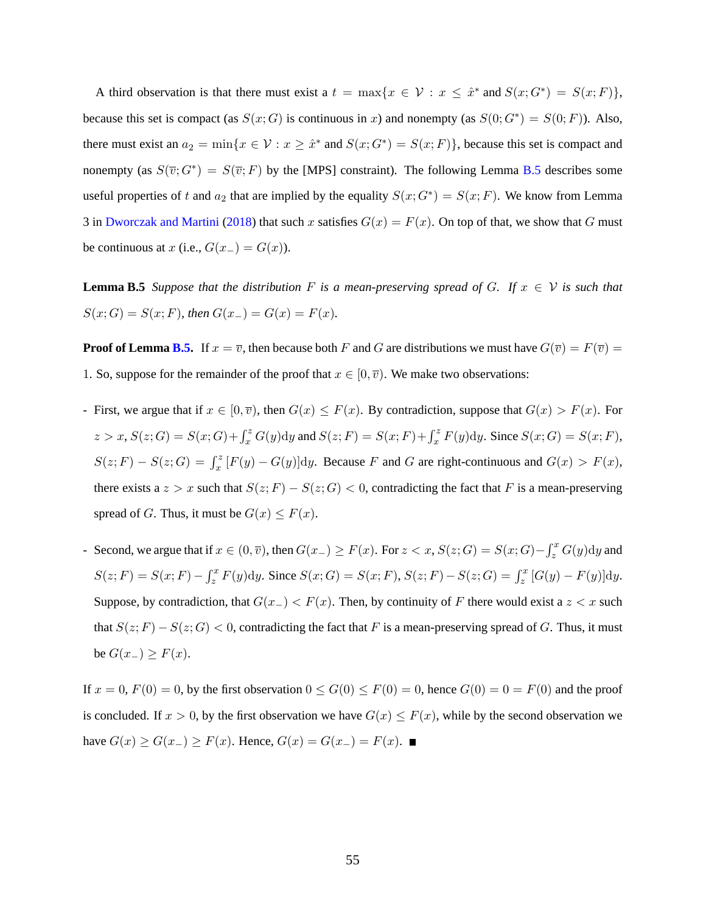A third observation is that there must exist a $t = \max\{x \in \mathcal{V} : x \leq \hat{x}^* \text{ and } S(x; G^*) = S(x; F)\}$, because this set is compact (as $S(x; G)$ is continuous in $x$) and nonempty (as $S(0; G^*) = S(0; F)$). Also, there must exist an $a_2 = \min\{x \in \mathcal{V} : x \geq \hat{x}^* \text{ and } S(x; G^*) = S(x; F)\}$, because this set is compact and nonempty (as $S(\overline{v}; G^*) = S(\overline{v}; F)$ by the [MPS] constraint). The following Lemma B.5 describes some useful properties of $t$ and $a_2$ that are implied by the equality $S(x; G^*) = S(x; F)$. We know from Lemma 3 in Dworczak and Martini (2018) that such $x$ satisfies $G(x) = F(x)$. On top of that, we show that $G$ must be continuous at $x$ (i.e., $G(x_-) = G(x)$).

**Lemma B.5** *Suppose that the distribution $F$ is a mean-preserving spread of $G$. If $x \in \mathcal{V}$ is such that $S(x; G) = S(x; F)$, then $G(x_-) = G(x) = F(x)$.*

**Proof of Lemma B.5.** If $x = \overline{v}$, then because both $F$ and $G$ are distributions we must have $G(\overline{v}) = F(\overline{v}) = 1$. So, suppose for the remainder of the proof that $x \in [0, \overline{v})$. We make two observations:

- First, we argue that if $x \in [0, \overline{v})$, then $G(x) \leq F(x)$. By contradiction, suppose that $G(x) > F(x)$. For $z > x$, $S(z; G) = S(x; G) + \int_x^z G(y)\mathrm{d}y$ and $S(z; F) = S(x; F) + \int_x^z F(y)\mathrm{d}y$. Since $S(x; G) = S(x; F)$, $S(z; F) - S(z; G) = \int_x^z [F(y) - G(y)]\mathrm{d}y$. Because $F$ and $G$ are right-continuous and $G(x) > F(x)$, there exists a $z > x$ such that $S(z; F) - S(z; G) < 0$, contradicting the fact that $F$ is a mean-preserving spread of $G$. Thus, it must be $G(x) \leq F(x)$.

- Second, we argue that if $x \in (0, \overline{v})$, then $G(x_-) \geq F(x)$. For $z < x$, $S(z; G) = S(x; G) - \int_z^x G(y)\mathrm{d}y$ and $S(z; F) = S(x; F) - \int_z^x F(y)\mathrm{d}y$. Since $S(x; G) = S(x; F)$, $S(z; F) - S(z; G) = \int_z^x [G(y) - F(y)]\mathrm{d}y$. Suppose, by contradiction, that $G(x_-) < F(x)$. Then, by continuity of $F$ there would exist a $z < x$ such that $S(z; F) - S(z; G) < 0$, contradicting the fact that $F$ is a mean-preserving spread of $G$. Thus, it must be $G(x_-) \geq F(x)$.

If $x = 0$, $F(0) = 0$, by the first observation $0 \leq G(0) \leq F(0) = 0$, hence $G(0) = 0 = F(0)$ and the proof is concluded. If $x > 0$, by the first observation we have $G(x) \leq F(x)$, while by the second observation we have $G(x) \geq G(x_-) \geq F(x)$. Hence, $G(x) = G(x_-) = F(x)$. ■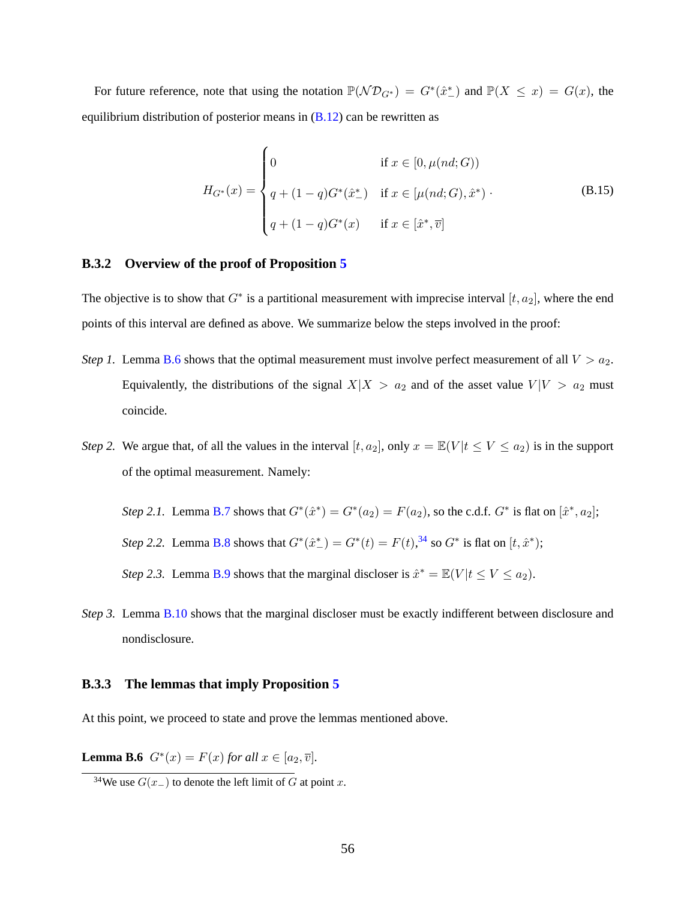For future reference, note that using the notation $\mathbb{P}(\mathcal{ND}_{G^*}) = G^*(\hat{x}^*_-)$ and $\mathbb{P}(X \le x) = G(x)$, the equilibrium distribution of posterior means in (B.12) can be rewritten as

$$
H_{G^*}(x) = \begin{cases} 0 & \text{if } x \in [0, \mu(nd; G)) \\ q + (1-q)G^*(\hat{x}^*_-) & \text{if } x \in [\mu(nd; G), \hat{x}^*) \\ q + (1-q)G^*(x) & \text{if } x \in [\hat{x}^*, \overline{v}] \end{cases} . \tag{B.15}
$$

### B.3.2 Overview of the proof of Proposition 5

The objective is to show that $G^*$ is a partitional measurement with imprecise interval $[t, a_2]$, where the end points of this interval are defined as above. We summarize below the steps involved in the proof:

*Step 1.* Lemma B.6 shows that the optimal measurement must involve perfect measurement of all $V > a_2$. Equivalently, the distributions of the signal $X|X > a_2$ and of the asset value $V|V > a_2$ must coincide.

*Step 2.* We argue that, of all the values in the interval $[t, a_2]$, only $x = \mathbb{E}(V|t \le V \le a_2)$ is in the support of the optimal measurement. Namely:

> *Step 2.1.* Lemma B.7 shows that $G^*(\hat{x}^*) = G^*(a_2) = F(a_2)$, so the c.d.f. $G^*$ is flat on $[\hat{x}^*, a_2]$;
>
> *Step 2.2.* Lemma B.8 shows that $G^*(\hat{x}^*_-) = G^*(t) = F(t)$,[34] so $G^*$ is flat on $[t, \hat{x}^*)$;
>
> *Step 2.3.* Lemma B.9 shows that the marginal discloser is $\hat{x}^* = \mathbb{E}(V|t \le V \le a_2)$.

*Step 3.* Lemma B.10 shows that the marginal discloser must be exactly indifferent between disclosure and nondisclosure.

### B.3.3 The lemmas that imply Proposition 5

At this point, we proceed to state and prove the lemmas mentioned above.

**Lemma B.6** *$G^*(x) = F(x)$ for all $x \in [a_2, \overline{v}]$.*

---

[34] We use $G(x_-)$ to denote the left limit of $G$ at point $x$.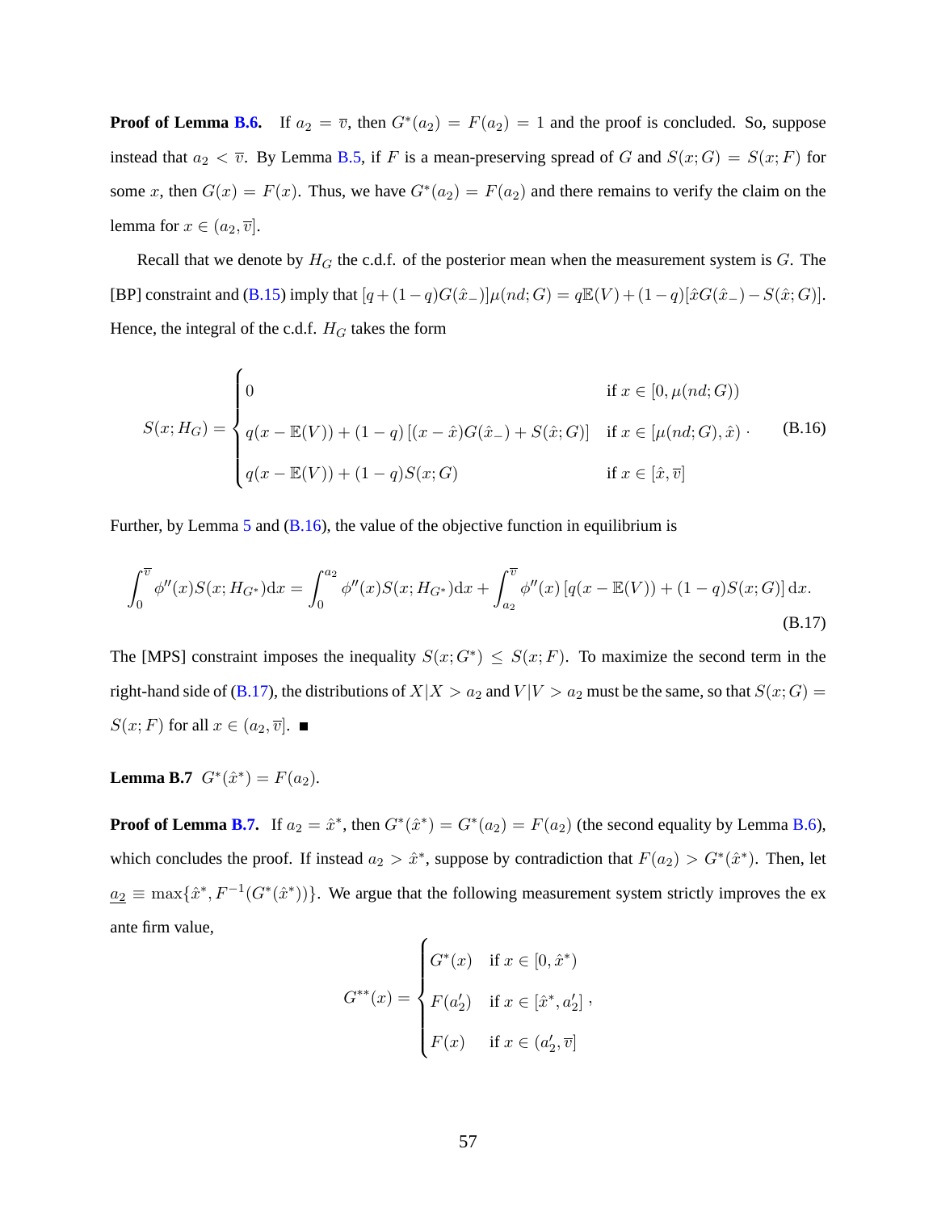**Proof of Lemma B.6.** If $a_2 = \overline{v}$, then $G^*(a_2) = F(a_2) = 1$ and the proof is concluded. So, suppose instead that $a_2 < \overline{v}$. By Lemma B.5, if $F$ is a mean-preserving spread of $G$ and $S(x; G) = S(x; F)$ for some $x$, then $G(x) = F(x)$. Thus, we have $G^*(a_2) = F(a_2)$ and there remains to verify the claim on the lemma for $x \in (a_2, \overline{v}]$.

Recall that we denote by $H_G$ the c.d.f. of the posterior mean when the measurement system is $G$. The [BP] constraint and (B.15) imply that $[q + (1-q)G(\hat{x}_-)]\mu(nd; G) = q\mathbb{E}(V) + (1-q)[\hat{x}G(\hat{x}_-) - S(\hat{x}; G)]$. Hence, the integral of the c.d.f. $H_G$ takes the form

$$S(x; H_G) = \begin{cases} 0 & \text{if } x \in [0, \mu(nd; G)) \\ q(x - \mathbb{E}(V)) + (1-q)\left[(x - \hat{x})G(\hat{x}_-) + S(\hat{x}; G)\right] & \text{if } x \in [\mu(nd; G), \hat{x}) \\ q(x - \mathbb{E}(V)) + (1-q)S(x; G) & \text{if } x \in [\hat{x}, \overline{v}] \end{cases} \cdot \tag{B.16}$$

Further, by Lemma 5 and (B.16), the value of the objective function in equilibrium is

$$\int_0^{\overline{v}} \phi''(x)S(x; H_{G^*})\mathrm{d}x = \int_0^{a_2} \phi''(x)S(x; H_{G^*})\mathrm{d}x + \int_{a_2}^{\overline{v}} \phi''(x)\left[q(x - \mathbb{E}(V)) + (1-q)S(x; G)\right]\mathrm{d}x. \tag{B.17}$$

The [MPS] constraint imposes the inequality $S(x; G^*) \leq S(x; F)$. To maximize the second term in the right-hand side of (B.17), the distributions of $X|X > a_2$ and $V|V > a_2$ must be the same, so that $S(x; G) = S(x; F)$ for all $x \in (a_2, \overline{v}]$. ■

**Lemma B.7** $G^*(\hat{x}^*) = F(a_2)$.

**Proof of Lemma B.7.** If $a_2 = \hat{x}^*$, then $G^*(\hat{x}^*) = G^*(a_2) = F(a_2)$ (the second equality by Lemma B.6), which concludes the proof. If instead $a_2 > \hat{x}^*$, suppose by contradiction that $F(a_2) > G^*(\hat{x}^*)$. Then, let $\underline{a_2} \equiv \max\{\hat{x}^*, F^{-1}(G^*(\hat{x}^*))\}$. We argue that the following measurement system strictly improves the ex ante firm value,

$$G^{**}(x) = \begin{cases} G^*(x) & \text{if } x \in [0, \hat{x}^*) \\ F(a_2') & \text{if } x \in [\hat{x}^*, a_2'] \\ F(x) & \text{if } x \in (a_2', \overline{v}] \end{cases},$$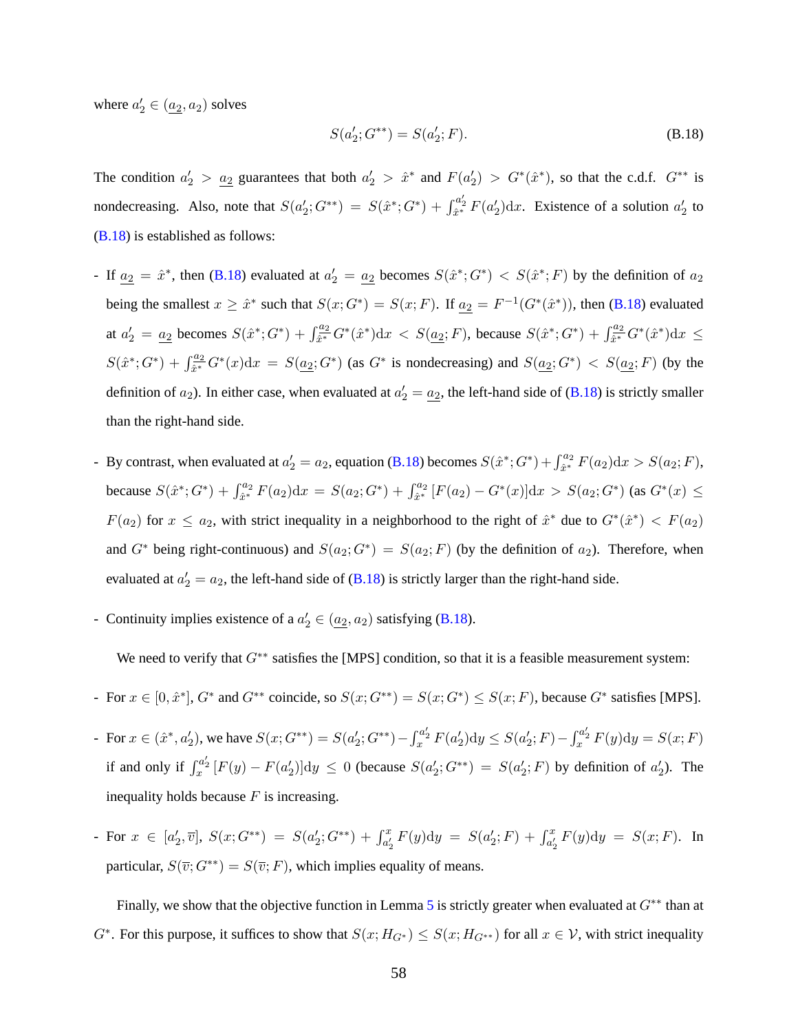where $a_2' \in (\underline{a_2}, a_2)$ solves

$$S(a_2'; G^{**}) = S(a_2'; F). \tag{B.18}$$

The condition $a_2' > \underline{a_2}$ guarantees that both $a_2' > \hat{x}^*$ and $F(a_2') > G^*(\hat{x}^*)$, so that the c.d.f. $G^{**}$ is nondecreasing. Also, note that $S(a_2'; G^{**}) = S(\hat{x}^*; G^*) + \int_{\hat{x}^*}^{a_2'} F(a_2')\mathrm{d}x$. Existence of a solution $a_2'$ to (B.18) is established as follows:

- If $\underline{a_2} = \hat{x}^*$, then (B.18) evaluated at $a_2' = \underline{a_2}$ becomes $S(\hat{x}^*; G^*) < S(\hat{x}^*; F)$ by the definition of $a_2$ being the smallest $x \geq \hat{x}^*$ such that $S(x; G^*) = S(x; F)$. If $\underline{a_2} = F^{-1}(G^*(\hat{x}^*))$, then (B.18) evaluated at $a_2' = \underline{a_2}$ becomes $S(\hat{x}^*; G^*) + \int_{\hat{x}^*}^{\underline{a_2}} G^*(\hat{x}^*)\mathrm{d}x < S(\underline{a_2}; F)$, because $S(\hat{x}^*; G^*) + \int_{\hat{x}^*}^{\underline{a_2}} G^*(\hat{x}^*)\mathrm{d}x \leq S(\hat{x}^*; G^*) + \int_{\hat{x}^*}^{\underline{a_2}} G^*(x)\mathrm{d}x = S(\underline{a_2}; G^*)$ (as $G^*$ is nondecreasing) and $S(\underline{a_2}; G^*) < S(\underline{a_2}; F)$ (by the definition of $a_2$). In either case, when evaluated at $a_2' = \underline{a_2}$, the left-hand side of (B.18) is strictly smaller than the right-hand side.

- By contrast, when evaluated at $a_2' = a_2$, equation (B.18) becomes $S(\hat{x}^*; G^*) + \int_{\hat{x}^*}^{a_2} F(a_2)\mathrm{d}x > S(a_2; F)$, because $S(\hat{x}^*; G^*) + \int_{\hat{x}^*}^{a_2} F(a_2)\mathrm{d}x = S(a_2; G^*) + \int_{\hat{x}^*}^{a_2} [F(a_2) - G^*(x)]\mathrm{d}x > S(a_2; G^*)$ (as $G^*(x) \leq F(a_2)$ for $x \leq a_2$, with strict inequality in a neighborhood to the right of $\hat{x}^*$ due to $G^*(\hat{x}^*) < F(a_2)$ and $G^*$ being right-continuous) and $S(a_2; G^*) = S(a_2; F)$ (by the definition of $a_2$). Therefore, when evaluated at $a_2' = a_2$, the left-hand side of (B.18) is strictly larger than the right-hand side.

- Continuity implies existence of a $a_2' \in (\underline{a_2}, a_2)$ satisfying (B.18).

We need to verify that $G^{**}$ satisfies the [MPS] condition, so that it is a feasible measurement system:

- For $x \in [0, \hat{x}^*]$, $G^*$ and $G^{**}$ coincide, so $S(x; G^{**}) = S(x; G^*) \leq S(x; F)$, because $G^*$ satisfies [MPS].

- For $x \in (\hat{x}^*, a_2')$, we have $S(x; G^{**}) = S(a_2'; G^{**}) - \int_x^{a_2'} F(a_2')\mathrm{d}y \leq S(a_2'; F) - \int_x^{a_2'} F(y)\mathrm{d}y = S(x; F)$ if and only if $\int_x^{a_2'} [F(y) - F(a_2')]\mathrm{d}y \leq 0$ (because $S(a_2'; G^{**}) = S(a_2'; F)$ by definition of $a_2'$). The inequality holds because $F$ is increasing.

- For $x \in [a_2', \overline{v}]$, $S(x; G^{**}) = S(a_2'; G^{**}) + \int_{a_2'}^x F(y)\mathrm{d}y = S(a_2'; F) + \int_{a_2'}^x F(y)\mathrm{d}y = S(x; F)$. In particular, $S(\overline{v}; G^{**}) = S(\overline{v}; F)$, which implies equality of means.

Finally, we show that the objective function in Lemma 5 is strictly greater when evaluated at $G^{**}$ than at $G^*$. For this purpose, it suffices to show that $S(x; H_{G^*}) \leq S(x; H_{G^{**}})$ for all $x \in \mathcal{V}$, with strict inequality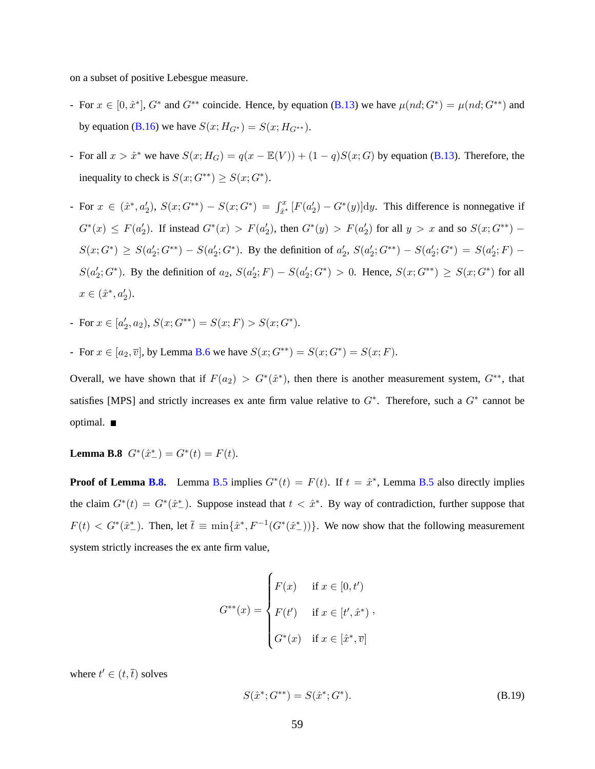on a subset of positive Lebesgue measure.

- For $x \in [0, \hat{x}^*]$, $G^*$ and $G^{**}$ coincide. Hence, by equation (B.13) we have $\mu(nd; G^*) = \mu(nd; G^{**})$ and by equation (B.16) we have $S(x; H_{G^*}) = S(x; H_{G^{**}})$.

- For all $x > \hat{x}^*$ we have $S(x; H_G) = q(x - \mathbb{E}(V)) + (1-q)S(x; G)$ by equation (B.13). Therefore, the inequality to check is $S(x; G^{**}) \geq S(x; G^*)$.

- For $x \in (\hat{x}^*, a_2')$, $S(x; G^{**}) - S(x; G^*) = \int_{\hat{x}^*}^{x} [F(a_2') - G^*(y)]\mathrm{d}y$. This difference is nonnegative if $G^*(x) \leq F(a_2')$. If instead $G^*(x) > F(a_2')$, then $G^*(y) > F(a_2')$ for all $y > x$ and so $S(x; G^{**}) - S(x; G^*) \geq S(a_2'; G^{**}) - S(a_2'; G^*)$. By the definition of $a_2'$, $S(a_2'; G^{**}) - S(a_2'; G^*) = S(a_2'; F) - S(a_2'; G^*)$. By the definition of $a_2$, $S(a_2'; F) - S(a_2'; G^*) > 0$. Hence, $S(x; G^{**}) \geq S(x; G^*)$ for all $x \in (\hat{x}^*, a_2')$.

- For $x \in [a_2', a_2)$, $S(x; G^{**}) = S(x; F) > S(x; G^*)$.

- For $x \in [a_2, \overline{v}]$, by Lemma B.6 we have $S(x; G^{**}) = S(x; G^*) = S(x; F)$.

Overall, we have shown that if $F(a_2) > G^*(\hat{x}^*)$, then there is another measurement system, $G^{**}$, that satisfies [MPS] and strictly increases ex ante firm value relative to $G^*$. Therefore, such a $G^*$ cannot be optimal. ■

**Lemma B.8** $G^*(\hat{x}^*_-) = G^*(t) = F(t)$.

**Proof of Lemma B.8.** Lemma B.5 implies $G^*(t) = F(t)$. If $t = \hat{x}^*$, Lemma B.5 also directly implies the claim $G^*(t) = G^*(\hat{x}^*_-)$. Suppose instead that $t < \hat{x}^*$. By way of contradiction, further suppose that $F(t) < G^*(\hat{x}^*_-)$. Then, let $\bar{t} \equiv \min\{\hat{x}^*, F^{-1}(G^*(\hat{x}^*_-))\}$. We now show that the following measurement system strictly increases the ex ante firm value,

$$
G^{**}(x) = \begin{cases} F(x) & \text{if } x \in [0, t') \\ F(t') & \text{if } x \in [t', \hat{x}^*) \\ G^*(x) & \text{if } x \in [\hat{x}^*, \overline{v}] \end{cases},
$$

where $t' \in (t, \bar{t})$ solves

$$
S(\hat{x}^*; G^{**}) = S(\hat{x}^*; G^*). \tag{B.19}
$$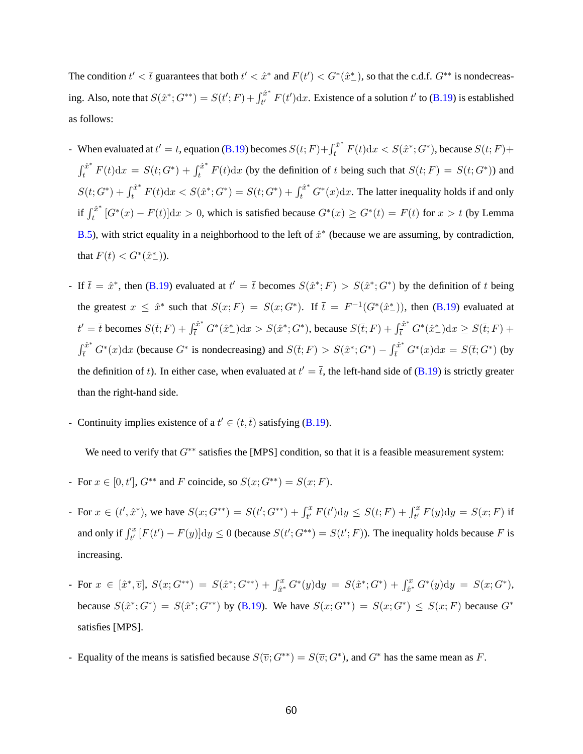The condition $t' < \bar{t}$ guarantees that both $t' < \hat{x}^*$ and $F(t') < G^*(\hat{x}^*_-)$, so that the c.d.f. $G^{**}$ is nondecreasing. Also, note that $S(\hat{x}^*; G^{**}) = S(t'; F) + \int_{t'}^{\hat{x}^*} F(t')\mathrm{d}x$. Existence of a solution $t'$ to (B.19) is established as follows:

- When evaluated at $t' = t$, equation (B.19) becomes $S(t; F) + \int_t^{\hat{x}^*} F(t)\mathrm{d}x < S(\hat{x}^*; G^*)$, because $S(t; F) + \int_t^{\hat{x}^*} F(t)\mathrm{d}x = S(t; G^*) + \int_t^{\hat{x}^*} F(t)\mathrm{d}x$ (by the definition of $t$ being such that $S(t; F) = S(t; G^*)$) and $S(t; G^*) + \int_t^{\hat{x}^*} F(t)\mathrm{d}x < S(\hat{x}^*; G^*) = S(t; G^*) + \int_t^{\hat{x}^*} G^*(x)\mathrm{d}x$. The latter inequality holds if and only if $\int_t^{\hat{x}^*} [G^*(x) - F(t)]\mathrm{d}x > 0$, which is satisfied because $G^*(x) \geq G^*(t) = F(t)$ for $x > t$ (by Lemma B.5), with strict equality in a neighborhood to the left of $\hat{x}^*$ (because we are assuming, by contradiction, that $F(t) < G^*(\hat{x}^*_-)$).
- If $\bar{t} = \hat{x}^*$, then (B.19) evaluated at $t' = \bar{t}$ becomes $S(\hat{x}^*; F) > S(\hat{x}^*; G^*)$ by the definition of $t$ being the greatest $x \leq \hat{x}^*$ such that $S(x; F) = S(x; G^*)$. If $\bar{t} = F^{-1}(G^*(\hat{x}^*_-))$, then (B.19) evaluated at $t' = \bar{t}$ becomes $S(\bar{t}; F) + \int_{\bar{t}}^{\hat{x}^*} G^*(\hat{x}^*_-)\mathrm{d}x > S(\hat{x}^*; G^*)$, because $S(\bar{t}; F) + \int_{\bar{t}}^{\hat{x}^*} G^*(\hat{x}^*_-)\mathrm{d}x \geq S(\bar{t}; F) + \int_{\bar{t}}^{\hat{x}^*} G^*(x)\mathrm{d}x$ (because $G^*$ is nondecreasing) and $S(\bar{t}; F) > S(\hat{x}^*; G^*) - \int_{\bar{t}}^{\hat{x}^*} G^*(x)\mathrm{d}x = S(\bar{t}; G^*)$ (by the definition of $t$). In either case, when evaluated at $t' = \bar{t}$, the left-hand side of (B.19) is strictly greater than the right-hand side.
- Continuity implies existence of a $t' \in (t, \bar{t})$ satisfying (B.19).

We need to verify that $G^{**}$ satisfies the [MPS] condition, so that it is a feasible measurement system:

- For $x \in [0, t']$, $G^{**}$ and $F$ coincide, so $S(x; G^{**}) = S(x; F)$.
- For $x \in (t', \hat{x}^*)$, we have $S(x; G^{**}) = S(t'; G^{**}) + \int_{t'}^{x} F(t')\mathrm{d}y \leq S(t; F) + \int_{t'}^{x} F(y)\mathrm{d}y = S(x; F)$ if and only if $\int_{t'}^{x} [F(t') - F(y)]\mathrm{d}y \leq 0$ (because $S(t'; G^{**}) = S(t'; F)$). The inequality holds because $F$ is increasing.
- For $x \in [\hat{x}^*, \bar{v}]$, $S(x; G^{**}) = S(\hat{x}^*; G^{**}) + \int_{\hat{x}^*}^{x} G^*(y)\mathrm{d}y = S(\hat{x}^*; G^*) + \int_{\hat{x}^*}^{x} G^*(y)\mathrm{d}y = S(x; G^*)$, because $S(\hat{x}^*; G^*) = S(\hat{x}^*; G^{**})$ by (B.19). We have $S(x; G^{**}) = S(x; G^*) \leq S(x; F)$ because $G^*$ satisfies [MPS].
- Equality of the means is satisfied because $S(\bar{v}; G^{**}) = S(\bar{v}; G^*)$, and $G^*$ has the same mean as $F$.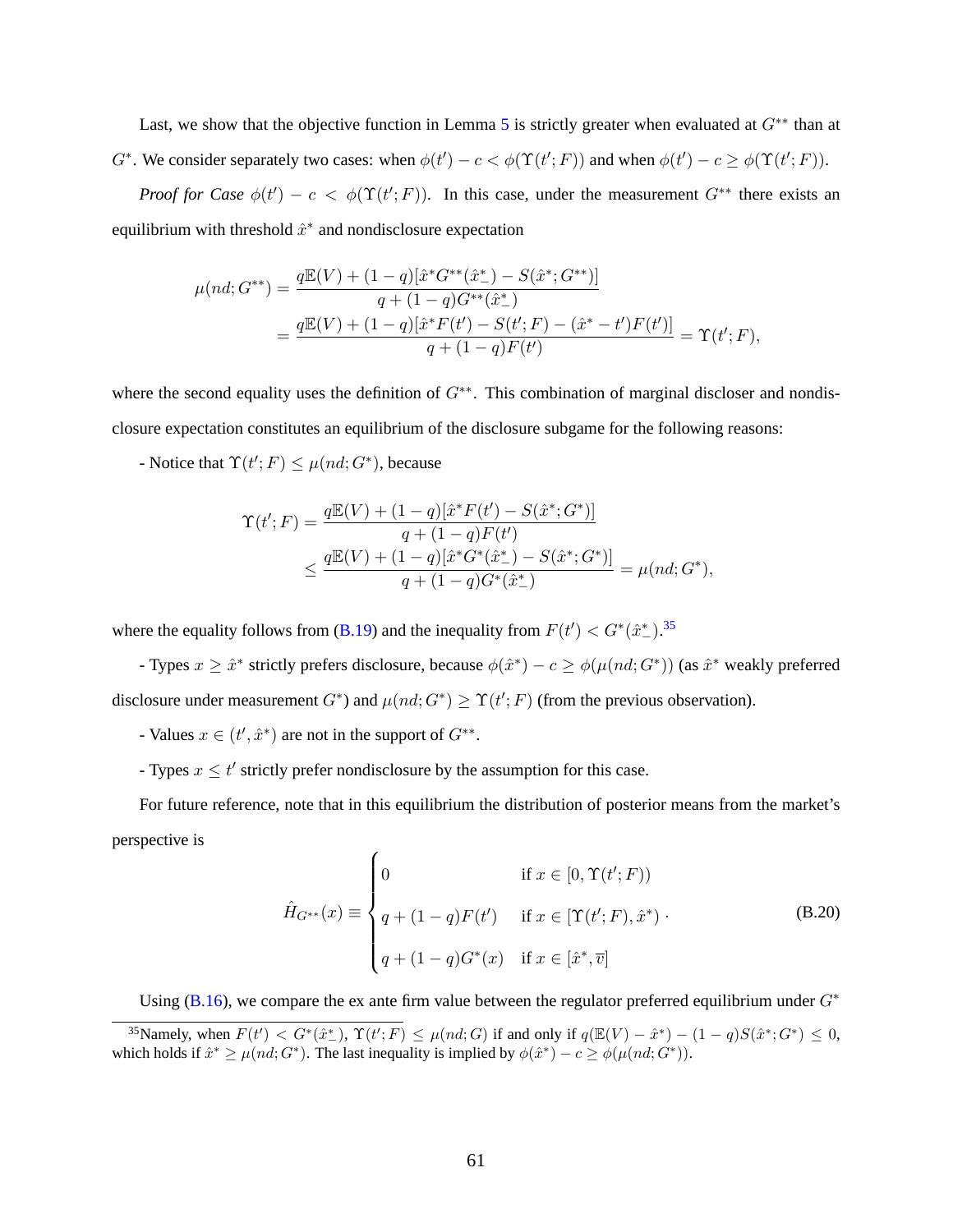Last, we show that the objective function in Lemma 5 is strictly greater when evaluated at $G^{**}$ than at $G^{*}$. We consider separately two cases: when $\phi(t') - c < \phi(\Upsilon(t'; F))$ and when $\phi(t') - c \geq \phi(\Upsilon(t'; F))$.

*Proof for Case* $\phi(t') - c < \phi(\Upsilon(t'; F))$. In this case, under the measurement $G^{**}$ there exists an equilibrium with threshold $\hat{x}^*$ and nondisclosure expectation

$$
\begin{aligned}
\mu(nd; G^{**}) &= \frac{q\mathbb{E}(V) + (1-q)[\hat{x}^* G^{**}(\hat{x}^*_-) - S(\hat{x}^*; G^{**})]}{q + (1-q)G^{**}(\hat{x}^*_-)} \\
&= \frac{q\mathbb{E}(V) + (1-q)[\hat{x}^* F(t') - S(t'; F) - (\hat{x}^* - t')F(t')]}{q + (1-q)F(t')} = \Upsilon(t'; F),
\end{aligned}
$$

where the second equality uses the definition of $G^{**}$. This combination of marginal discloser and nondisclosure expectation constitutes an equilibrium of the disclosure subgame for the following reasons:

- Notice that $\Upsilon(t'; F) \leq \mu(nd; G^*)$, because

$$
\begin{aligned}
\Upsilon(t'; F) &= \frac{q\mathbb{E}(V) + (1-q)[\hat{x}^* F(t') - S(\hat{x}^*; G^*)]}{q + (1-q)F(t')} \\
&\leq \frac{q\mathbb{E}(V) + (1-q)[\hat{x}^* G^*(\hat{x}^*_-) - S(\hat{x}^*; G^*)]}{q + (1-q)G^*(\hat{x}^*_-)} = \mu(nd; G^*),
\end{aligned}
$$

where the equality follows from (B.19) and the inequality from $F(t') < G^*(\hat{x}^*_-)$.[35]

- Types $x \geq \hat{x}^*$ strictly prefers disclosure, because $\phi(\hat{x}^*) - c \geq \phi(\mu(nd; G^*))$ (as $\hat{x}^*$ weakly preferred disclosure under measurement $G^*$) and $\mu(nd; G^*) \geq \Upsilon(t'; F)$ (from the previous observation).

- Values $x \in (t', \hat{x}^*)$ are not in the support of $G^{**}$.

- Types $x \leq t'$ strictly prefer nondisclosure by the assumption for this case.

For future reference, note that in this equilibrium the distribution of posterior means from the market's perspective is

$$
\hat{H}_{G^{**}}(x) \equiv \begin{cases} 0 & \text{if } x \in [0, \Upsilon(t'; F)) \\ q + (1-q)F(t') & \text{if } x \in [\Upsilon(t'; F), \hat{x}^*) \\ q + (1-q)G^*(x) & \text{if } x \in [\hat{x}^*, \overline{v}] \end{cases} . \tag{B.20}
$$

Using (B.16), we compare the ex ante firm value between the regulator preferred equilibrium under $G^*$

[35] Namely, when $F(t') < G^*(\hat{x}^*_-)$, $\Upsilon(t'; F) \leq \mu(nd; G)$ if and only if $q(\mathbb{E}(V) - \hat{x}^*) - (1-q)S(\hat{x}^*; G^*) \leq 0$, which holds if $\hat{x}^* \geq \mu(nd; G^*)$. The last inequality is implied by $\phi(\hat{x}^*) - c \geq \phi(\mu(nd; G^*))$.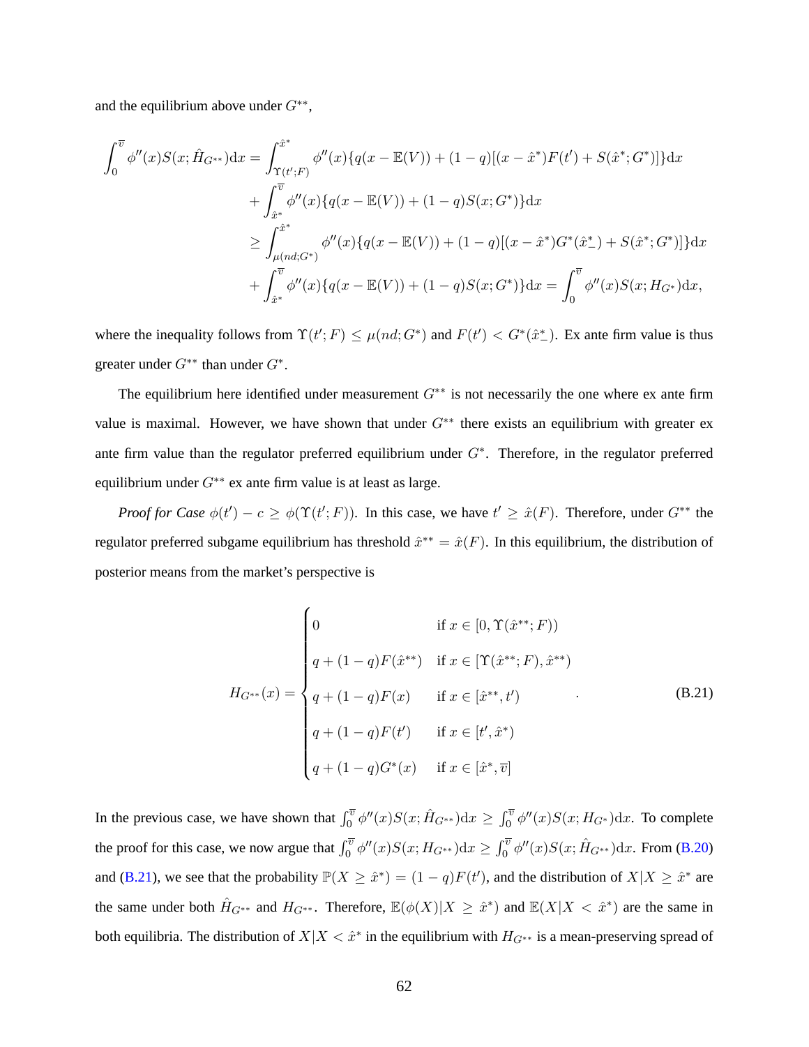and the equilibrium above under $G^{**}$,

$$
\begin{aligned}
\int_0^{\overline{v}} \phi''(x) S(x; \hat{H}_{G^{**}}) \mathrm{d}x &= \int_{\Upsilon(t';F)}^{\hat{x}^*} \phi''(x)\{q(x - \mathbb{E}(V)) + (1-q)[(x - \hat{x}^*)F(t') + S(\hat{x}^*; G^*)]\}\mathrm{d}x \\
&+ \int_{\hat{x}^*}^{\overline{v}} \phi''(x)\{q(x - \mathbb{E}(V)) + (1-q)S(x; G^*)\}\mathrm{d}x \\
&\geq \int_{\mu(nd;G^*)}^{\hat{x}^*} \phi''(x)\{q(x - \mathbb{E}(V)) + (1-q)[(x - \hat{x}^*)G^*(\hat{x}^*_-) + S(\hat{x}^*; G^*)]\}\mathrm{d}x \\
&+ \int_{\hat{x}^*}^{\overline{v}} \phi''(x)\{q(x - \mathbb{E}(V)) + (1-q)S(x; G^*)\}\mathrm{d}x = \int_0^{\overline{v}} \phi''(x) S(x; H_{G^*})\mathrm{d}x,
\end{aligned}
$$

where the inequality follows from $\Upsilon(t'; F) \leq \mu(nd; G^*)$ and $F(t') < G^*(\hat{x}^*_-)$. Ex ante firm value is thus greater under $G^{**}$ than under $G^*$.

The equilibrium here identified under measurement $G^{**}$ is not necessarily the one where ex ante firm value is maximal. However, we have shown that under $G^{**}$ there exists an equilibrium with greater ex ante firm value than the regulator preferred equilibrium under $G^*$. Therefore, in the regulator preferred equilibrium under $G^{**}$ ex ante firm value is at least as large.

*Proof for Case* $\phi(t') - c \geq \phi(\Upsilon(t'; F))$. In this case, we have $t' \geq \hat{x}(F)$. Therefore, under $G^{**}$ the regulator preferred subgame equilibrium has threshold $\hat{x}^{**} = \hat{x}(F)$. In this equilibrium, the distribution of posterior means from the market's perspective is

$$
H_{G^{**}}(x) = \begin{cases} 0 & \text{if } x \in [0, \Upsilon(\hat{x}^{**}; F)) \\ q + (1-q)F(\hat{x}^{**}) & \text{if } x \in [\Upsilon(\hat{x}^{**}; F), \hat{x}^{**}) \\ q + (1-q)F(x) & \text{if } x \in [\hat{x}^{**}, t') \\ q + (1-q)F(t') & \text{if } x \in [t', \hat{x}^*) \\ q + (1-q)G^*(x) & \text{if } x \in [\hat{x}^*, \overline{v}] \end{cases} . \tag{B.21}
$$

In the previous case, we have shown that $\int_0^{\overline{v}} \phi''(x) S(x; \hat{H}_{G^{**}})\mathrm{d}x \geq \int_0^{\overline{v}} \phi''(x) S(x; H_{G^*})\mathrm{d}x$. To complete the proof for this case, we now argue that $\int_0^{\overline{v}} \phi''(x) S(x; H_{G^{**}})\mathrm{d}x \geq \int_0^{\overline{v}} \phi''(x) S(x; \hat{H}_{G^{**}})\mathrm{d}x$. From (B.20) and (B.21), we see that the probability $\mathbb{P}(X \geq \hat{x}^*) = (1-q)F(t')$, and the distribution of $X | X \geq \hat{x}^*$ are the same under both $\hat{H}_{G^{**}}$ and $H_{G^{**}}$. Therefore, $\mathbb{E}(\phi(X)|X \geq \hat{x}^*)$ and $\mathbb{E}(X|X < \hat{x}^*)$ are the same in both equilibria. The distribution of $X|X < \hat{x}^*$ in the equilibrium with $H_{G^{**}}$ is a mean-preserving spread of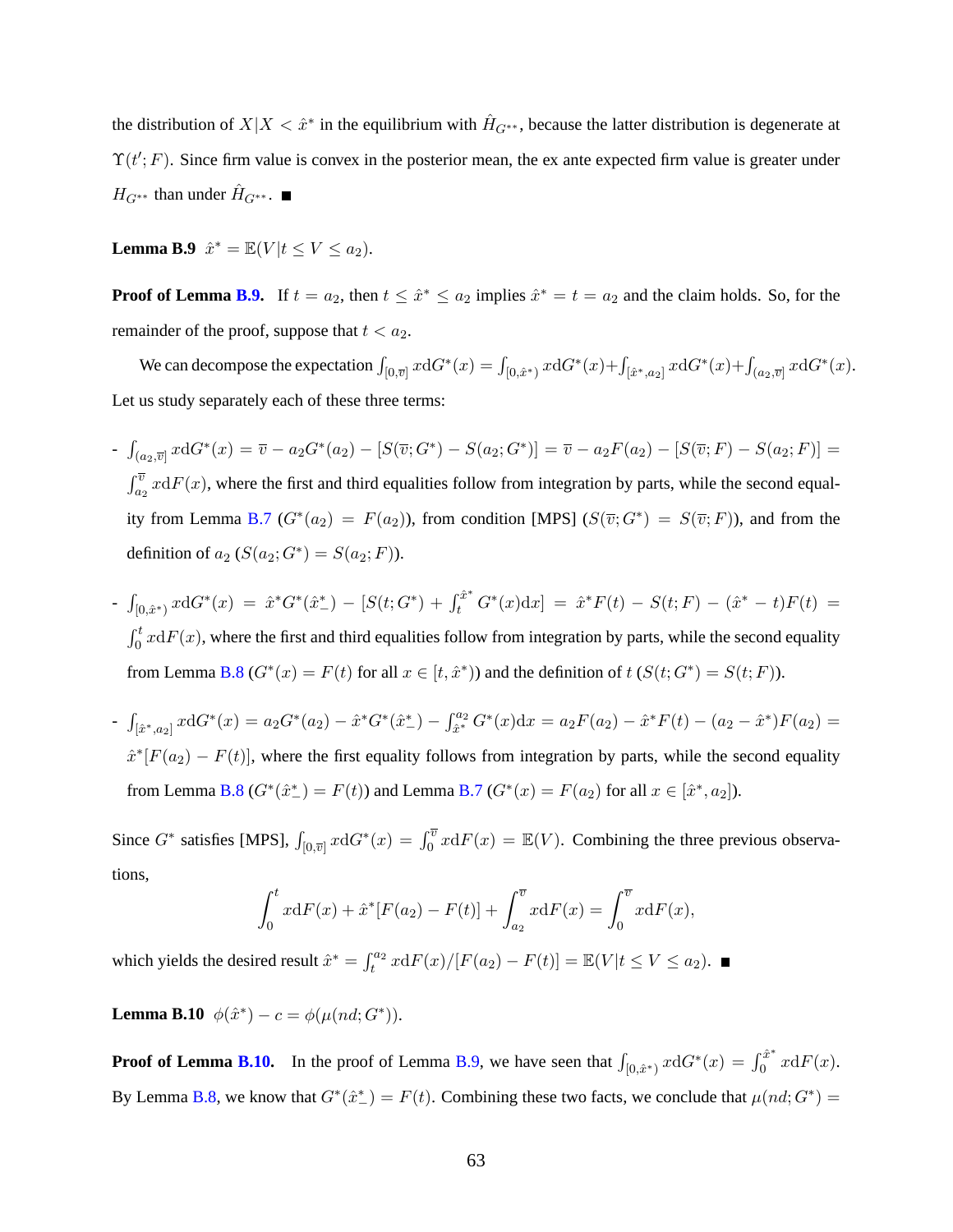the distribution of $X|X < \hat{x}^*$ in the equilibrium with $\hat{H}_{G^{**}}$, because the latter distribution is degenerate at $\Upsilon(t'; F)$. Since firm value is convex in the posterior mean, the ex ante expected firm value is greater under $H_{G^{**}}$ than under $\hat{H}_{G^{**}}$. ■

**Lemma B.9** $\hat{x}^* = \mathbb{E}(V|t \leq V \leq a_2)$.

**Proof of Lemma B.9.** If $t = a_2$, then $t \leq \hat{x}^* \leq a_2$ implies $\hat{x}^* = t = a_2$ and the claim holds. So, for the remainder of the proof, suppose that $t < a_2$.

We can decompose the expectation $\int_{[0,\overline{v}]} x\mathrm{d}G^*(x) = \int_{[0,\hat{x}^*)} x\mathrm{d}G^*(x) + \int_{[\hat{x}^*,a_2]} x\mathrm{d}G^*(x) + \int_{(a_2,\overline{v}]} x\mathrm{d}G^*(x)$. Let us study separately each of these three terms:

- $\int_{(a_2,\overline{v}]} x\mathrm{d}G^*(x) = \overline{v} - a_2 G^*(a_2) - [S(\overline{v}; G^*) - S(a_2; G^*)] = \overline{v} - a_2 F(a_2) - [S(\overline{v}; F) - S(a_2; F)] = \int_{a_2}^{\overline{v}} x\mathrm{d}F(x)$, where the first and third equalities follow from integration by parts, while the second equality from Lemma B.7 ($G^*(a_2) = F(a_2)$), from condition [MPS] ($S(\overline{v}; G^*) = S(\overline{v}; F)$), and from the definition of $a_2$ ($S(a_2; G^*) = S(a_2; F)$).

- $\int_{[0,\hat{x}^*)} x\mathrm{d}G^*(x) = \hat{x}^* G^*(\hat{x}^*_-) - [S(t; G^*) + \int_t^{\hat{x}^*} G^*(x)\mathrm{d}x] = \hat{x}^* F(t) - S(t; F) - (\hat{x}^* - t)F(t) = \int_0^t x\mathrm{d}F(x)$, where the first and third equalities follow from integration by parts, while the second equality from Lemma B.8 ($G^*(x) = F(t)$ for all $x \in [t, \hat{x}^*)$) and the definition of $t$ ($S(t; G^*) = S(t; F)$).

- $\int_{[\hat{x}^*,a_2]} x\mathrm{d}G^*(x) = a_2 G^*(a_2) - \hat{x}^* G^*(\hat{x}^*_-) - \int_{\hat{x}^*}^{a_2} G^*(x)\mathrm{d}x = a_2 F(a_2) - \hat{x}^* F(t) - (a_2 - \hat{x}^*)F(a_2) = \hat{x}^*[F(a_2) - F(t)]$, where the first equality follows from integration by parts, while the second equality from Lemma B.8 ($G^*(\hat{x}^*_-) = F(t)$) and Lemma B.7 ($G^*(x) = F(a_2)$ for all $x \in [\hat{x}^*, a_2]$).

Since $G^*$ satisfies [MPS], $\int_{[0,\overline{v}]} x\mathrm{d}G^*(x) = \int_0^{\overline{v}} x\mathrm{d}F(x) = \mathbb{E}(V)$. Combining the three previous observations,

$$\int_0^t x\mathrm{d}F(x) + \hat{x}^*[F(a_2) - F(t)] + \int_{a_2}^{\overline{v}} x\mathrm{d}F(x) = \int_0^{\overline{v}} x\mathrm{d}F(x),$$

which yields the desired result $\hat{x}^* = \int_t^{a_2} x\mathrm{d}F(x)/[F(a_2) - F(t)] = \mathbb{E}(V|t \leq V \leq a_2)$. ■

**Lemma B.10** $\phi(\hat{x}^*) - c = \phi(\mu(nd; G^*))$.

**Proof of Lemma B.10.** In the proof of Lemma B.9, we have seen that $\int_{[0,\hat{x}^*)} x\mathrm{d}G^*(x) = \int_0^{\hat{x}^*} x\mathrm{d}F(x)$. By Lemma B.8, we know that $G^*(\hat{x}^*_-) = F(t)$. Combining these two facts, we conclude that $\mu(nd; G^*) =$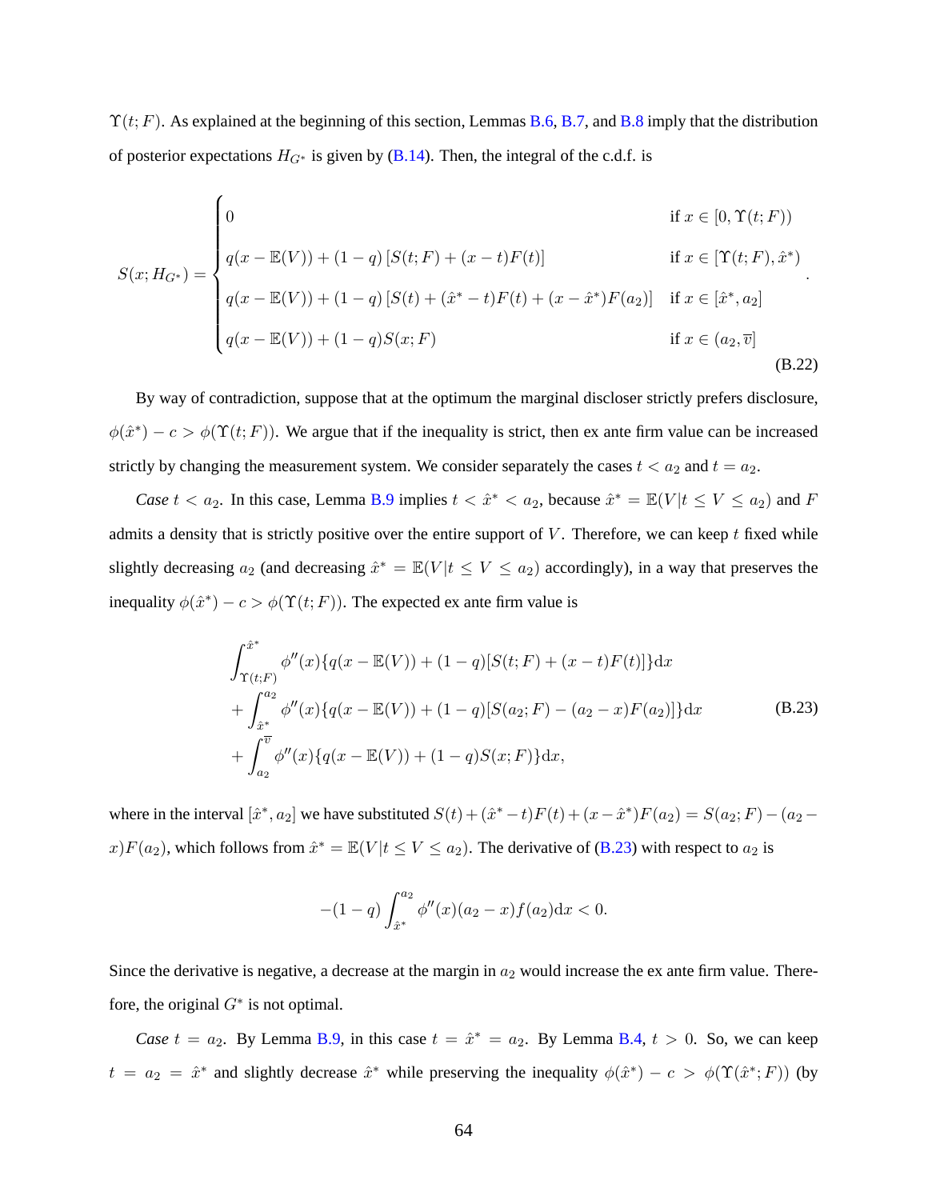$\Upsilon(t; F)$. As explained at the beginning of this section, Lemmas B.6, B.7, and B.8 imply that the distribution of posterior expectations $H_{G^*}$ is given by (B.14). Then, the integral of the c.d.f. is

$$
S(x; H_{G^*}) = \begin{cases} 0 & \text{if } x \in [0, \Upsilon(t; F)) \\ q(x - \mathbb{E}(V)) + (1-q)\left[S(t; F) + (x - t)F(t)\right] & \text{if } x \in [\Upsilon(t; F), \hat{x}^*) \\ q(x - \mathbb{E}(V)) + (1-q)\left[S(t) + (\hat{x}^* - t)F(t) + (x - \hat{x}^*)F(a_2)\right] & \text{if } x \in [\hat{x}^*, a_2] \\ q(x - \mathbb{E}(V)) + (1-q)S(x; F) & \text{if } x \in (a_2, \overline{v}] \end{cases}. \tag{B.22}
$$

By way of contradiction, suppose that at the optimum the marginal discloser strictly prefers disclosure, $\phi(\hat{x}^*) - c > \phi(\Upsilon(t; F))$. We argue that if the inequality is strict, then ex ante firm value can be increased strictly by changing the measurement system. We consider separately the cases $t < a_2$ and $t = a_2$.

*Case* $t < a_2$. In this case, Lemma B.9 implies $t < \hat{x}^* < a_2$, because $\hat{x}^* = \mathbb{E}(V | t \leq V \leq a_2)$ and $F$ admits a density that is strictly positive over the entire support of $V$. Therefore, we can keep $t$ fixed while slightly decreasing $a_2$ (and decreasing $\hat{x}^* = \mathbb{E}(V | t \leq V \leq a_2)$ accordingly), in a way that preserves the inequality $\phi(\hat{x}^*) - c > \phi(\Upsilon(t; F))$. The expected ex ante firm value is

$$
\begin{aligned}
&\int_{\Upsilon(t;F)}^{\hat{x}^*} \phi''(x)\{q(x - \mathbb{E}(V)) + (1-q)[S(t; F) + (x - t)F(t)]\}\mathrm{d}x \\
&+ \int_{\hat{x}^*}^{a_2} \phi''(x)\{q(x - \mathbb{E}(V)) + (1-q)[S(a_2; F) - (a_2 - x)F(a_2)]\}\mathrm{d}x \\
&+ \int_{a_2}^{\overline{v}} \phi''(x)\{q(x - \mathbb{E}(V)) + (1-q)S(x; F)\}\mathrm{d}x,
\end{aligned} \tag{B.23}
$$

where in the interval $[\hat{x}^*, a_2]$ we have substituted $S(t) + (\hat{x}^* - t)F(t) + (x - \hat{x}^*)F(a_2) = S(a_2; F) - (a_2 - x)F(a_2)$, which follows from $\hat{x}^* = \mathbb{E}(V | t \leq V \leq a_2)$. The derivative of (B.23) with respect to $a_2$ is

$$
-(1-q)\int_{\hat{x}^*}^{a_2} \phi''(x)(a_2 - x)f(a_2)\mathrm{d}x < 0.
$$

Since the derivative is negative, a decrease at the margin in $a_2$ would increase the ex ante firm value. Therefore, the original $G^*$ is not optimal.

*Case* $t = a_2$. By Lemma B.9, in this case $t = \hat{x}^* = a_2$. By Lemma B.4, $t > 0$. So, we can keep $t = a_2 = \hat{x}^*$ and slightly decrease $\hat{x}^*$ while preserving the inequality $\phi(\hat{x}^*) - c > \phi(\Upsilon(\hat{x}^*; F))$ (by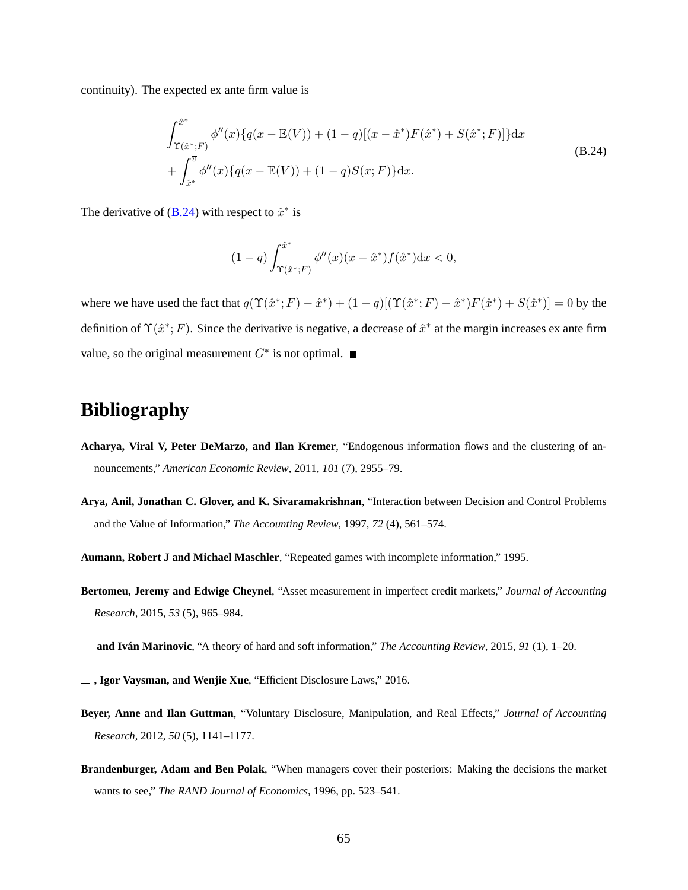continuity). The expected ex ante firm value is

$$
\begin{aligned}
&\int_{\Upsilon(\hat{x}^*;F)}^{\hat{x}^*} \phi''(x)\{q(x - \mathbb{E}(V)) + (1-q)[(x - \hat{x}^*)F(\hat{x}^*) + S(\hat{x}^*;F)]\}\mathrm{d}x \\
&+ \int_{\hat{x}^*}^{\overline{v}} \phi''(x)\{q(x - \mathbb{E}(V)) + (1-q)S(x;F)\}\mathrm{d}x.
\end{aligned}
\tag{B.24}
$$

The derivative of (B.24) with respect to $\hat{x}^*$ is

$$
(1-q)\int_{\Upsilon(\hat{x}^*;F)}^{\hat{x}^*} \phi''(x)(x - \hat{x}^*)f(\hat{x}^*)\mathrm{d}x < 0,
$$

where we have used the fact that $q(\Upsilon(\hat{x}^*;F) - \hat{x}^*) + (1-q)[(\Upsilon(\hat{x}^*;F) - \hat{x}^*)F(\hat{x}^*) + S(\hat{x}^*)] = 0$ by the definition of $\Upsilon(\hat{x}^*;F)$. Since the derivative is negative, a decrease of $\hat{x}^*$ at the margin increases ex ante firm value, so the original measurement $G^*$ is not optimal. ■

# Bibliography

**Acharya, Viral V, Peter DeMarzo, and Ilan Kremer**, "Endogenous information flows and the clustering of announcements," *American Economic Review*, 2011, *101* (7), 2955–79.

**Arya, Anil, Jonathan C. Glover, and K. Sivaramakrishnan**, "Interaction between Decision and Control Problems and the Value of Information," *The Accounting Review*, 1997, *72* (4), 561–574.

**Aumann, Robert J and Michael Maschler**, "Repeated games with incomplete information," 1995.

**Bertomeu, Jeremy and Edwige Cheynel**, "Asset measurement in imperfect credit markets," *Journal of Accounting Research*, 2015, *53* (5), 965–984.

\_\_ **and Iván Marinovic**, "A theory of hard and soft information," *The Accounting Review*, 2015, *91* (1), 1–20.

\_\_ **, Igor Vaysman, and Wenjie Xue**, "Efficient Disclosure Laws," 2016.

**Beyer, Anne and Ilan Guttman**, "Voluntary Disclosure, Manipulation, and Real Effects," *Journal of Accounting Research*, 2012, *50* (5), 1141–1177.

**Brandenburger, Adam and Ben Polak**, "When managers cover their posteriors: Making the decisions the market wants to see," *The RAND Journal of Economics*, 1996, pp. 523–541.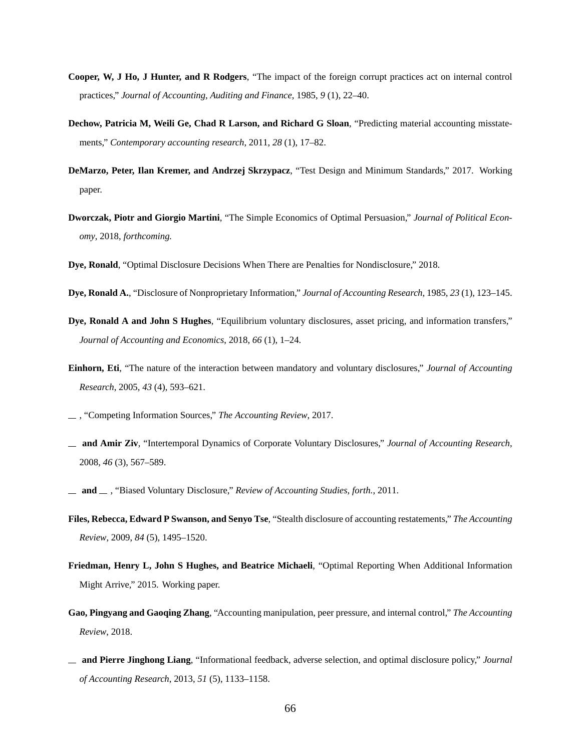**Cooper, W, J Ho, J Hunter, and R Rodgers**, "The impact of the foreign corrupt practices act on internal control practices," *Journal of Accounting, Auditing and Finance*, 1985, *9* (1), 22–40.

**Dechow, Patricia M, Weili Ge, Chad R Larson, and Richard G Sloan**, "Predicting material accounting misstatements," *Contemporary accounting research*, 2011, *28* (1), 17–82.

**DeMarzo, Peter, Ilan Kremer, and Andrzej Skrzypacz**, "Test Design and Minimum Standards," 2017. Working paper.

**Dworczak, Piotr and Giorgio Martini**, "The Simple Economics of Optimal Persuasion," *Journal of Political Economy*, 2018, *forthcoming.*

**Dye, Ronald**, "Optimal Disclosure Decisions When There are Penalties for Nondisclosure," 2018.

**Dye, Ronald A.**, "Disclosure of Nonproprietary Information," *Journal of Accounting Research*, 1985, *23* (1), 123–145.

**Dye, Ronald A and John S Hughes**, "Equilibrium voluntary disclosures, asset pricing, and information transfers," *Journal of Accounting and Economics*, 2018, *66* (1), 1–24.

**Einhorn, Eti**, "The nature of the interaction between mandatory and voluntary disclosures," *Journal of Accounting Research*, 2005, *43* (4), 593–621.

\_\_ , "Competing Information Sources," *The Accounting Review*, 2017.

\_\_ **and Amir Ziv**, "Intertemporal Dynamics of Corporate Voluntary Disclosures," *Journal of Accounting Research*, 2008, *46* (3), 567–589.

\_\_ **and** \_\_ , "Biased Voluntary Disclosure," *Review of Accounting Studies, forth.*, 2011.

**Files, Rebecca, Edward P Swanson, and Senyo Tse**, "Stealth disclosure of accounting restatements," *The Accounting Review*, 2009, *84* (5), 1495–1520.

**Friedman, Henry L, John S Hughes, and Beatrice Michaeli**, "Optimal Reporting When Additional Information Might Arrive," 2015. Working paper.

**Gao, Pingyang and Gaoqing Zhang**, "Accounting manipulation, peer pressure, and internal control," *The Accounting Review*, 2018.

\_\_ **and Pierre Jinghong Liang**, "Informational feedback, adverse selection, and optimal disclosure policy," *Journal of Accounting Research*, 2013, *51* (5), 1133–1158.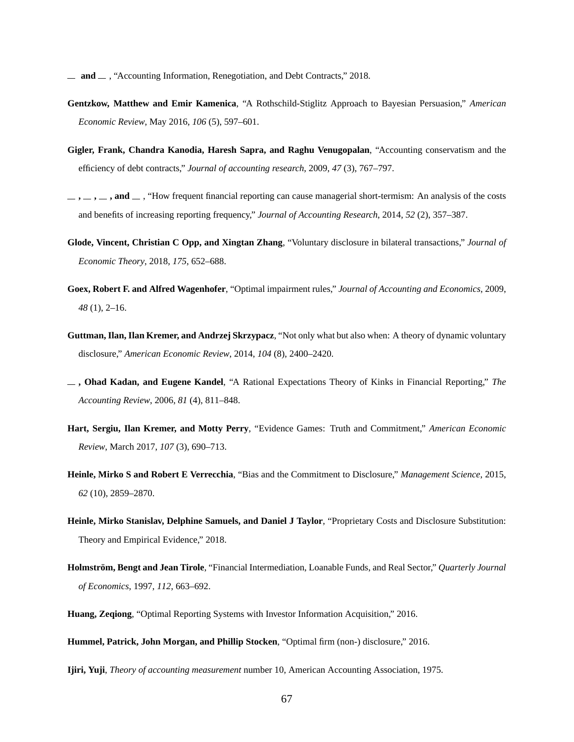— **and** — , "Accounting Information, Renegotiation, and Debt Contracts," 2018.

**Gentzkow, Matthew and Emir Kamenica**, "A Rothschild-Stiglitz Approach to Bayesian Persuasion," *American Economic Review*, May 2016, *106* (5), 597–601.

**Gigler, Frank, Chandra Kanodia, Haresh Sapra, and Raghu Venugopalan**, "Accounting conservatism and the efficiency of debt contracts," *Journal of accounting research*, 2009, *47* (3), 767–797.

— **,** — **,** — **, and** — , "How frequent financial reporting can cause managerial short-termism: An analysis of the costs and benefits of increasing reporting frequency," *Journal of Accounting Research*, 2014, *52* (2), 357–387.

**Glode, Vincent, Christian C Opp, and Xingtan Zhang**, "Voluntary disclosure in bilateral transactions," *Journal of Economic Theory*, 2018, *175*, 652–688.

**Goex, Robert F. and Alfred Wagenhofer**, "Optimal impairment rules," *Journal of Accounting and Economics*, 2009, *48* (1), 2–16.

**Guttman, Ilan, Ilan Kremer, and Andrzej Skrzypacz**, "Not only what but also when: A theory of dynamic voluntary disclosure," *American Economic Review*, 2014, *104* (8), 2400–2420.

— **, Ohad Kadan, and Eugene Kandel**, "A Rational Expectations Theory of Kinks in Financial Reporting," *The Accounting Review*, 2006, *81* (4), 811–848.

**Hart, Sergiu, Ilan Kremer, and Motty Perry**, "Evidence Games: Truth and Commitment," *American Economic Review*, March 2017, *107* (3), 690–713.

**Heinle, Mirko S and Robert E Verrecchia**, "Bias and the Commitment to Disclosure," *Management Science*, 2015, *62* (10), 2859–2870.

**Heinle, Mirko Stanislav, Delphine Samuels, and Daniel J Taylor**, "Proprietary Costs and Disclosure Substitution: Theory and Empirical Evidence," 2018.

**Holmström, Bengt and Jean Tirole**, "Financial Intermediation, Loanable Funds, and Real Sector," *Quarterly Journal of Economics*, 1997, *112*, 663–692.

**Huang, Zeqiong**, "Optimal Reporting Systems with Investor Information Acquisition," 2016.

**Hummel, Patrick, John Morgan, and Phillip Stocken**, "Optimal firm (non-) disclosure," 2016.

**Ijiri, Yuji**, *Theory of accounting measurement* number 10, American Accounting Association, 1975.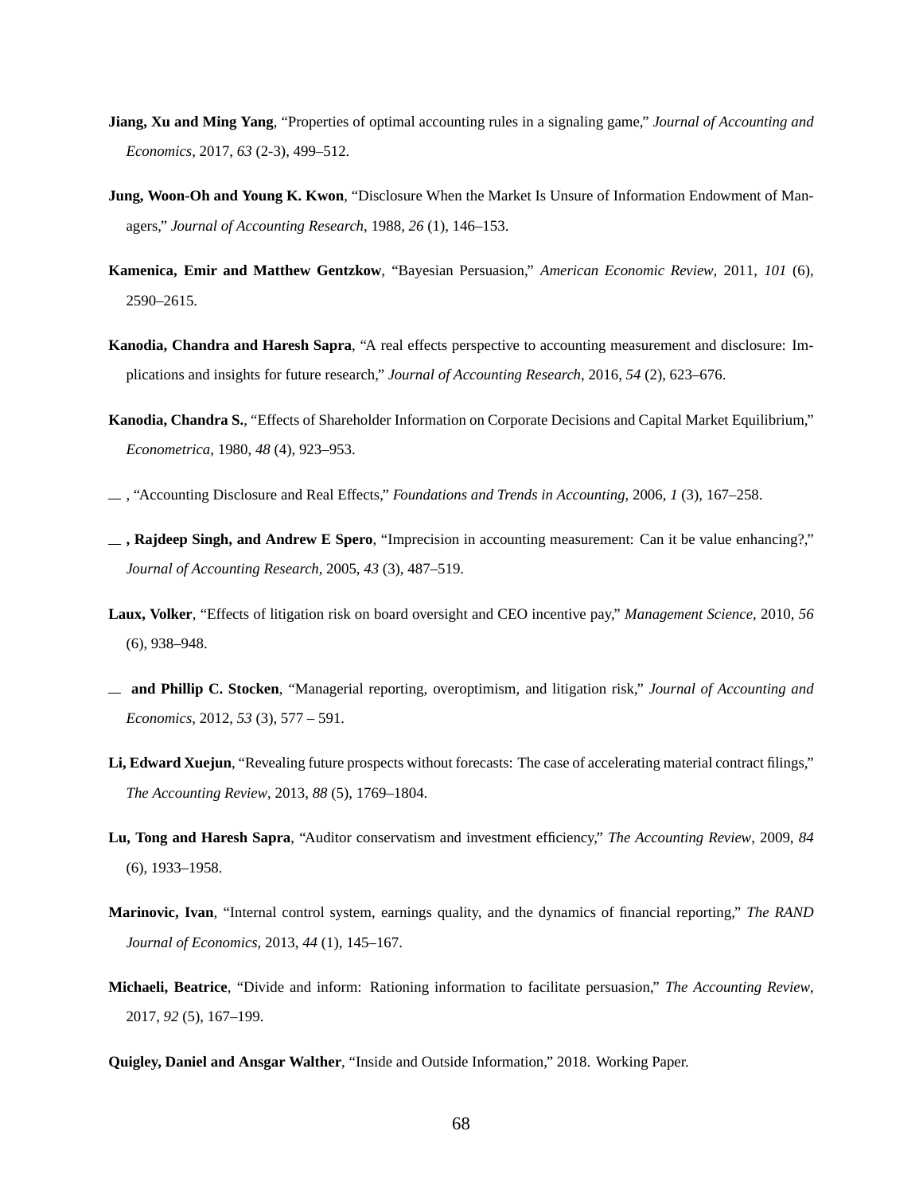**Jiang, Xu and Ming Yang**, "Properties of optimal accounting rules in a signaling game," *Journal of Accounting and Economics*, 2017, *63* (2-3), 499–512.

**Jung, Woon-Oh and Young K. Kwon**, "Disclosure When the Market Is Unsure of Information Endowment of Managers," *Journal of Accounting Research*, 1988, *26* (1), 146–153.

**Kamenica, Emir and Matthew Gentzkow**, "Bayesian Persuasion," *American Economic Review*, 2011, *101* (6), 2590–2615.

**Kanodia, Chandra and Haresh Sapra**, "A real effects perspective to accounting measurement and disclosure: Implications and insights for future research," *Journal of Accounting Research*, 2016, *54* (2), 623–676.

**Kanodia, Chandra S.**, "Effects of Shareholder Information on Corporate Decisions and Capital Market Equilibrium," *Econometrica*, 1980, *48* (4), 923–953.

\_ , "Accounting Disclosure and Real Effects," *Foundations and Trends in Accounting*, 2006, *1* (3), 167–258.

\_ **, Rajdeep Singh, and Andrew E Spero**, "Imprecision in accounting measurement: Can it be value enhancing?," *Journal of Accounting Research*, 2005, *43* (3), 487–519.

**Laux, Volker**, "Effects of litigation risk on board oversight and CEO incentive pay," *Management Science*, 2010, *56* (6), 938–948.

\_ **and Phillip C. Stocken**, "Managerial reporting, overoptimism, and litigation risk," *Journal of Accounting and Economics*, 2012, *53* (3), 577 – 591.

**Li, Edward Xuejun**, "Revealing future prospects without forecasts: The case of accelerating material contract filings," *The Accounting Review*, 2013, *88* (5), 1769–1804.

**Lu, Tong and Haresh Sapra**, "Auditor conservatism and investment efficiency," *The Accounting Review*, 2009, *84* (6), 1933–1958.

**Marinovic, Ivan**, "Internal control system, earnings quality, and the dynamics of financial reporting," *The RAND Journal of Economics*, 2013, *44* (1), 145–167.

**Michaeli, Beatrice**, "Divide and inform: Rationing information to facilitate persuasion," *The Accounting Review*, 2017, *92* (5), 167–199.

**Quigley, Daniel and Ansgar Walther**, "Inside and Outside Information," 2018. Working Paper.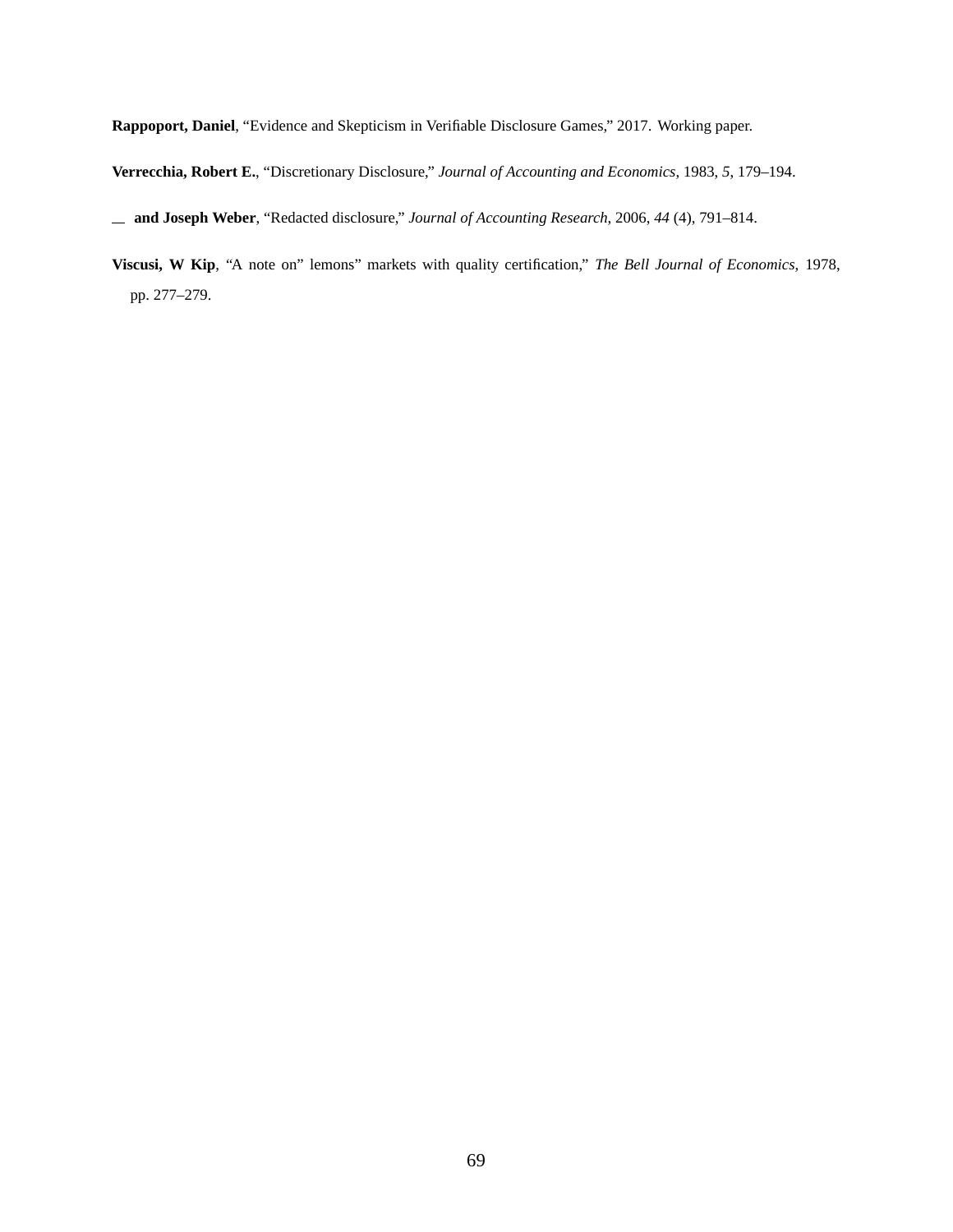**Rappoport, Daniel**, "Evidence and Skepticism in Verifiable Disclosure Games," 2017. Working paper.

**Verrecchia, Robert E.**, "Discretionary Disclosure," *Journal of Accounting and Economics*, 1983, *5*, 179–194.

__ **and Joseph Weber**, "Redacted disclosure," *Journal of Accounting Research*, 2006, *44* (4), 791–814.

**Viscusi, W Kip**, "A note on" lemons" markets with quality certification," *The Bell Journal of Economics*, 1978, pp. 277–279.